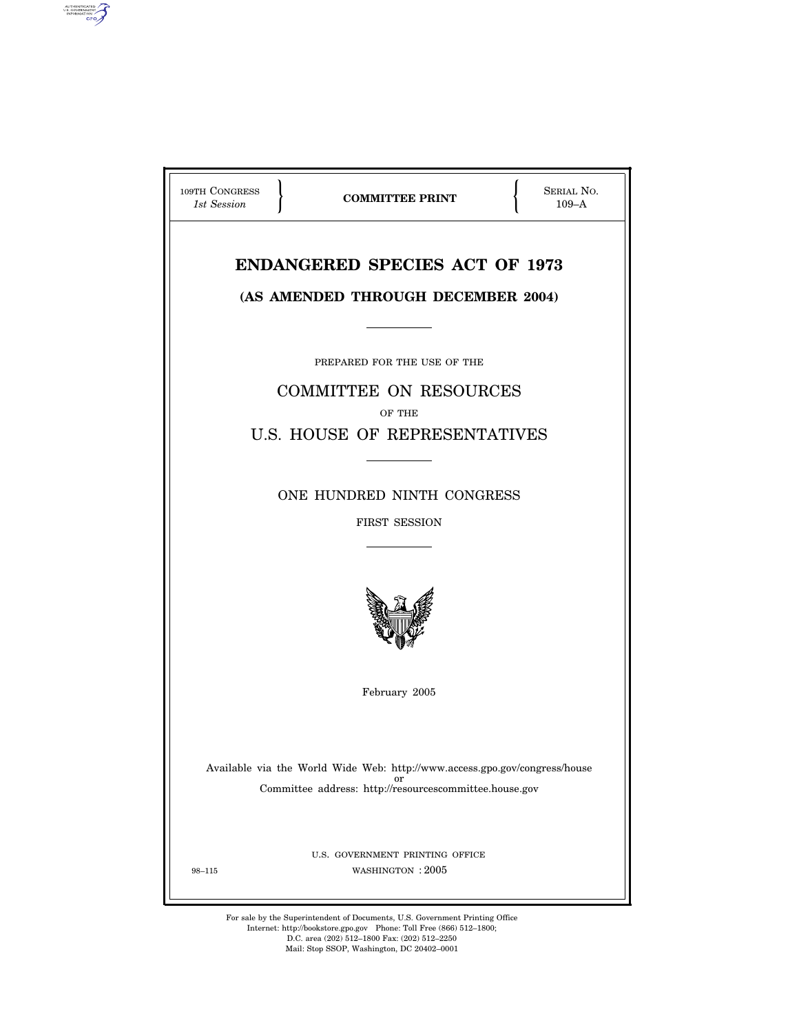109TH CONGRESS
*1st Session*

**COMMITTEE PRINT**

SERIAL NO.
109–A

# ENDANGERED SPECIES ACT OF 1973

## (AS AMENDED THROUGH DECEMBER 2004)

PREPARED FOR THE USE OF THE

COMMITTEE ON RESOURCES

OF THE

U.S. HOUSE OF REPRESENTATIVES

ONE HUNDRED NINTH CONGRESS

FIRST SESSION

February 2005

Available via the World Wide Web: http://www.access.gpo.gov/congress/house
or
Committee address: http://resourcescommittee.house.gov

U.S. GOVERNMENT PRINTING OFFICE

98–115 WASHINGTON : 2005

For sale by the Superintendent of Documents, U.S. Government Printing Office
Internet: http://bookstore.gpo.gov Phone: Toll Free (866) 512–1800;
D.C. area (202) 512–1800 Fax: (202) 512–2250
Mail: Stop SSOP, Washington, DC 20402–0001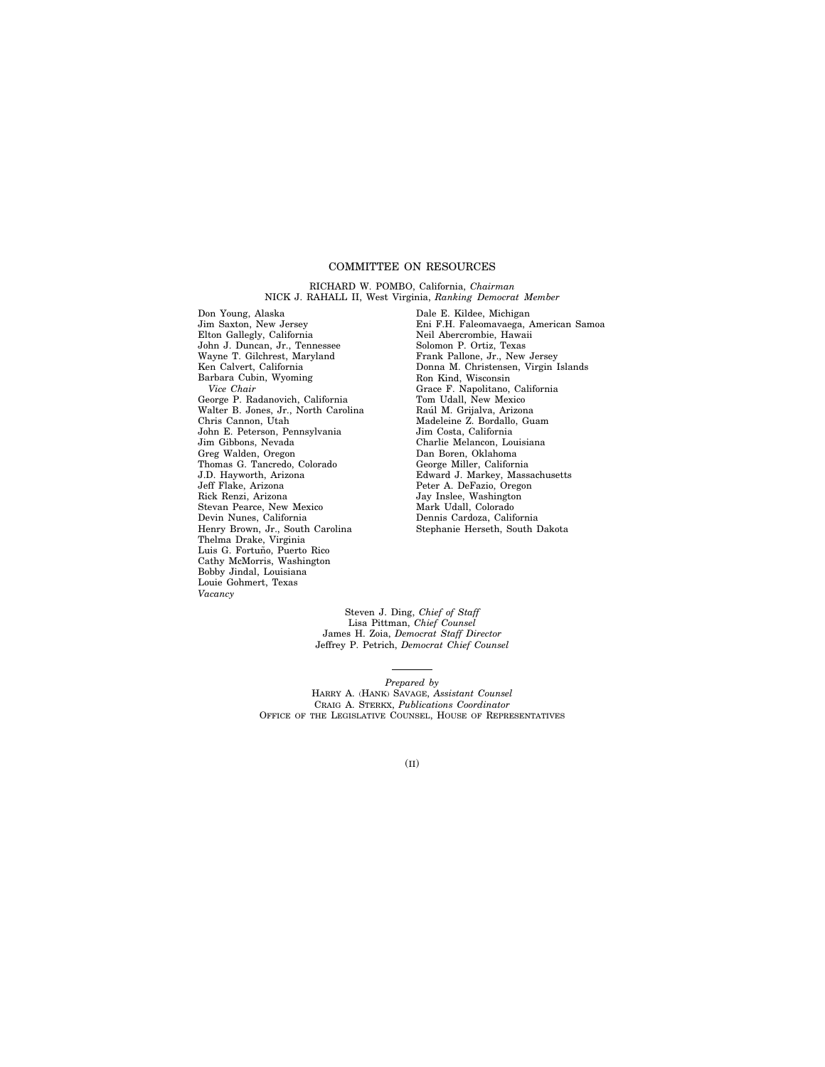# COMMITTEE ON RESOURCES

RICHARD W. POMBO, California, *Chairman*
NICK J. RAHALL II, West Virginia, *Ranking Democrat Member*

Don Young, Alaska
Jim Saxton, New Jersey
Elton Gallegly, California
John J. Duncan, Jr., Tennessee
Wayne T. Gilchrest, Maryland
Ken Calvert, California
Barbara Cubin, Wyoming
*Vice Chair*
George P. Radanovich, California
Walter B. Jones, Jr., North Carolina
Chris Cannon, Utah
John E. Peterson, Pennsylvania
Jim Gibbons, Nevada
Greg Walden, Oregon
Thomas G. Tancredo, Colorado
J.D. Hayworth, Arizona
Jeff Flake, Arizona
Rick Renzi, Arizona
Stevan Pearce, New Mexico
Devin Nunes, California
Henry Brown, Jr., South Carolina
Thelma Drake, Virginia
Luis G. Fortuño, Puerto Rico
Cathy McMorris, Washington
Bobby Jindal, Louisiana
Louie Gohmert, Texas
*Vacancy*

Dale E. Kildee, Michigan
Eni F.H. Faleomavaega, American Samoa
Neil Abercrombie, Hawaii
Solomon P. Ortiz, Texas
Frank Pallone, Jr., New Jersey
Donna M. Christensen, Virgin Islands
Ron Kind, Wisconsin
Grace F. Napolitano, California
Tom Udall, New Mexico
Raúl M. Grijalva, Arizona
Madeleine Z. Bordallo, Guam
Jim Costa, California
Charlie Melancon, Louisiana
Dan Boren, Oklahoma
George Miller, California
Edward J. Markey, Massachusetts
Peter A. DeFazio, Oregon
Jay Inslee, Washington
Mark Udall, Colorado
Dennis Cardoza, California
Stephanie Herseth, South Dakota

Steven J. Ding, *Chief of Staff*
Lisa Pittman, *Chief Counsel*
James H. Zoia, *Democrat Staff Director*
Jeffrey P. Petrich, *Democrat Chief Counsel*

---

*Prepared by*
HARRY A. (HANK) SAVAGE, *Assistant Counsel*
CRAIG A. STERKX, *Publications Coordinator*
OFFICE OF THE LEGISLATIVE COUNSEL, HOUSE OF REPRESENTATIVES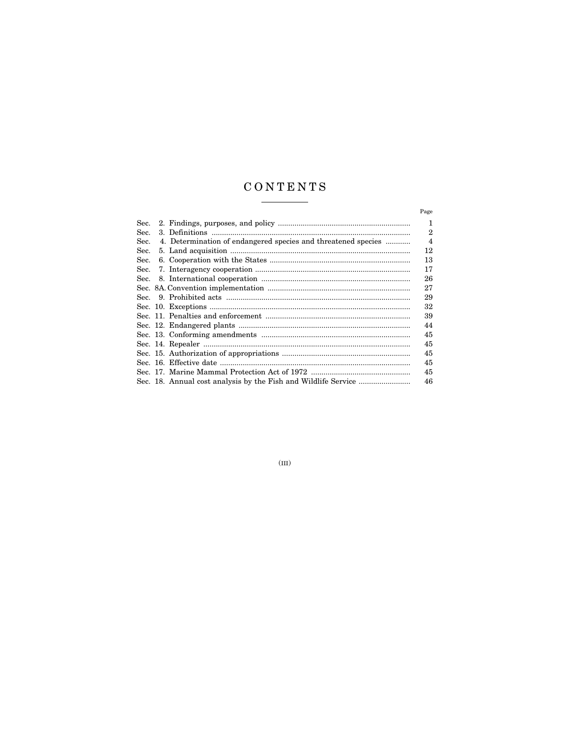# CONTENTS

| | Page |
|---|---|
| Sec. 2. Findings, purposes, and policy | 1 |
| Sec. 3. Definitions | 2 |
| Sec. 4. Determination of endangered species and threatened species | 4 |
| Sec. 5. Land acquisition | 12 |
| Sec. 6. Cooperation with the States | 13 |
| Sec. 7. Interagency cooperation | 17 |
| Sec. 8. International cooperation | 26 |
| Sec. 8A. Convention implementation | 27 |
| Sec. 9. Prohibited acts | 29 |
| Sec. 10. Exceptions | 32 |
| Sec. 11. Penalties and enforcement | 39 |
| Sec. 12. Endangered plants | 44 |
| Sec. 13. Conforming amendments | 45 |
| Sec. 14. Repealer | 45 |
| Sec. 15. Authorization of appropriations | 45 |
| Sec. 16. Effective date | 45 |
| Sec. 17. Marine Mammal Protection Act of 1972 | 45 |
| Sec. 18. Annual cost analysis by the Fish and Wildlife Service | 46 |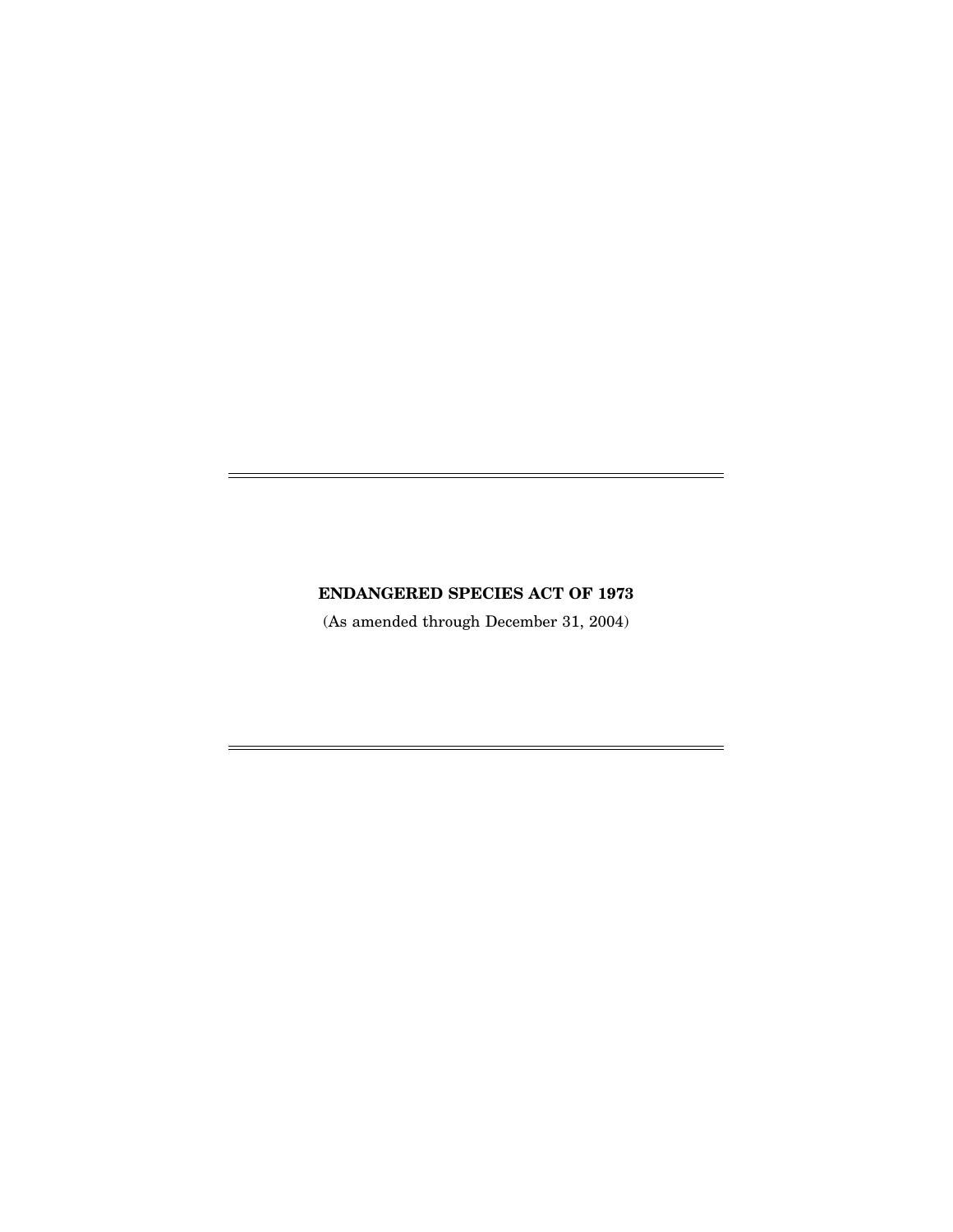# ENDANGERED SPECIES ACT OF 1973

(As amended through December 31, 2004)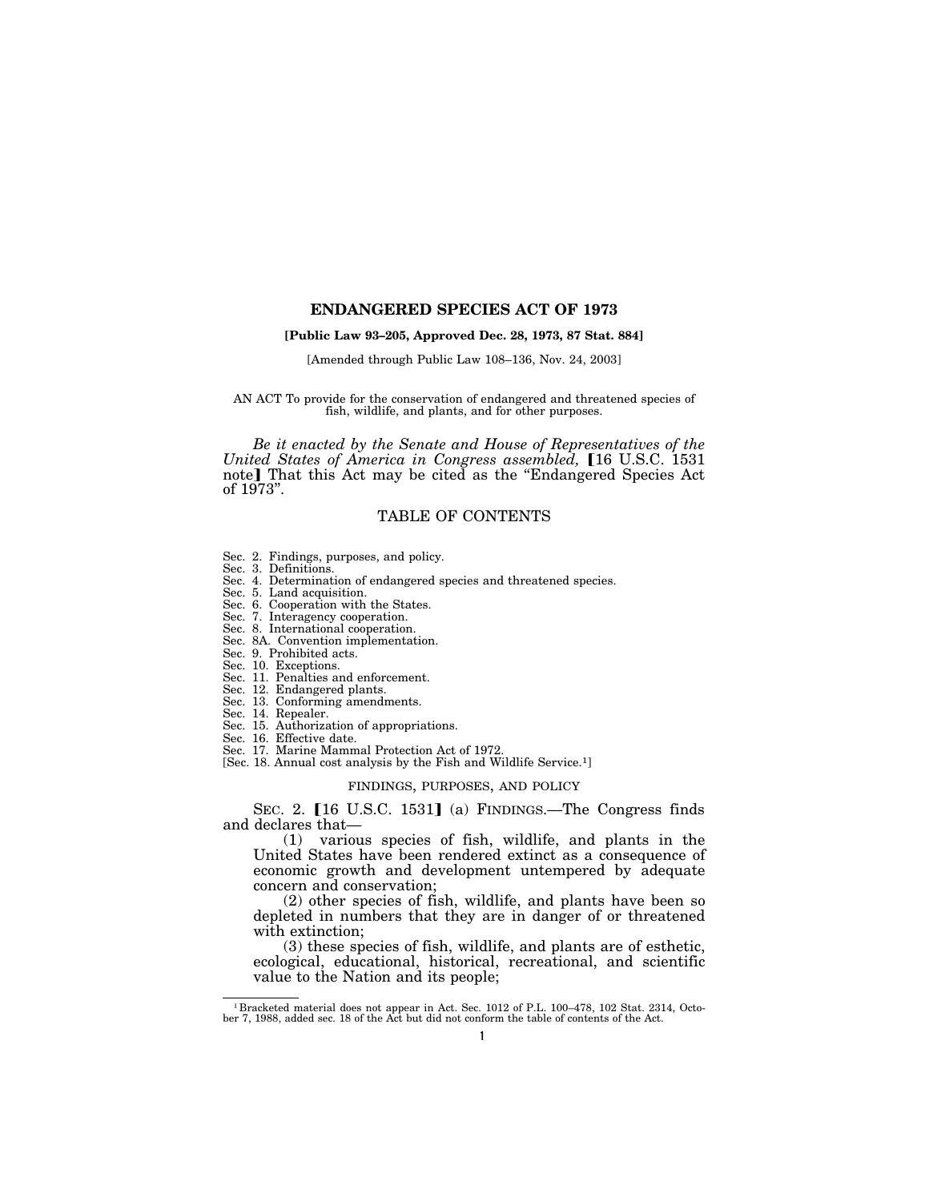# ENDANGERED SPECIES ACT OF 1973

**[Public Law 93–205, Approved Dec. 28, 1973, 87 Stat. 884]**

[Amended through Public Law 108–136, Nov. 24, 2003]

AN ACT To provide for the conservation of endangered and threatened species of fish, wildlife, and plants, and for other purposes.

*Be it enacted by the Senate and House of Representatives of the United States of America in Congress assembled,* 【16 U.S.C. 1531 note】 That this Act may be cited as the "Endangered Species Act of 1973".

## TABLE OF CONTENTS

Sec. 2. Findings, purposes, and policy.
Sec. 3. Definitions.
Sec. 4. Determination of endangered species and threatened species.
Sec. 5. Land acquisition.
Sec. 6. Cooperation with the States.
Sec. 7. Interagency cooperation.
Sec. 8. International cooperation.
Sec. 8A. Convention implementation.
Sec. 9. Prohibited acts.
Sec. 10. Exceptions.
Sec. 11. Penalties and enforcement.
Sec. 12. Endangered plants.
Sec. 13. Conforming amendments.
Sec. 14. Repealer.
Sec. 15. Authorization of appropriations.
Sec. 16. Effective date.
Sec. 17. Marine Mammal Protection Act of 1972.
[Sec. 18. Annual cost analysis by the Fish and Wildlife Service.[1]]

### FINDINGS, PURPOSES, AND POLICY

SEC. 2. 【16 U.S.C. 1531】 (a) FINDINGS.—The Congress finds and declares that—

(1) various species of fish, wildlife, and plants in the United States have been rendered extinct as a consequence of economic growth and development untempered by adequate concern and conservation;

(2) other species of fish, wildlife, and plants have been so depleted in numbers that they are in danger of or threatened with extinction;

(3) these species of fish, wildlife, and plants are of esthetic, ecological, educational, historical, recreational, and scientific value to the Nation and its people;

---

[1] Bracketed material does not appear in Act. Sec. 1012 of P.L. 100–478, 102 Stat. 2314, October 7, 1988, added sec. 18 of the Act but did not conform the table of contents of the Act.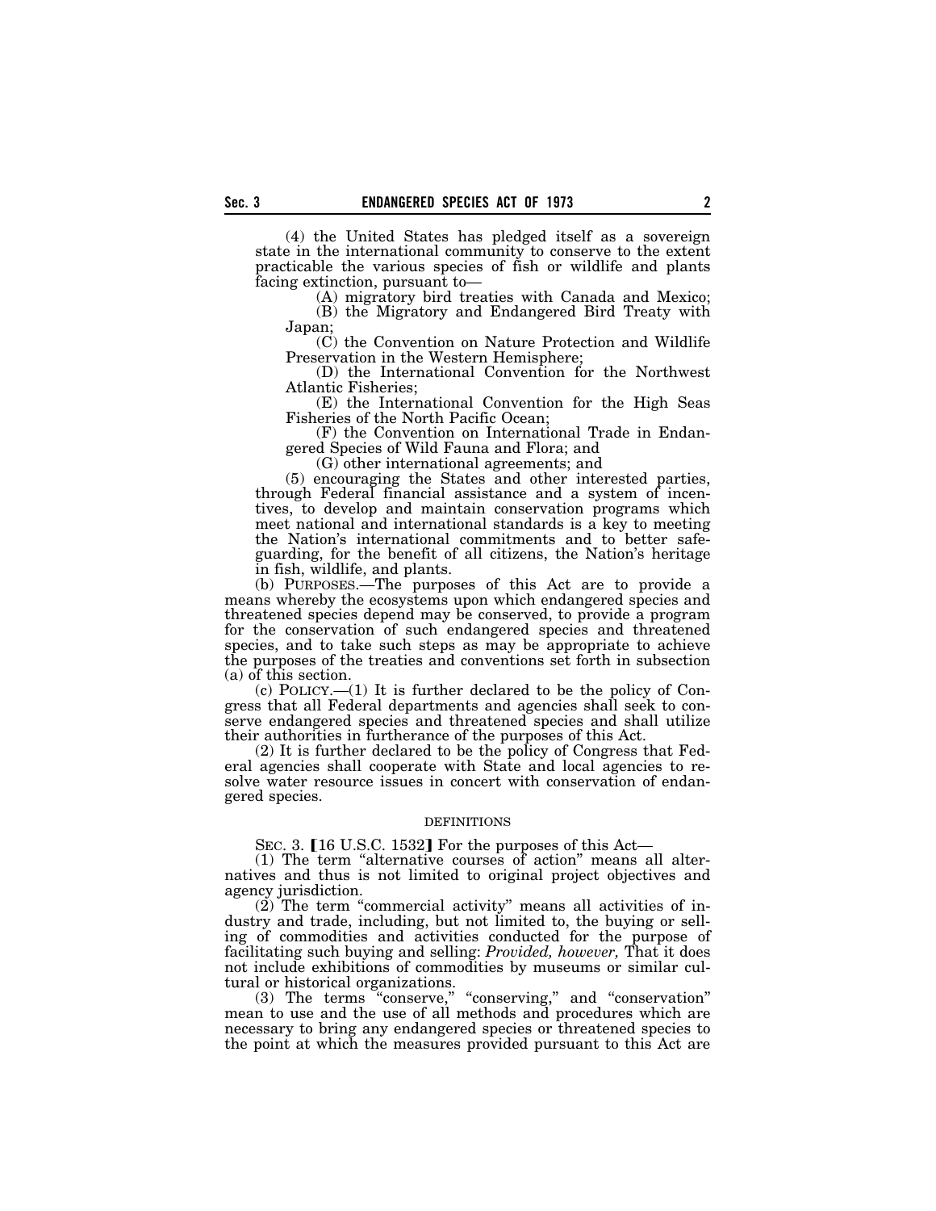(4) the United States has pledged itself as a sovereign state in the international community to conserve to the extent practicable the various species of fish or wildlife and plants facing extinction, pursuant to—

(A) migratory bird treaties with Canada and Mexico;

(B) the Migratory and Endangered Bird Treaty with Japan;

(C) the Convention on Nature Protection and Wildlife Preservation in the Western Hemisphere;

(D) the International Convention for the Northwest Atlantic Fisheries;

(E) the International Convention for the High Seas Fisheries of the North Pacific Ocean;

(F) the Convention on International Trade in Endangered Species of Wild Fauna and Flora; and

(G) other international agreements; and

(5) encouraging the States and other interested parties, through Federal financial assistance and a system of incentives, to develop and maintain conservation programs which meet national and international standards is a key to meeting the Nation's international commitments and to better safeguarding, for the benefit of all citizens, the Nation's heritage in fish, wildlife, and plants.

(b) PURPOSES.—The purposes of this Act are to provide a means whereby the ecosystems upon which endangered species and threatened species depend may be conserved, to provide a program for the conservation of such endangered species and threatened species, and to take such steps as may be appropriate to achieve the purposes of the treaties and conventions set forth in subsection (a) of this section.

(c) POLICY.—(1) It is further declared to be the policy of Congress that all Federal departments and agencies shall seek to conserve endangered species and threatened species and shall utilize their authorities in furtherance of the purposes of this Act.

(2) It is further declared to be the policy of Congress that Federal agencies shall cooperate with State and local agencies to resolve water resource issues in concert with conservation of endangered species.

DEFINITIONS

SEC. 3. [16 U.S.C. 1532] For the purposes of this Act—

(1) The term "alternative courses of action" means all alternatives and thus is not limited to original project objectives and agency jurisdiction.

(2) The term "commercial activity" means all activities of industry and trade, including, but not limited to, the buying or selling of commodities and activities conducted for the purpose of facilitating such buying and selling: *Provided, however,* That it does not include exhibitions of commodities by museums or similar cultural or historical organizations.

(3) The terms "conserve," "conserving," and "conservation" mean to use and the use of all methods and procedures which are necessary to bring any endangered species or threatened species to the point at which the measures provided pursuant to this Act are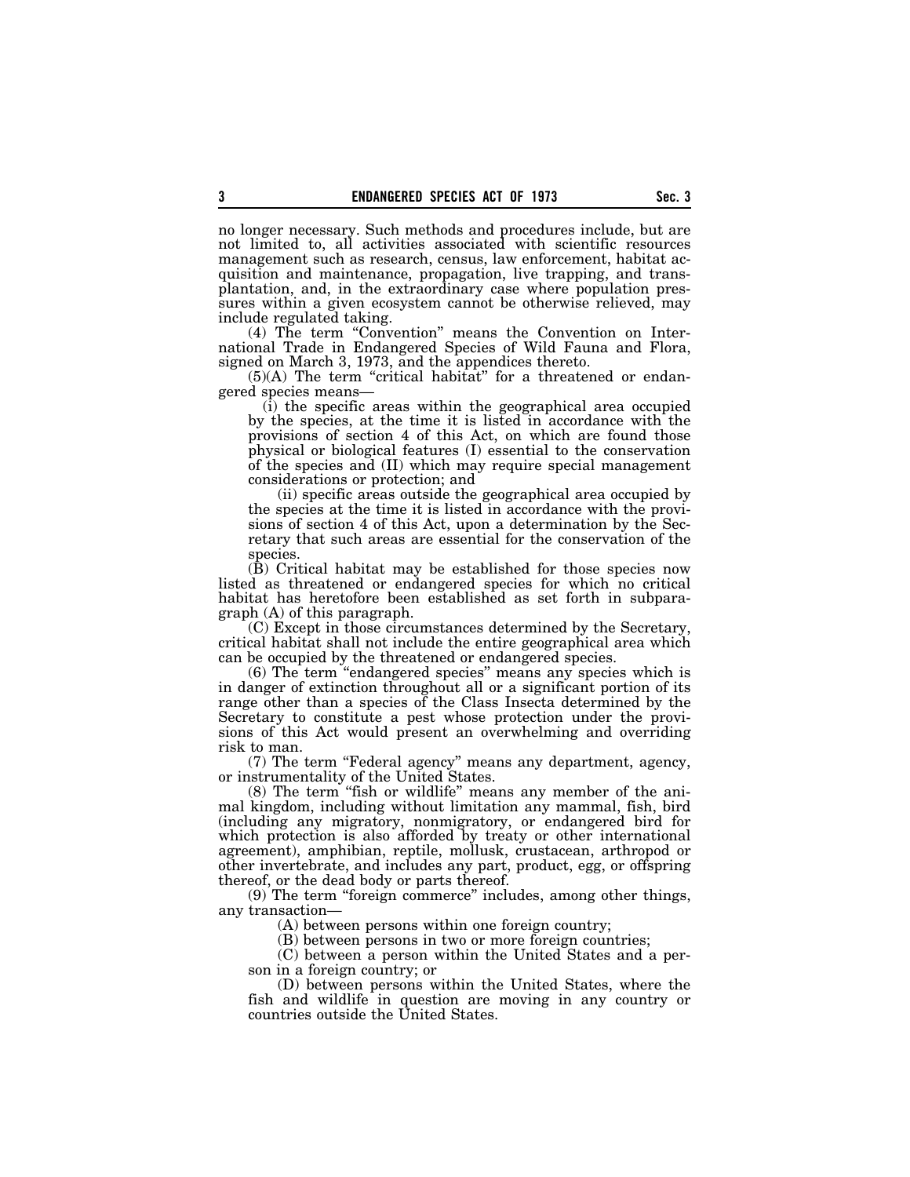no longer necessary. Such methods and procedures include, but are not limited to, all activities associated with scientific resources management such as research, census, law enforcement, habitat acquisition and maintenance, propagation, live trapping, and transplantation, and, in the extraordinary case where population pressures within a given ecosystem cannot be otherwise relieved, may include regulated taking.

(4) The term "Convention" means the Convention on International Trade in Endangered Species of Wild Fauna and Flora, signed on March 3, 1973, and the appendices thereto.

(5)(A) The term "critical habitat" for a threatened or endangered species means—

(i) the specific areas within the geographical area occupied by the species, at the time it is listed in accordance with the provisions of section 4 of this Act, on which are found those physical or biological features (I) essential to the conservation of the species and (II) which may require special management considerations or protection; and

(ii) specific areas outside the geographical area occupied by the species at the time it is listed in accordance with the provisions of section 4 of this Act, upon a determination by the Secretary that such areas are essential for the conservation of the species.

(B) Critical habitat may be established for those species now listed as threatened or endangered species for which no critical habitat has heretofore been established as set forth in subparagraph (A) of this paragraph.

(C) Except in those circumstances determined by the Secretary, critical habitat shall not include the entire geographical area which can be occupied by the threatened or endangered species.

(6) The term "endangered species" means any species which is in danger of extinction throughout all or a significant portion of its range other than a species of the Class Insecta determined by the Secretary to constitute a pest whose protection under the provisions of this Act would present an overwhelming and overriding risk to man.

(7) The term "Federal agency" means any department, agency, or instrumentality of the United States.

(8) The term "fish or wildlife" means any member of the animal kingdom, including without limitation any mammal, fish, bird (including any migratory, nonmigratory, or endangered bird for which protection is also afforded by treaty or other international agreement), amphibian, reptile, mollusk, crustacean, arthropod or other invertebrate, and includes any part, product, egg, or offspring thereof, or the dead body or parts thereof.

(9) The term "foreign commerce" includes, among other things, any transaction—

(A) between persons within one foreign country;

(B) between persons in two or more foreign countries;

(C) between a person within the United States and a person in a foreign country; or

(D) between persons within the United States, where the fish and wildlife in question are moving in any country or countries outside the United States.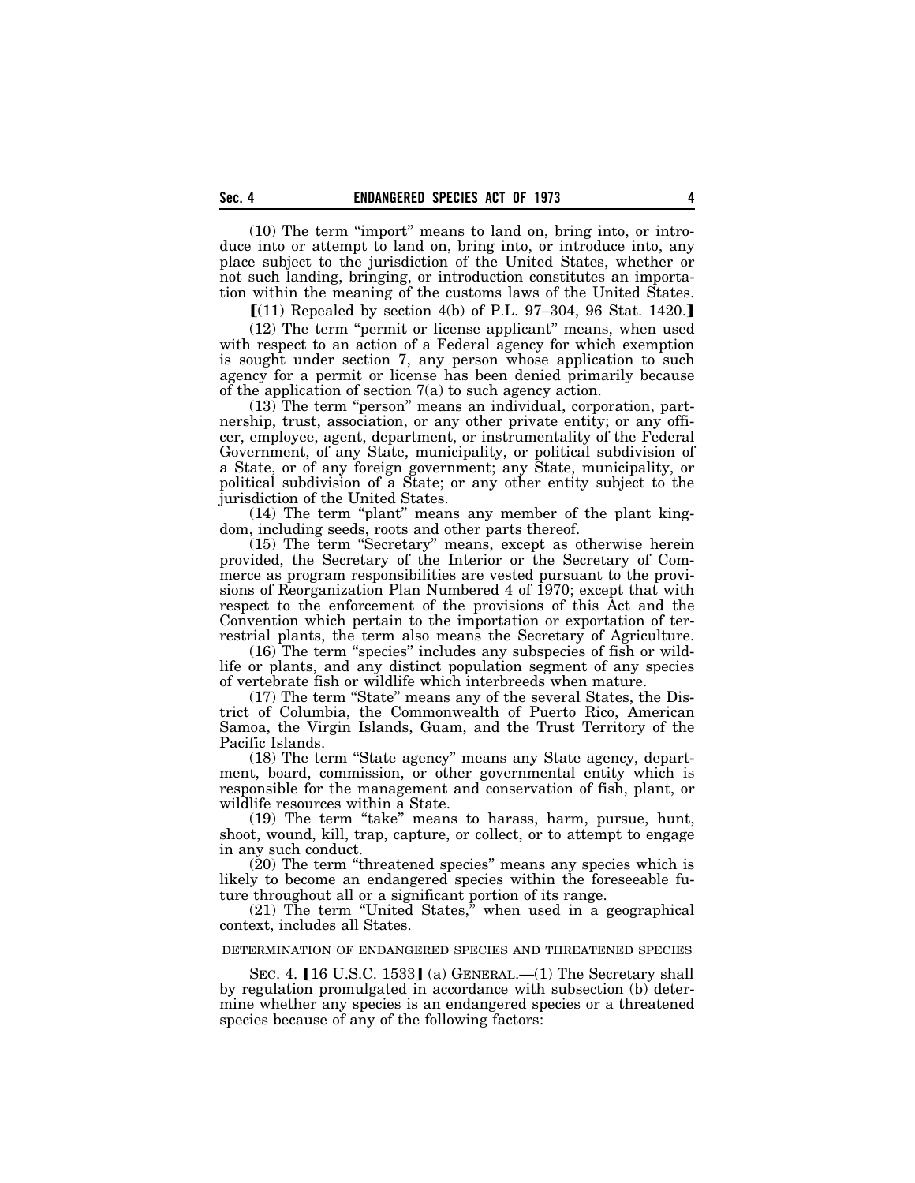(10) The term "import" means to land on, bring into, or introduce into or attempt to land on, bring into, or introduce into, any place subject to the jurisdiction of the United States, whether or not such landing, bringing, or introduction constitutes an importation within the meaning of the customs laws of the United States.

【(11) Repealed by section 4(b) of P.L. 97–304, 96 Stat. 1420.】

(12) The term "permit or license applicant" means, when used with respect to an action of a Federal agency for which exemption is sought under section 7, any person whose application to such agency for a permit or license has been denied primarily because of the application of section 7(a) to such agency action.

(13) The term "person" means an individual, corporation, partnership, trust, association, or any other private entity; or any officer, employee, agent, department, or instrumentality of the Federal Government, of any State, municipality, or political subdivision of a State, or of any foreign government; any State, municipality, or political subdivision of a State; or any other entity subject to the jurisdiction of the United States.

(14) The term "plant" means any member of the plant kingdom, including seeds, roots and other parts thereof.

(15) The term "Secretary" means, except as otherwise herein provided, the Secretary of the Interior or the Secretary of Commerce as program responsibilities are vested pursuant to the provisions of Reorganization Plan Numbered 4 of 1970; except that with respect to the enforcement of the provisions of this Act and the Convention which pertain to the importation or exportation of terrestrial plants, the term also means the Secretary of Agriculture.

(16) The term "species" includes any subspecies of fish or wildlife or plants, and any distinct population segment of any species of vertebrate fish or wildlife which interbreeds when mature.

(17) The term "State" means any of the several States, the District of Columbia, the Commonwealth of Puerto Rico, American Samoa, the Virgin Islands, Guam, and the Trust Territory of the Pacific Islands.

(18) The term "State agency" means any State agency, department, board, commission, or other governmental entity which is responsible for the management and conservation of fish, plant, or wildlife resources within a State.

(19) The term "take" means to harass, harm, pursue, hunt, shoot, wound, kill, trap, capture, or collect, or to attempt to engage in any such conduct.

(20) The term "threatened species" means any species which is likely to become an endangered species within the foreseeable future throughout all or a significant portion of its range.

(21) The term "United States," when used in a geographical context, includes all States.

DETERMINATION OF ENDANGERED SPECIES AND THREATENED SPECIES

SEC. 4. 【16 U.S.C. 1533】 (a) GENERAL.—(1) The Secretary shall by regulation promulgated in accordance with subsection (b) determine whether any species is an endangered species or a threatened species because of any of the following factors: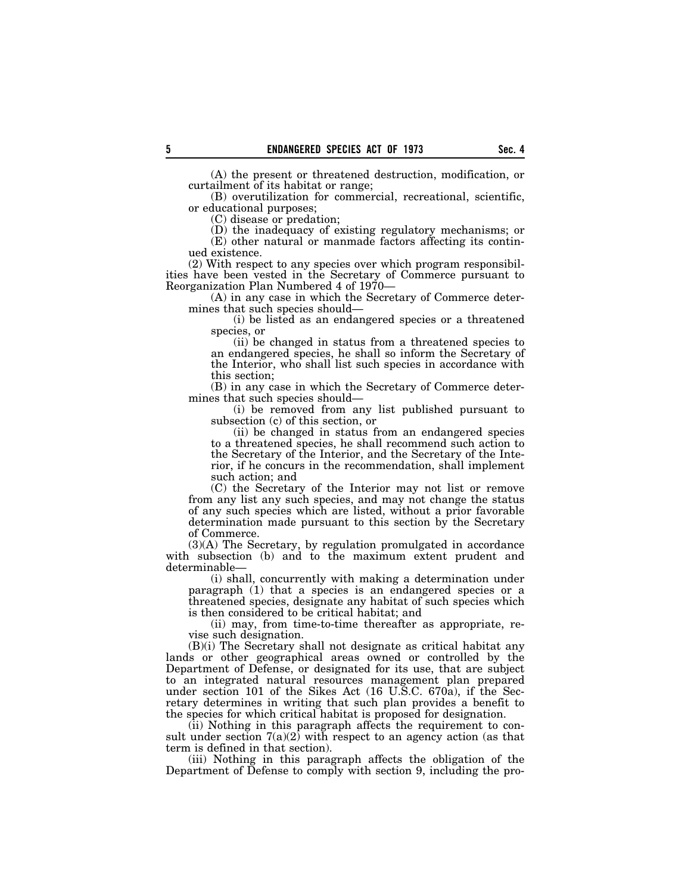(A) the present or threatened destruction, modification, or curtailment of its habitat or range;

(B) overutilization for commercial, recreational, scientific, or educational purposes;

(C) disease or predation;

(D) the inadequacy of existing regulatory mechanisms; or

(E) other natural or manmade factors affecting its continued existence.

(2) With respect to any species over which program responsibilities have been vested in the Secretary of Commerce pursuant to Reorganization Plan Numbered 4 of 1970—

(A) in any case in which the Secretary of Commerce determines that such species should—

(i) be listed as an endangered species or a threatened species, or

(ii) be changed in status from a threatened species to an endangered species, he shall so inform the Secretary of the Interior, who shall list such species in accordance with this section;

(B) in any case in which the Secretary of Commerce determines that such species should—

(i) be removed from any list published pursuant to subsection (c) of this section, or

(ii) be changed in status from an endangered species to a threatened species, he shall recommend such action to the Secretary of the Interior, and the Secretary of the Interior, if he concurs in the recommendation, shall implement such action; and

(C) the Secretary of the Interior may not list or remove from any list any such species, and may not change the status of any such species which are listed, without a prior favorable determination made pursuant to this section by the Secretary of Commerce.

(3)(A) The Secretary, by regulation promulgated in accordance with subsection (b) and to the maximum extent prudent and determinable—

(i) shall, concurrently with making a determination under paragraph (1) that a species is an endangered species or a threatened species, designate any habitat of such species which is then considered to be critical habitat; and

(ii) may, from time-to-time thereafter as appropriate, revise such designation.

(B)(i) The Secretary shall not designate as critical habitat any lands or other geographical areas owned or controlled by the Department of Defense, or designated for its use, that are subject to an integrated natural resources management plan prepared under section 101 of the Sikes Act (16 U.S.C. 670a), if the Secretary determines in writing that such plan provides a benefit to the species for which critical habitat is proposed for designation.

(ii) Nothing in this paragraph affects the requirement to consult under section 7(a)(2) with respect to an agency action (as that term is defined in that section).

(iii) Nothing in this paragraph affects the obligation of the Department of Defense to comply with section 9, including the pro-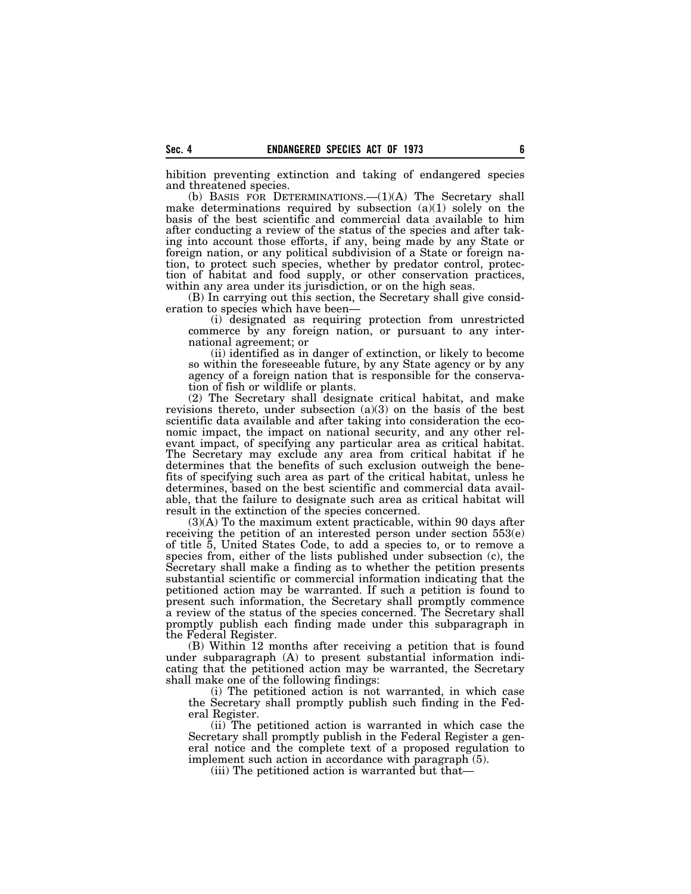hibition preventing extinction and taking of endangered species and threatened species.

(b) BASIS FOR DETERMINATIONS.—(1)(A) The Secretary shall make determinations required by subsection (a)(1) solely on the basis of the best scientific and commercial data available to him after conducting a review of the status of the species and after taking into account those efforts, if any, being made by any State or foreign nation, or any political subdivision of a State or foreign nation, to protect such species, whether by predator control, protection of habitat and food supply, or other conservation practices, within any area under its jurisdiction, or on the high seas.

(B) In carrying out this section, the Secretary shall give consideration to species which have been—

(i) designated as requiring protection from unrestricted commerce by any foreign nation, or pursuant to any international agreement; or

(ii) identified as in danger of extinction, or likely to become so within the foreseeable future, by any State agency or by any agency of a foreign nation that is responsible for the conservation of fish or wildlife or plants.

(2) The Secretary shall designate critical habitat, and make revisions thereto, under subsection (a)(3) on the basis of the best scientific data available and after taking into consideration the economic impact, the impact on national security, and any other relevant impact, of specifying any particular area as critical habitat. The Secretary may exclude any area from critical habitat if he determines that the benefits of such exclusion outweigh the benefits of specifying such area as part of the critical habitat, unless he determines, based on the best scientific and commercial data available, that the failure to designate such area as critical habitat will result in the extinction of the species concerned.

(3)(A) To the maximum extent practicable, within 90 days after receiving the petition of an interested person under section 553(e) of title 5, United States Code, to add a species to, or to remove a species from, either of the lists published under subsection (c), the Secretary shall make a finding as to whether the petition presents substantial scientific or commercial information indicating that the petitioned action may be warranted. If such a petition is found to present such information, the Secretary shall promptly commence a review of the status of the species concerned. The Secretary shall promptly publish each finding made under this subparagraph in the Federal Register.

(B) Within 12 months after receiving a petition that is found under subparagraph (A) to present substantial information indicating that the petitioned action may be warranted, the Secretary shall make one of the following findings:

(i) The petitioned action is not warranted, in which case the Secretary shall promptly publish such finding in the Federal Register.

(ii) The petitioned action is warranted in which case the Secretary shall promptly publish in the Federal Register a general notice and the complete text of a proposed regulation to implement such action in accordance with paragraph (5).

(iii) The petitioned action is warranted but that—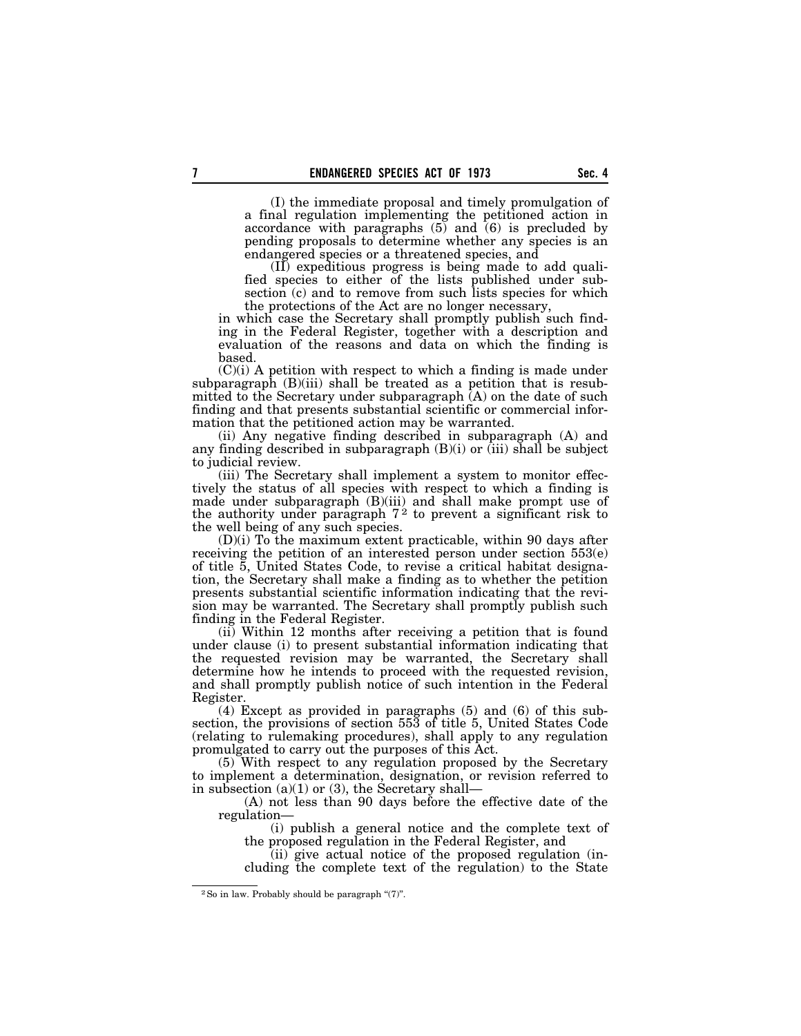(I) the immediate proposal and timely promulgation of a final regulation implementing the petitioned action in accordance with paragraphs (5) and (6) is precluded by pending proposals to determine whether any species is an endangered species or a threatened species, and

(II) expeditious progress is being made to add qualified species to either of the lists published under subsection (c) and to remove from such lists species for which the protections of the Act are no longer necessary,

in which case the Secretary shall promptly publish such finding in the Federal Register, together with a description and evaluation of the reasons and data on which the finding is based.

(C)(i) A petition with respect to which a finding is made under subparagraph (B)(iii) shall be treated as a petition that is resubmitted to the Secretary under subparagraph (A) on the date of such finding and that presents substantial scientific or commercial information that the petitioned action may be warranted.

(ii) Any negative finding described in subparagraph (A) and any finding described in subparagraph (B)(i) or (iii) shall be subject to judicial review.

(iii) The Secretary shall implement a system to monitor effectively the status of all species with respect to which a finding is made under subparagraph (B)(iii) and shall make prompt use of the authority under paragraph 7[2] to prevent a significant risk to the well being of any such species.

(D)(i) To the maximum extent practicable, within 90 days after receiving the petition of an interested person under section 553(e) of title 5, United States Code, to revise a critical habitat designation, the Secretary shall make a finding as to whether the petition presents substantial scientific information indicating that the revision may be warranted. The Secretary shall promptly publish such finding in the Federal Register.

(ii) Within 12 months after receiving a petition that is found under clause (i) to present substantial information indicating that the requested revision may be warranted, the Secretary shall determine how he intends to proceed with the requested revision, and shall promptly publish notice of such intention in the Federal Register.

(4) Except as provided in paragraphs (5) and (6) of this subsection, the provisions of section 553 of title 5, United States Code (relating to rulemaking procedures), shall apply to any regulation promulgated to carry out the purposes of this Act.

(5) With respect to any regulation proposed by the Secretary to implement a determination, designation, or revision referred to in subsection (a)(1) or (3), the Secretary shall—

(A) not less than 90 days before the effective date of the regulation—

(i) publish a general notice and the complete text of the proposed regulation in the Federal Register, and

(ii) give actual notice of the proposed regulation (including the complete text of the regulation) to the State

---

[2] So in law. Probably should be paragraph "(7)".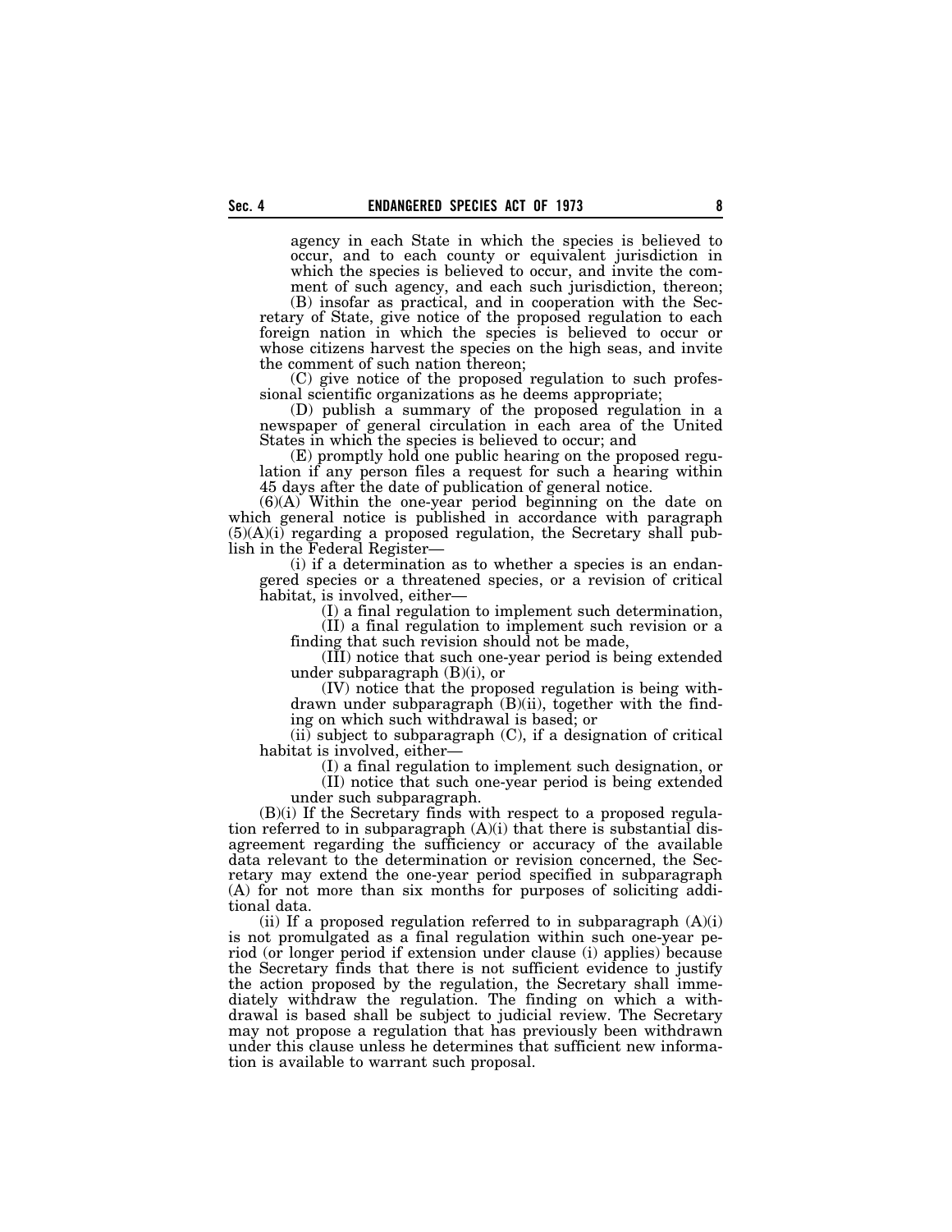agency in each State in which the species is believed to occur, and to each county or equivalent jurisdiction in which the species is believed to occur, and invite the comment of such agency, and each such jurisdiction, thereon;

(B) insofar as practical, and in cooperation with the Secretary of State, give notice of the proposed regulation to each foreign nation in which the species is believed to occur or whose citizens harvest the species on the high seas, and invite the comment of such nation thereon;

(C) give notice of the proposed regulation to such professional scientific organizations as he deems appropriate;

(D) publish a summary of the proposed regulation in a newspaper of general circulation in each area of the United States in which the species is believed to occur; and

(E) promptly hold one public hearing on the proposed regulation if any person files a request for such a hearing within 45 days after the date of publication of general notice.

(6)(A) Within the one-year period beginning on the date on which general notice is published in accordance with paragraph (5)(A)(i) regarding a proposed regulation, the Secretary shall publish in the Federal Register—

(i) if a determination as to whether a species is an endangered species or a threatened species, or a revision of critical habitat, is involved, either—

(I) a final regulation to implement such determination,

(II) a final regulation to implement such revision or a finding that such revision should not be made,

(III) notice that such one-year period is being extended under subparagraph (B)(i), or

(IV) notice that the proposed regulation is being withdrawn under subparagraph (B)(ii), together with the finding on which such withdrawal is based; or

(ii) subject to subparagraph (C), if a designation of critical habitat is involved, either—

(I) a final regulation to implement such designation, or

(II) notice that such one-year period is being extended under such subparagraph.

(B)(i) If the Secretary finds with respect to a proposed regulation referred to in subparagraph (A)(i) that there is substantial disagreement regarding the sufficiency or accuracy of the available data relevant to the determination or revision concerned, the Secretary may extend the one-year period specified in subparagraph (A) for not more than six months for purposes of soliciting additional data.

(ii) If a proposed regulation referred to in subparagraph (A)(i) is not promulgated as a final regulation within such one-year period (or longer period if extension under clause (i) applies) because the Secretary finds that there is not sufficient evidence to justify the action proposed by the regulation, the Secretary shall immediately withdraw the regulation. The finding on which a withdrawal is based shall be subject to judicial review. The Secretary may not propose a regulation that has previously been withdrawn under this clause unless he determines that sufficient new information is available to warrant such proposal.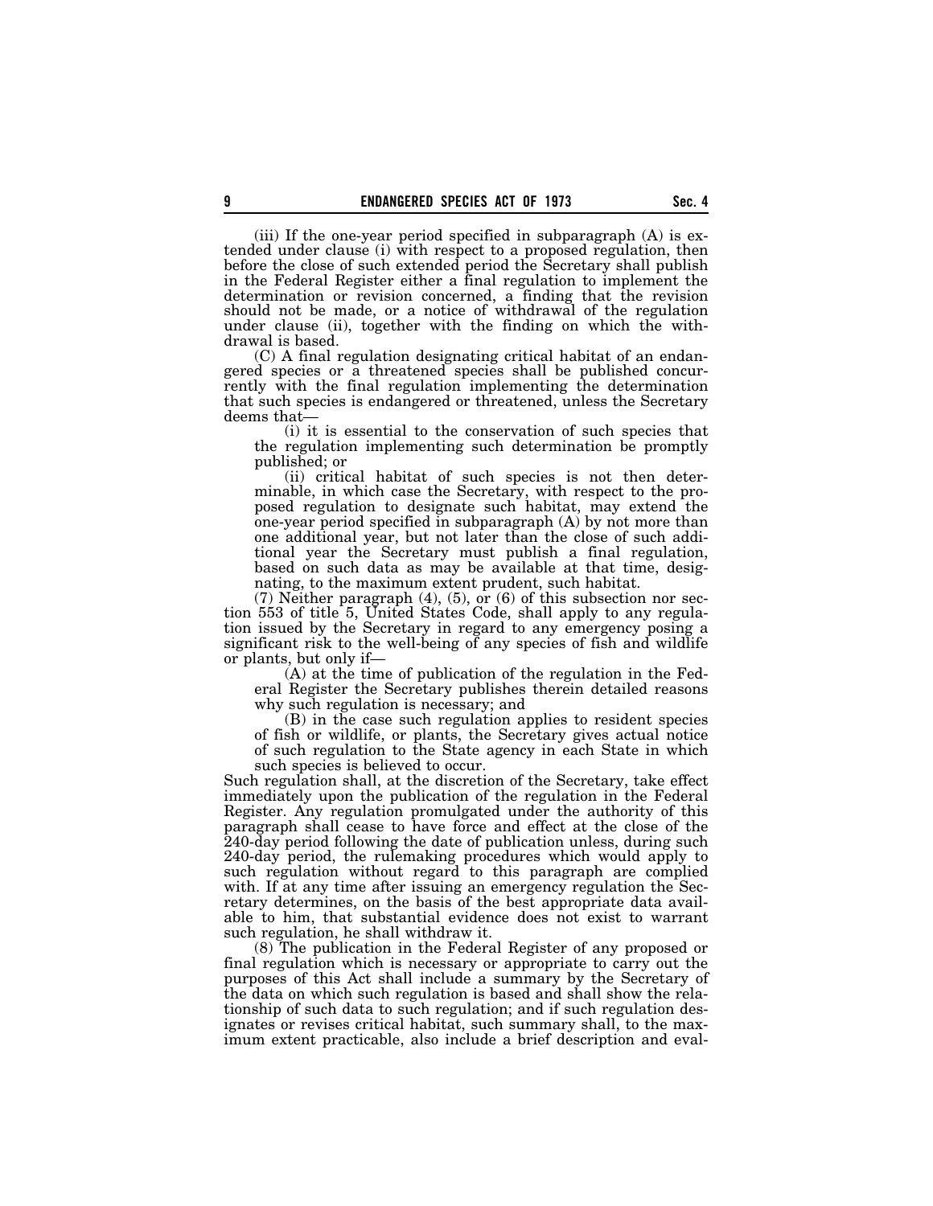(iii) If the one-year period specified in subparagraph (A) is extended under clause (i) with respect to a proposed regulation, then before the close of such extended period the Secretary shall publish in the Federal Register either a final regulation to implement the determination or revision concerned, a finding that the revision should not be made, or a notice of withdrawal of the regulation under clause (ii), together with the finding on which the withdrawal is based.

(C) A final regulation designating critical habitat of an endangered species or a threatened species shall be published concurrently with the final regulation implementing the determination that such species is endangered or threatened, unless the Secretary deems that—

(i) it is essential to the conservation of such species that the regulation implementing such determination be promptly published; or

(ii) critical habitat of such species is not then determinable, in which case the Secretary, with respect to the proposed regulation to designate such habitat, may extend the one-year period specified in subparagraph (A) by not more than one additional year, but not later than the close of such additional year the Secretary must publish a final regulation, based on such data as may be available at that time, designating, to the maximum extent prudent, such habitat.

(7) Neither paragraph (4), (5), or (6) of this subsection nor section 553 of title 5, United States Code, shall apply to any regulation issued by the Secretary in regard to any emergency posing a significant risk to the well-being of any species of fish and wildlife or plants, but only if—

(A) at the time of publication of the regulation in the Federal Register the Secretary publishes therein detailed reasons why such regulation is necessary; and

(B) in the case such regulation applies to resident species of fish or wildlife, or plants, the Secretary gives actual notice of such regulation to the State agency in each State in which such species is believed to occur.

Such regulation shall, at the discretion of the Secretary, take effect immediately upon the publication of the regulation in the Federal Register. Any regulation promulgated under the authority of this paragraph shall cease to have force and effect at the close of the 240-day period following the date of publication unless, during such 240-day period, the rulemaking procedures which would apply to such regulation without regard to this paragraph are complied with. If at any time after issuing an emergency regulation the Secretary determines, on the basis of the best appropriate data available to him, that substantial evidence does not exist to warrant such regulation, he shall withdraw it.

(8) The publication in the Federal Register of any proposed or final regulation which is necessary or appropriate to carry out the purposes of this Act shall include a summary by the Secretary of the data on which such regulation is based and shall show the relationship of such data to such regulation; and if such regulation designates or revises critical habitat, such summary shall, to the maximum extent practicable, also include a brief description and eval-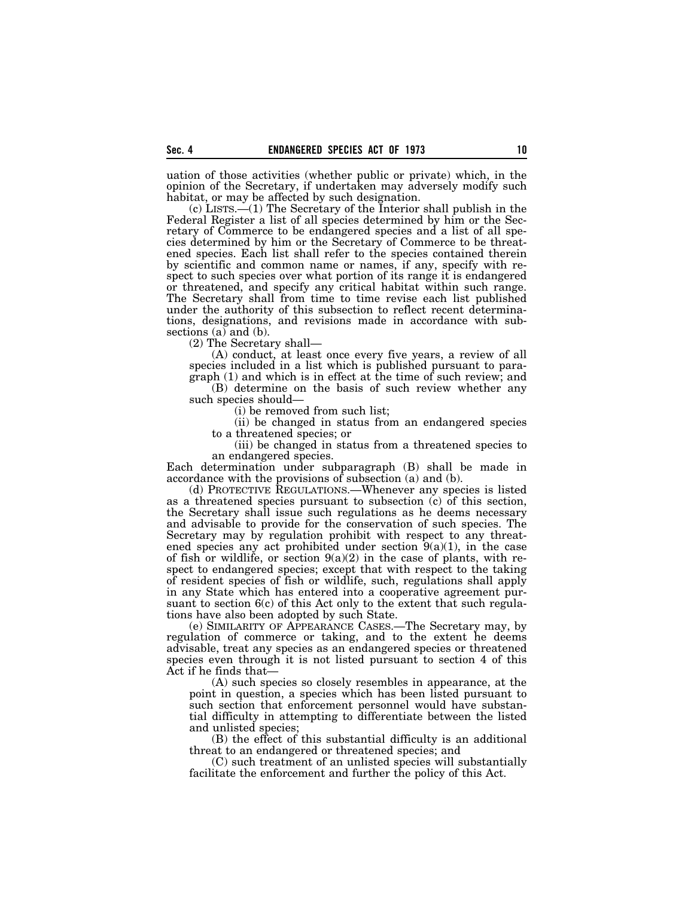uation of those activities (whether public or private) which, in the opinion of the Secretary, if undertaken may adversely modify such habitat, or may be affected by such designation.

(c) LISTS.—(1) The Secretary of the Interior shall publish in the Federal Register a list of all species determined by him or the Secretary of Commerce to be endangered species and a list of all species determined by him or the Secretary of Commerce to be threatened species. Each list shall refer to the species contained therein by scientific and common name or names, if any, specify with respect to such species over what portion of its range it is endangered or threatened, and specify any critical habitat within such range. The Secretary shall from time to time revise each list published under the authority of this subsection to reflect recent determinations, designations, and revisions made in accordance with subsections (a) and (b).

(2) The Secretary shall—

(A) conduct, at least once every five years, a review of all species included in a list which is published pursuant to paragraph (1) and which is in effect at the time of such review; and

(B) determine on the basis of such review whether any such species should—

(i) be removed from such list;

(ii) be changed in status from an endangered species to a threatened species; or

(iii) be changed in status from a threatened species to an endangered species.

Each determination under subparagraph (B) shall be made in accordance with the provisions of subsection (a) and (b).

(d) PROTECTIVE REGULATIONS.—Whenever any species is listed as a threatened species pursuant to subsection (c) of this section, the Secretary shall issue such regulations as he deems necessary and advisable to provide for the conservation of such species. The Secretary may by regulation prohibit with respect to any threatened species any act prohibited under section 9(a)(1), in the case of fish or wildlife, or section 9(a)(2) in the case of plants, with respect to endangered species; except that with respect to the taking of resident species of fish or wildlife, such, regulations shall apply in any State which has entered into a cooperative agreement pursuant to section 6(c) of this Act only to the extent that such regulations have also been adopted by such State.

(e) SIMILARITY OF APPEARANCE CASES.—The Secretary may, by regulation of commerce or taking, and to the extent he deems advisable, treat any species as an endangered species or threatened species even through it is not listed pursuant to section 4 of this Act if he finds that—

(A) such species so closely resembles in appearance, at the point in question, a species which has been listed pursuant to such section that enforcement personnel would have substantial difficulty in attempting to differentiate between the listed and unlisted species;

(B) the effect of this substantial difficulty is an additional threat to an endangered or threatened species; and

(C) such treatment of an unlisted species will substantially facilitate the enforcement and further the policy of this Act.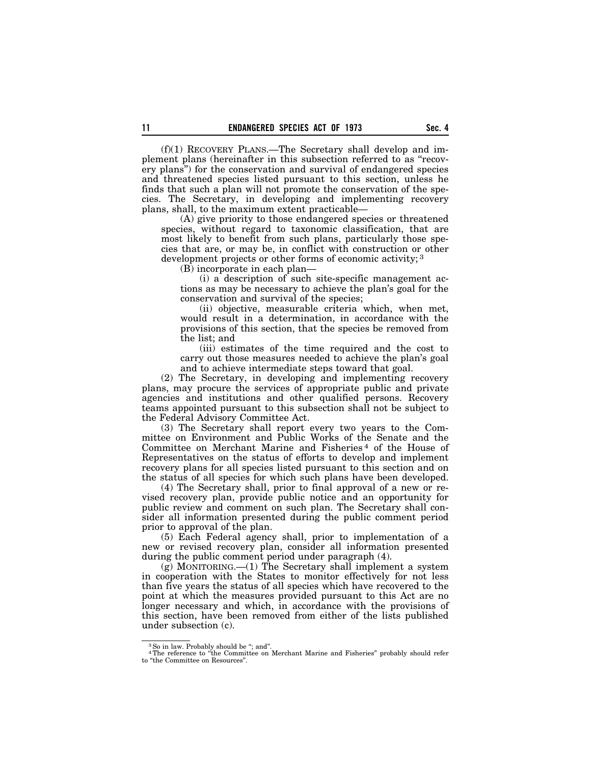(f)(1) RECOVERY PLANS.—The Secretary shall develop and implement plans (hereinafter in this subsection referred to as "recovery plans") for the conservation and survival of endangered species and threatened species listed pursuant to this section, unless he finds that such a plan will not promote the conservation of the species. The Secretary, in developing and implementing recovery plans, shall, to the maximum extent practicable—

(A) give priority to those endangered species or threatened species, without regard to taxonomic classification, that are most likely to benefit from such plans, particularly those species that are, or may be, in conflict with construction or other development projects or other forms of economic activity; [3]

(B) incorporate in each plan—

(i) a description of such site-specific management actions as may be necessary to achieve the plan's goal for the conservation and survival of the species;

(ii) objective, measurable criteria which, when met, would result in a determination, in accordance with the provisions of this section, that the species be removed from the list; and

(iii) estimates of the time required and the cost to carry out those measures needed to achieve the plan's goal and to achieve intermediate steps toward that goal.

(2) The Secretary, in developing and implementing recovery plans, may procure the services of appropriate public and private agencies and institutions and other qualified persons. Recovery teams appointed pursuant to this subsection shall not be subject to the Federal Advisory Committee Act.

(3) The Secretary shall report every two years to the Committee on Environment and Public Works of the Senate and the Committee on Merchant Marine and Fisheries [4] of the House of Representatives on the status of efforts to develop and implement recovery plans for all species listed pursuant to this section and on the status of all species for which such plans have been developed.

(4) The Secretary shall, prior to final approval of a new or revised recovery plan, provide public notice and an opportunity for public review and comment on such plan. The Secretary shall consider all information presented during the public comment period prior to approval of the plan.

(5) Each Federal agency shall, prior to implementation of a new or revised recovery plan, consider all information presented during the public comment period under paragraph (4).

(g) MONITORING.—(1) The Secretary shall implement a system in cooperation with the States to monitor effectively for not less than five years the status of all species which have recovered to the point at which the measures provided pursuant to this Act are no longer necessary and which, in accordance with the provisions of this section, have been removed from either of the lists published under subsection (c).

---

[3] So in law. Probably should be "; and".

[4] The reference to "the Committee on Merchant Marine and Fisheries" probably should refer to "the Committee on Resources".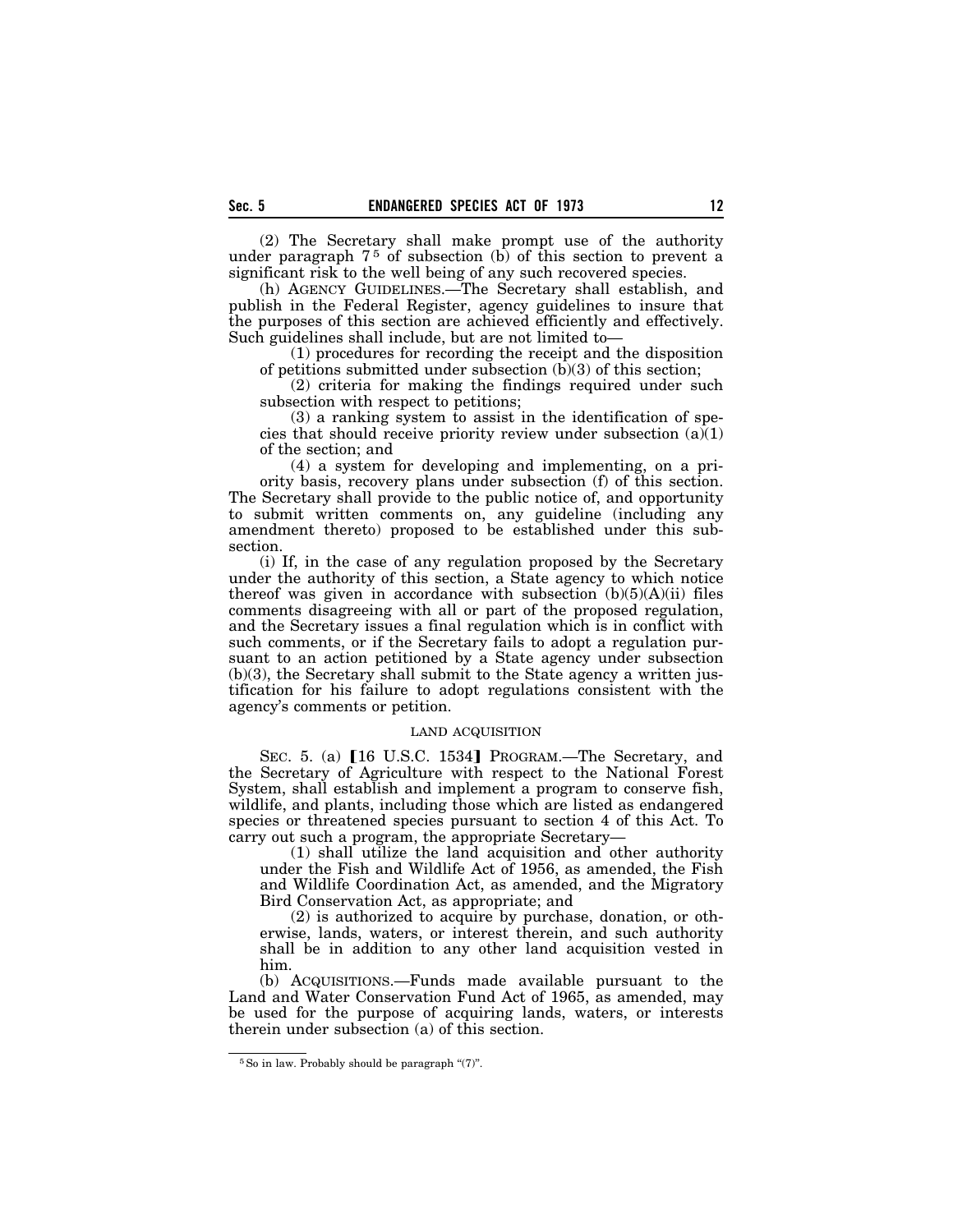(2) The Secretary shall make prompt use of the authority under paragraph 7[5] of subsection (b) of this section to prevent a significant risk to the well being of any such recovered species.

(h) AGENCY GUIDELINES.—The Secretary shall establish, and publish in the Federal Register, agency guidelines to insure that the purposes of this section are achieved efficiently and effectively. Such guidelines shall include, but are not limited to—

(1) procedures for recording the receipt and the disposition of petitions submitted under subsection (b)(3) of this section;

(2) criteria for making the findings required under such subsection with respect to petitions;

(3) a ranking system to assist in the identification of species that should receive priority review under subsection (a)(1) of the section; and

(4) a system for developing and implementing, on a priority basis, recovery plans under subsection (f) of this section.

The Secretary shall provide to the public notice of, and opportunity to submit written comments on, any guideline (including any amendment thereto) proposed to be established under this subsection.

(i) If, in the case of any regulation proposed by the Secretary under the authority of this section, a State agency to which notice thereof was given in accordance with subsection (b)(5)(A)(ii) files comments disagreeing with all or part of the proposed regulation, and the Secretary issues a final regulation which is in conflict with such comments, or if the Secretary fails to adopt a regulation pursuant to an action petitioned by a State agency under subsection (b)(3), the Secretary shall submit to the State agency a written justification for his failure to adopt regulations consistent with the agency's comments or petition.

LAND ACQUISITION

SEC. 5. (a) [16 U.S.C. 1534] PROGRAM.—The Secretary, and the Secretary of Agriculture with respect to the National Forest System, shall establish and implement a program to conserve fish, wildlife, and plants, including those which are listed as endangered species or threatened species pursuant to section 4 of this Act. To carry out such a program, the appropriate Secretary—

(1) shall utilize the land acquisition and other authority under the Fish and Wildlife Act of 1956, as amended, the Fish and Wildlife Coordination Act, as amended, and the Migratory Bird Conservation Act, as appropriate; and

(2) is authorized to acquire by purchase, donation, or otherwise, lands, waters, or interest therein, and such authority shall be in addition to any other land acquisition vested in him.

(b) ACQUISITIONS.—Funds made available pursuant to the Land and Water Conservation Fund Act of 1965, as amended, may be used for the purpose of acquiring lands, waters, or interests therein under subsection (a) of this section.

[5] So in law. Probably should be paragraph "(7)".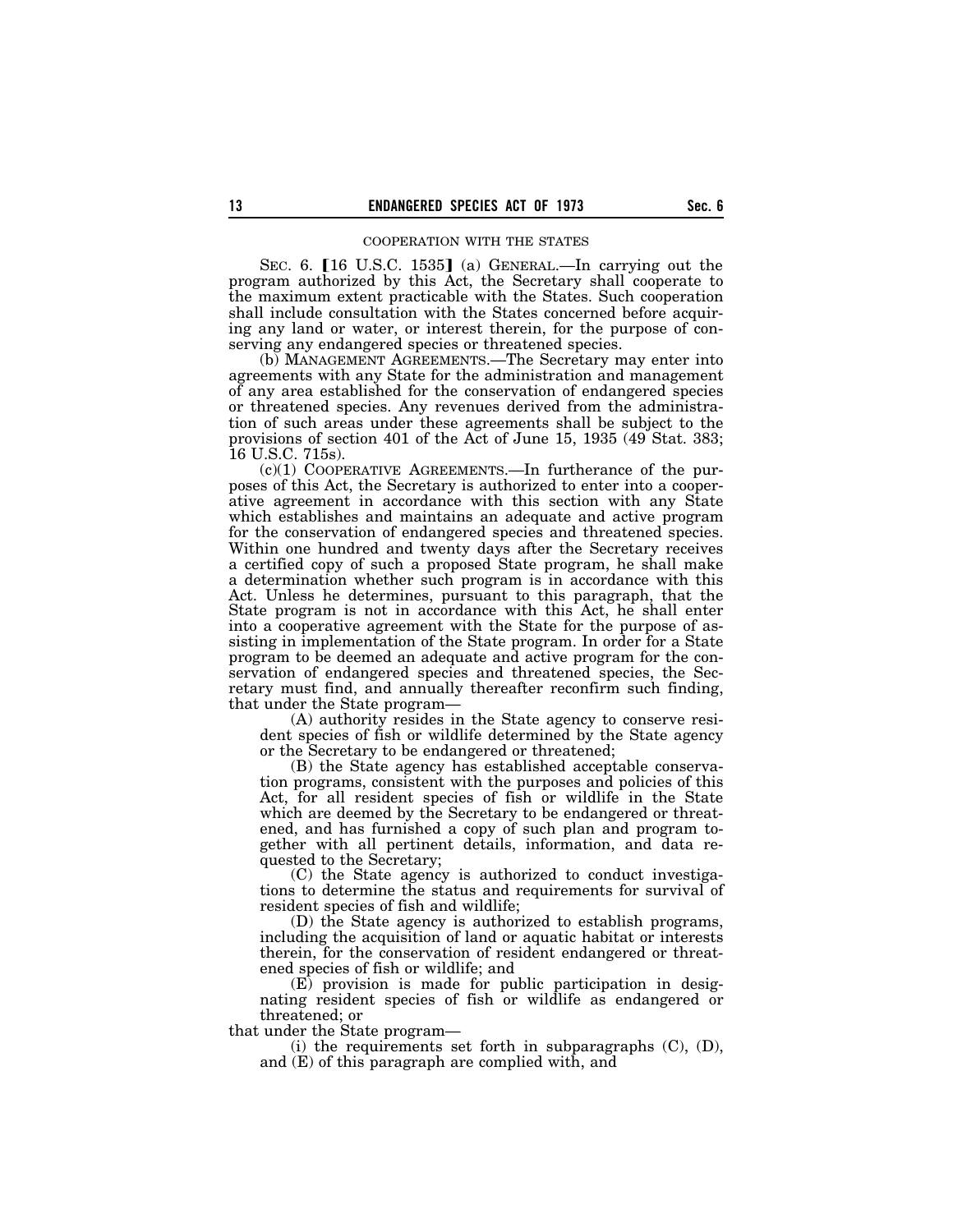## COOPERATION WITH THE STATES

SEC. 6. [16 U.S.C. 1535] (a) GENERAL.—In carrying out the program authorized by this Act, the Secretary shall cooperate to the maximum extent practicable with the States. Such cooperation shall include consultation with the States concerned before acquiring any land or water, or interest therein, for the purpose of conserving any endangered species or threatened species.

(b) MANAGEMENT AGREEMENTS.—The Secretary may enter into agreements with any State for the administration and management of any area established for the conservation of endangered species or threatened species. Any revenues derived from the administration of such areas under these agreements shall be subject to the provisions of section 401 of the Act of June 15, 1935 (49 Stat. 383; 16 U.S.C. 715s).

(c)(1) COOPERATIVE AGREEMENTS.—In furtherance of the purposes of this Act, the Secretary is authorized to enter into a cooperative agreement in accordance with this section with any State which establishes and maintains an adequate and active program for the conservation of endangered species and threatened species. Within one hundred and twenty days after the Secretary receives a certified copy of such a proposed State program, he shall make a determination whether such program is in accordance with this Act. Unless he determines, pursuant to this paragraph, that the State program is not in accordance with this Act, he shall enter into a cooperative agreement with the State for the purpose of assisting in implementation of the State program. In order for a State program to be deemed an adequate and active program for the conservation of endangered species and threatened species, the Secretary must find, and annually thereafter reconfirm such finding, that under the State program—

(A) authority resides in the State agency to conserve resident species of fish or wildlife determined by the State agency or the Secretary to be endangered or threatened;

(B) the State agency has established acceptable conservation programs, consistent with the purposes and policies of this Act, for all resident species of fish or wildlife in the State which are deemed by the Secretary to be endangered or threatened, and has furnished a copy of such plan and program together with all pertinent details, information, and data requested to the Secretary;

(C) the State agency is authorized to conduct investigations to determine the status and requirements for survival of resident species of fish and wildlife;

(D) the State agency is authorized to establish programs, including the acquisition of land or aquatic habitat or interests therein, for the conservation of resident endangered or threatened species of fish or wildlife; and

(E) provision is made for public participation in designating resident species of fish or wildlife as endangered or threatened; or

that under the State program—

(i) the requirements set forth in subparagraphs (C), (D), and (E) of this paragraph are complied with, and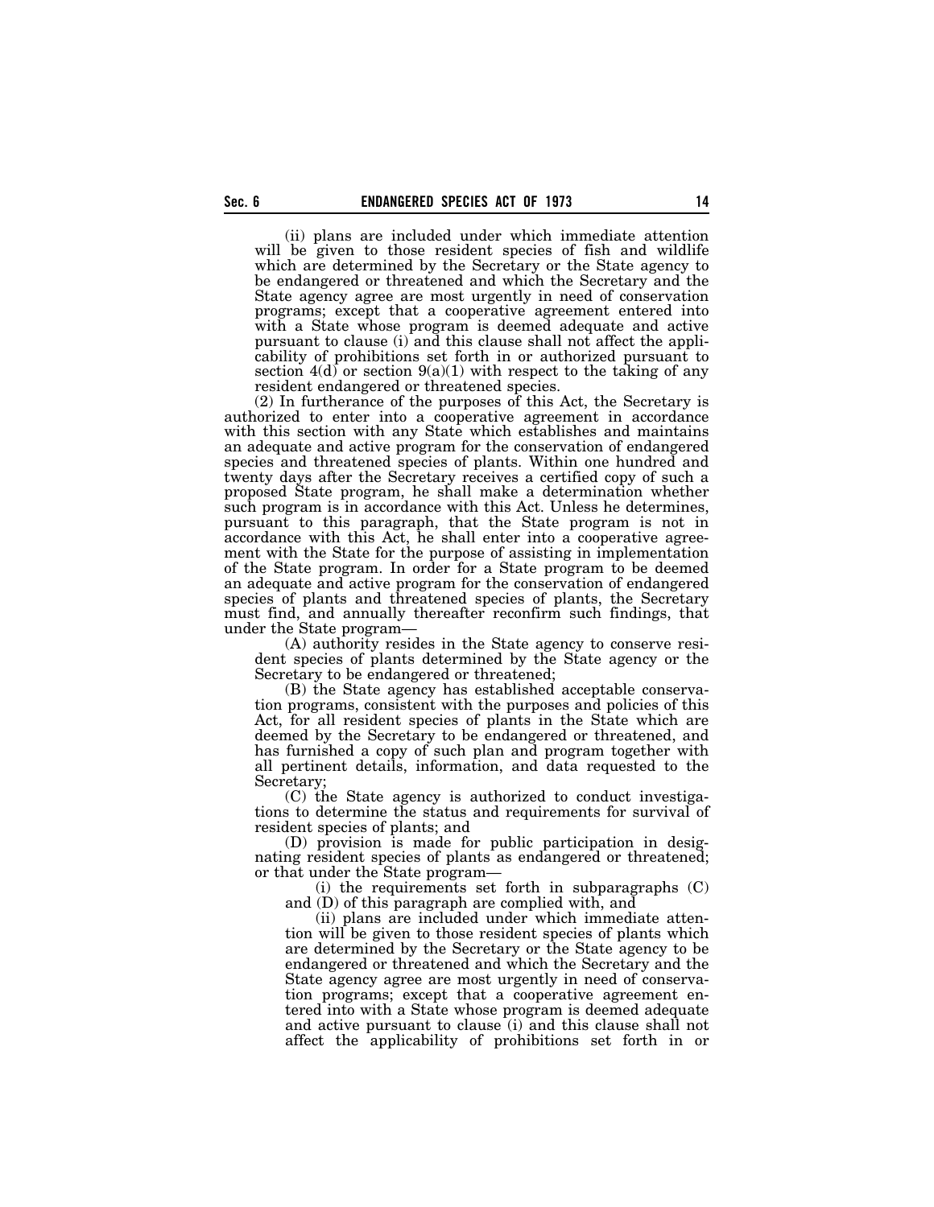(ii) plans are included under which immediate attention will be given to those resident species of fish and wildlife which are determined by the Secretary or the State agency to be endangered or threatened and which the Secretary and the State agency agree are most urgently in need of conservation programs; except that a cooperative agreement entered into with a State whose program is deemed adequate and active pursuant to clause (i) and this clause shall not affect the applicability of prohibitions set forth in or authorized pursuant to section 4(d) or section 9(a)(1) with respect to the taking of any resident endangered or threatened species.

(2) In furtherance of the purposes of this Act, the Secretary is authorized to enter into a cooperative agreement in accordance with this section with any State which establishes and maintains an adequate and active program for the conservation of endangered species and threatened species of plants. Within one hundred and twenty days after the Secretary receives a certified copy of such a proposed State program, he shall make a determination whether such program is in accordance with this Act. Unless he determines, pursuant to this paragraph, that the State program is not in accordance with this Act, he shall enter into a cooperative agreement with the State for the purpose of assisting in implementation of the State program. In order for a State program to be deemed an adequate and active program for the conservation of endangered species of plants and threatened species of plants, the Secretary must find, and annually thereafter reconfirm such findings, that under the State program—

(A) authority resides in the State agency to conserve resident species of plants determined by the State agency or the Secretary to be endangered or threatened;

(B) the State agency has established acceptable conservation programs, consistent with the purposes and policies of this Act, for all resident species of plants in the State which are deemed by the Secretary to be endangered or threatened, and has furnished a copy of such plan and program together with all pertinent details, information, and data requested to the Secretary;

(C) the State agency is authorized to conduct investigations to determine the status and requirements for survival of resident species of plants; and

(D) provision is made for public participation in designating resident species of plants as endangered or threatened; or that under the State program—

(i) the requirements set forth in subparagraphs (C) and (D) of this paragraph are complied with, and

(ii) plans are included under which immediate attention will be given to those resident species of plants which are determined by the Secretary or the State agency to be endangered or threatened and which the Secretary and the State agency agree are most urgently in need of conservation programs; except that a cooperative agreement entered into with a State whose program is deemed adequate and active pursuant to clause (i) and this clause shall not affect the applicability of prohibitions set forth in or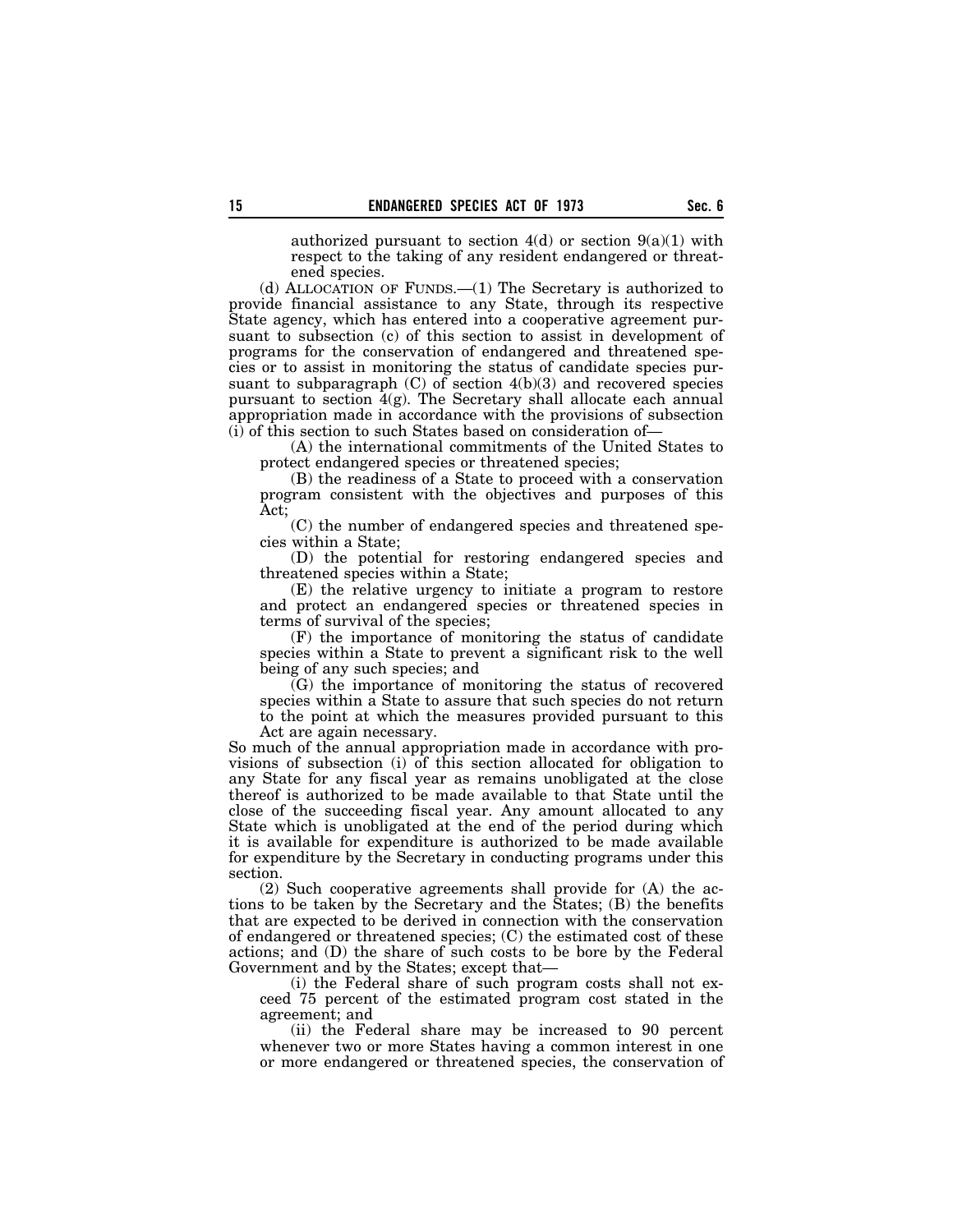authorized pursuant to section 4(d) or section 9(a)(1) with respect to the taking of any resident endangered or threatened species.

(d) ALLOCATION OF FUNDS.—(1) The Secretary is authorized to provide financial assistance to any State, through its respective State agency, which has entered into a cooperative agreement pursuant to subsection (c) of this section to assist in development of programs for the conservation of endangered and threatened species or to assist in monitoring the status of candidate species pursuant to subparagraph (C) of section 4(b)(3) and recovered species pursuant to section 4(g). The Secretary shall allocate each annual appropriation made in accordance with the provisions of subsection (i) of this section to such States based on consideration of—

(A) the international commitments of the United States to protect endangered species or threatened species;

(B) the readiness of a State to proceed with a conservation program consistent with the objectives and purposes of this Act;

(C) the number of endangered species and threatened species within a State;

(D) the potential for restoring endangered species and threatened species within a State;

(E) the relative urgency to initiate a program to restore and protect an endangered species or threatened species in terms of survival of the species;

(F) the importance of monitoring the status of candidate species within a State to prevent a significant risk to the well being of any such species; and

(G) the importance of monitoring the status of recovered species within a State to assure that such species do not return to the point at which the measures provided pursuant to this Act are again necessary.

So much of the annual appropriation made in accordance with provisions of subsection (i) of this section allocated for obligation to any State for any fiscal year as remains unobligated at the close thereof is authorized to be made available to that State until the close of the succeeding fiscal year. Any amount allocated to any State which is unobligated at the end of the period during which it is available for expenditure is authorized to be made available for expenditure by the Secretary in conducting programs under this section.

(2) Such cooperative agreements shall provide for (A) the actions to be taken by the Secretary and the States; (B) the benefits that are expected to be derived in connection with the conservation of endangered or threatened species; (C) the estimated cost of these actions; and (D) the share of such costs to be bore by the Federal Government and by the States; except that—

(i) the Federal share of such program costs shall not exceed 75 percent of the estimated program cost stated in the agreement; and

(ii) the Federal share may be increased to 90 percent whenever two or more States having a common interest in one or more endangered or threatened species, the conservation of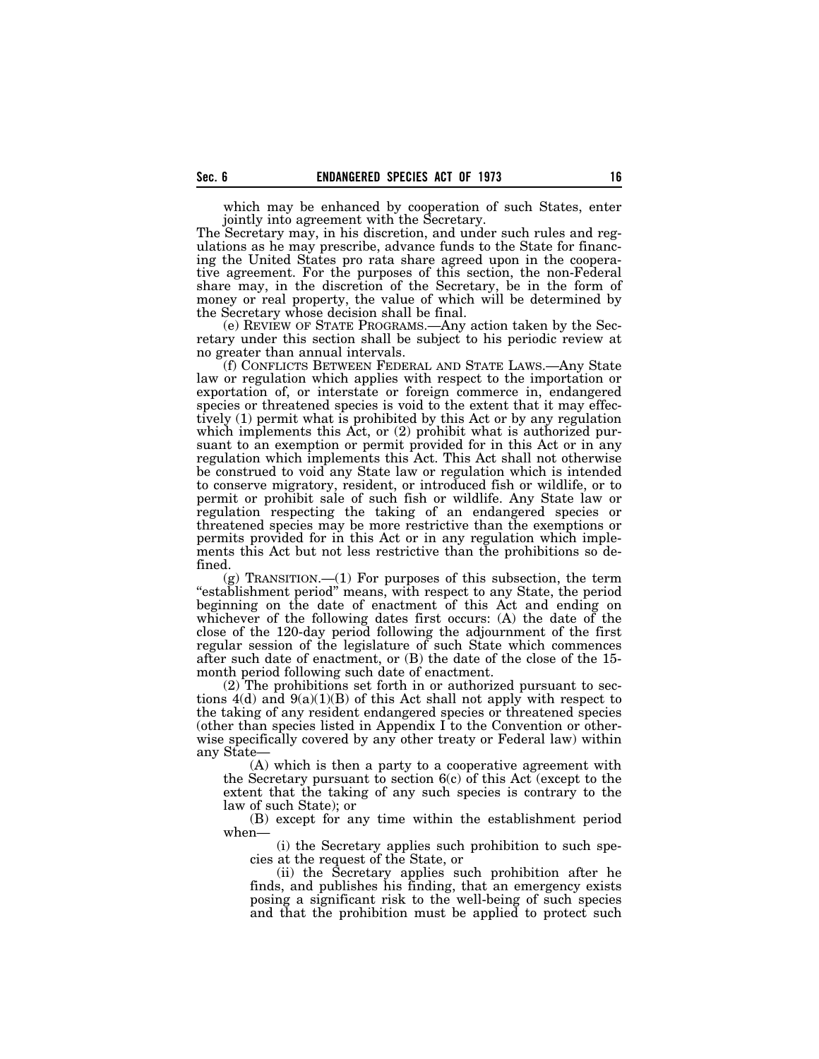which may be enhanced by cooperation of such States, enter jointly into agreement with the Secretary.

The Secretary may, in his discretion, and under such rules and regulations as he may prescribe, advance funds to the State for financing the United States pro rata share agreed upon in the cooperative agreement. For the purposes of this section, the non-Federal share may, in the discretion of the Secretary, be in the form of money or real property, the value of which will be determined by the Secretary whose decision shall be final.

(e) REVIEW OF STATE PROGRAMS.—Any action taken by the Secretary under this section shall be subject to his periodic review at no greater than annual intervals.

(f) CONFLICTS BETWEEN FEDERAL AND STATE LAWS.—Any State law or regulation which applies with respect to the importation or exportation of, or interstate or foreign commerce in, endangered species or threatened species is void to the extent that it may effectively (1) permit what is prohibited by this Act or by any regulation which implements this Act, or (2) prohibit what is authorized pursuant to an exemption or permit provided for in this Act or in any regulation which implements this Act. This Act shall not otherwise be construed to void any State law or regulation which is intended to conserve migratory, resident, or introduced fish or wildlife, or to permit or prohibit sale of such fish or wildlife. Any State law or regulation respecting the taking of an endangered species or threatened species may be more restrictive than the exemptions or permits provided for in this Act or in any regulation which implements this Act but not less restrictive than the prohibitions so defined.

(g) TRANSITION.—(1) For purposes of this subsection, the term "establishment period" means, with respect to any State, the period beginning on the date of enactment of this Act and ending on whichever of the following dates first occurs: (A) the date of the close of the 120-day period following the adjournment of the first regular session of the legislature of such State which commences after such date of enactment, or (B) the date of the close of the 15-month period following such date of enactment.

(2) The prohibitions set forth in or authorized pursuant to sections 4(d) and 9(a)(1)(B) of this Act shall not apply with respect to the taking of any resident endangered species or threatened species (other than species listed in Appendix I to the Convention or otherwise specifically covered by any other treaty or Federal law) within any State—

(A) which is then a party to a cooperative agreement with the Secretary pursuant to section 6(c) of this Act (except to the extent that the taking of any such species is contrary to the law of such State); or

(B) except for any time within the establishment period when—

(i) the Secretary applies such prohibition to such species at the request of the State, or

(ii) the Secretary applies such prohibition after he finds, and publishes his finding, that an emergency exists posing a significant risk to the well-being of such species and that the prohibition must be applied to protect such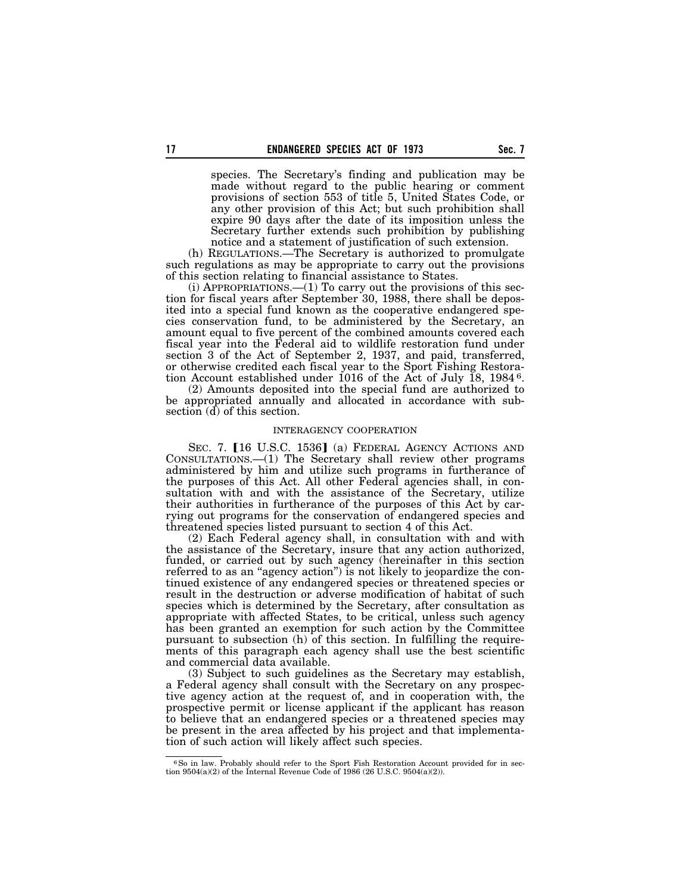species. The Secretary's finding and publication may be made without regard to the public hearing or comment provisions of section 553 of title 5, United States Code, or any other provision of this Act; but such prohibition shall expire 90 days after the date of its imposition unless the Secretary further extends such prohibition by publishing notice and a statement of justification of such extension.

(h) REGULATIONS.—The Secretary is authorized to promulgate such regulations as may be appropriate to carry out the provisions of this section relating to financial assistance to States.

(i) APPROPRIATIONS.—(1) To carry out the provisions of this section for fiscal years after September 30, 1988, there shall be deposited into a special fund known as the cooperative endangered species conservation fund, to be administered by the Secretary, an amount equal to five percent of the combined amounts covered each fiscal year into the Federal aid to wildlife restoration fund under section 3 of the Act of September 2, 1937, and paid, transferred, or otherwise credited each fiscal year to the Sport Fishing Restoration Account established under 1016 of the Act of July 18, 1984[6].

(2) Amounts deposited into the special fund are authorized to be appropriated annually and allocated in accordance with subsection (d) of this section.

INTERAGENCY COOPERATION

SEC. 7. [16 U.S.C. 1536] (a) FEDERAL AGENCY ACTIONS AND CONSULTATIONS.—(1) The Secretary shall review other programs administered by him and utilize such programs in furtherance of the purposes of this Act. All other Federal agencies shall, in consultation with and with the assistance of the Secretary, utilize their authorities in furtherance of the purposes of this Act by carrying out programs for the conservation of endangered species and threatened species listed pursuant to section 4 of this Act.

(2) Each Federal agency shall, in consultation with and with the assistance of the Secretary, insure that any action authorized, funded, or carried out by such agency (hereinafter in this section referred to as an "agency action") is not likely to jeopardize the continued existence of any endangered species or threatened species or result in the destruction or adverse modification of habitat of such species which is determined by the Secretary, after consultation as appropriate with affected States, to be critical, unless such agency has been granted an exemption for such action by the Committee pursuant to subsection (h) of this section. In fulfilling the requirements of this paragraph each agency shall use the best scientific and commercial data available.

(3) Subject to such guidelines as the Secretary may establish, a Federal agency shall consult with the Secretary on any prospective agency action at the request of, and in cooperation with, the prospective permit or license applicant if the applicant has reason to believe that an endangered species or a threatened species may be present in the area affected by his project and that implementation of such action will likely affect such species.

---

[6] So in law. Probably should refer to the Sport Fish Restoration Account provided for in section 9504(a)(2) of the Internal Revenue Code of 1986 (26 U.S.C. 9504(a)(2)).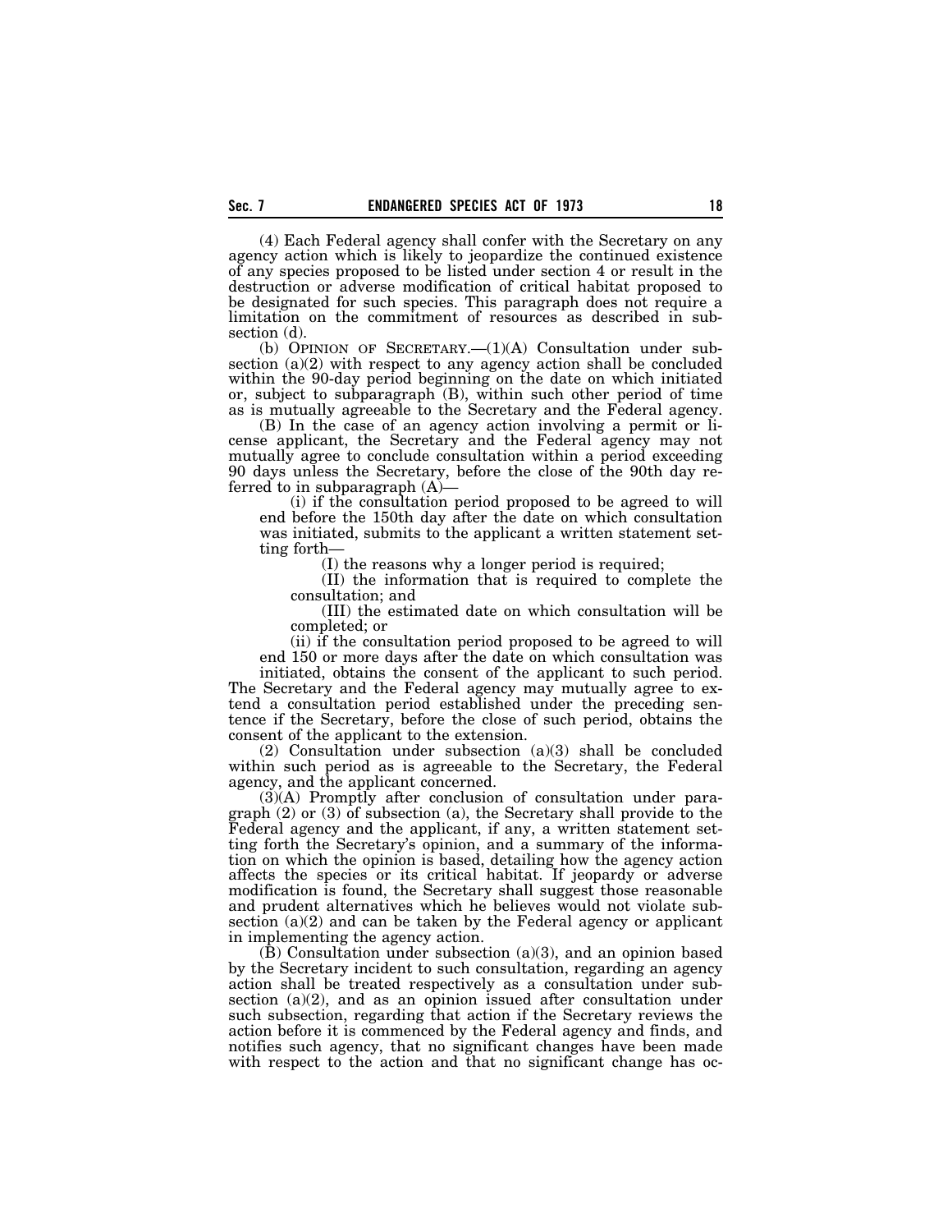(4) Each Federal agency shall confer with the Secretary on any agency action which is likely to jeopardize the continued existence of any species proposed to be listed under section 4 or result in the destruction or adverse modification of critical habitat proposed to be designated for such species. This paragraph does not require a limitation on the commitment of resources as described in subsection (d).

(b) OPINION OF SECRETARY.—(1)(A) Consultation under subsection (a)(2) with respect to any agency action shall be concluded within the 90-day period beginning on the date on which initiated or, subject to subparagraph (B), within such other period of time as is mutually agreeable to the Secretary and the Federal agency.

(B) In the case of an agency action involving a permit or license applicant, the Secretary and the Federal agency may not mutually agree to conclude consultation within a period exceeding 90 days unless the Secretary, before the close of the 90th day referred to in subparagraph (A)—

(i) if the consultation period proposed to be agreed to will end before the 150th day after the date on which consultation was initiated, submits to the applicant a written statement setting forth—

(I) the reasons why a longer period is required;

(II) the information that is required to complete the consultation; and

(III) the estimated date on which consultation will be completed; or

(ii) if the consultation period proposed to be agreed to will end 150 or more days after the date on which consultation was initiated, obtains the consent of the applicant to such period.

The Secretary and the Federal agency may mutually agree to extend a consultation period established under the preceding sentence if the Secretary, before the close of such period, obtains the consent of the applicant to the extension.

(2) Consultation under subsection (a)(3) shall be concluded within such period as is agreeable to the Secretary, the Federal agency, and the applicant concerned.

(3)(A) Promptly after conclusion of consultation under paragraph (2) or (3) of subsection (a), the Secretary shall provide to the Federal agency and the applicant, if any, a written statement setting forth the Secretary's opinion, and a summary of the information on which the opinion is based, detailing how the agency action affects the species or its critical habitat. If jeopardy or adverse modification is found, the Secretary shall suggest those reasonable and prudent alternatives which he believes would not violate subsection (a)(2) and can be taken by the Federal agency or applicant in implementing the agency action.

(B) Consultation under subsection (a)(3), and an opinion based by the Secretary incident to such consultation, regarding an agency action shall be treated respectively as a consultation under subsection (a)(2), and as an opinion issued after consultation under such subsection, regarding that action if the Secretary reviews the action before it is commenced by the Federal agency and finds, and notifies such agency, that no significant changes have been made with respect to the action and that no significant change has oc-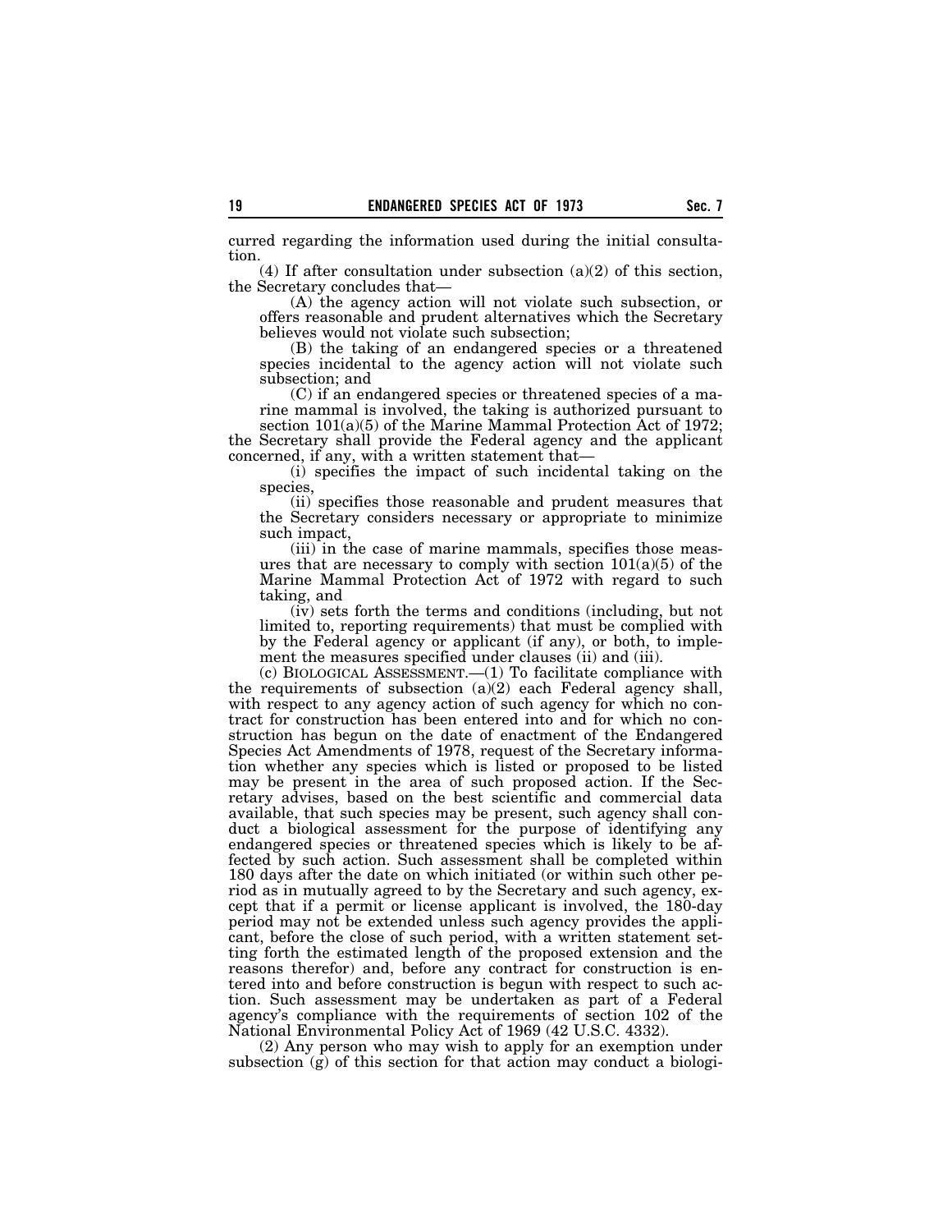curred regarding the information used during the initial consultation.

(4) If after consultation under subsection (a)(2) of this section, the Secretary concludes that—

(A) the agency action will not violate such subsection, or offers reasonable and prudent alternatives which the Secretary believes would not violate such subsection;

(B) the taking of an endangered species or a threatened species incidental to the agency action will not violate such subsection; and

(C) if an endangered species or threatened species of a marine mammal is involved, the taking is authorized pursuant to section 101(a)(5) of the Marine Mammal Protection Act of 1972;

the Secretary shall provide the Federal agency and the applicant concerned, if any, with a written statement that—

(i) specifies the impact of such incidental taking on the species,

(ii) specifies those reasonable and prudent measures that the Secretary considers necessary or appropriate to minimize such impact,

(iii) in the case of marine mammals, specifies those measures that are necessary to comply with section 101(a)(5) of the Marine Mammal Protection Act of 1972 with regard to such taking, and

(iv) sets forth the terms and conditions (including, but not limited to, reporting requirements) that must be complied with by the Federal agency or applicant (if any), or both, to implement the measures specified under clauses (ii) and (iii).

(c) BIOLOGICAL ASSESSMENT.—(1) To facilitate compliance with the requirements of subsection (a)(2) each Federal agency shall, with respect to any agency action of such agency for which no contract for construction has been entered into and for which no construction has begun on the date of enactment of the Endangered Species Act Amendments of 1978, request of the Secretary information whether any species which is listed or proposed to be listed may be present in the area of such proposed action. If the Secretary advises, based on the best scientific and commercial data available, that such species may be present, such agency shall conduct a biological assessment for the purpose of identifying any endangered species or threatened species which is likely to be affected by such action. Such assessment shall be completed within 180 days after the date on which initiated (or within such other period as in mutually agreed to by the Secretary and such agency, except that if a permit or license applicant is involved, the 180-day period may not be extended unless such agency provides the applicant, before the close of such period, with a written statement setting forth the estimated length of the proposed extension and the reasons therefor) and, before any contract for construction is entered into and before construction is begun with respect to such action. Such assessment may be undertaken as part of a Federal agency's compliance with the requirements of section 102 of the National Environmental Policy Act of 1969 (42 U.S.C. 4332).

(2) Any person who may wish to apply for an exemption under subsection (g) of this section for that action may conduct a biologi-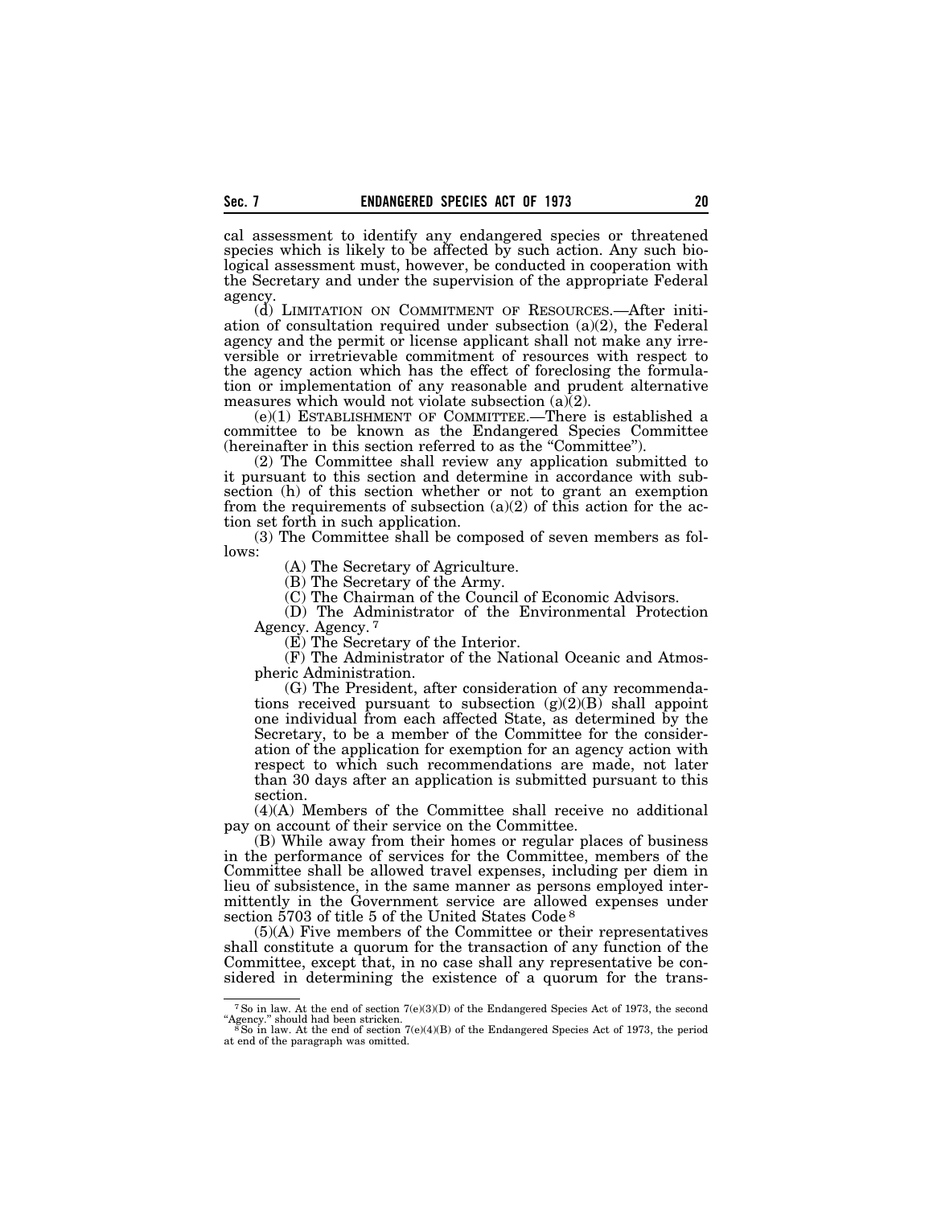cal assessment to identify any endangered species or threatened species which is likely to be affected by such action. Any such biological assessment must, however, be conducted in cooperation with the Secretary and under the supervision of the appropriate Federal agency.

(d) LIMITATION ON COMMITMENT OF RESOURCES.—After initiation of consultation required under subsection (a)(2), the Federal agency and the permit or license applicant shall not make any irreversible or irretrievable commitment of resources with respect to the agency action which has the effect of foreclosing the formulation or implementation of any reasonable and prudent alternative measures which would not violate subsection (a)(2).

(e)(1) ESTABLISHMENT OF COMMITTEE.—There is established a committee to be known as the Endangered Species Committee (hereinafter in this section referred to as the "Committee").

(2) The Committee shall review any application submitted to it pursuant to this section and determine in accordance with subsection (h) of this section whether or not to grant an exemption from the requirements of subsection (a)(2) of this action for the action set forth in such application.

(3) The Committee shall be composed of seven members as follows:

(A) The Secretary of Agriculture.

(B) The Secretary of the Army.

(C) The Chairman of the Council of Economic Advisors.

(D) The Administrator of the Environmental Protection Agency. Agency. [7]

(E) The Secretary of the Interior.

(F) The Administrator of the National Oceanic and Atmospheric Administration.

(G) The President, after consideration of any recommendations received pursuant to subsection (g)(2)(B) shall appoint one individual from each affected State, as determined by the Secretary, to be a member of the Committee for the consideration of the application for exemption for an agency action with respect to which such recommendations are made, not later than 30 days after an application is submitted pursuant to this section.

(4)(A) Members of the Committee shall receive no additional pay on account of their service on the Committee.

(B) While away from their homes or regular places of business in the performance of services for the Committee, members of the Committee shall be allowed travel expenses, including per diem in lieu of subsistence, in the same manner as persons employed intermittently in the Government service are allowed expenses under section 5703 of title 5 of the United States Code [8]

(5)(A) Five members of the Committee or their representatives shall constitute a quorum for the transaction of any function of the Committee, except that, in no case shall any representative be considered in determining the existence of a quorum for the trans-

---

[7] So in law. At the end of section 7(e)(3)(D) of the Endangered Species Act of 1973, the second "Agency." should had been stricken.

[8] So in law. At the end of section 7(e)(4)(B) of the Endangered Species Act of 1973, the period at end of the paragraph was omitted.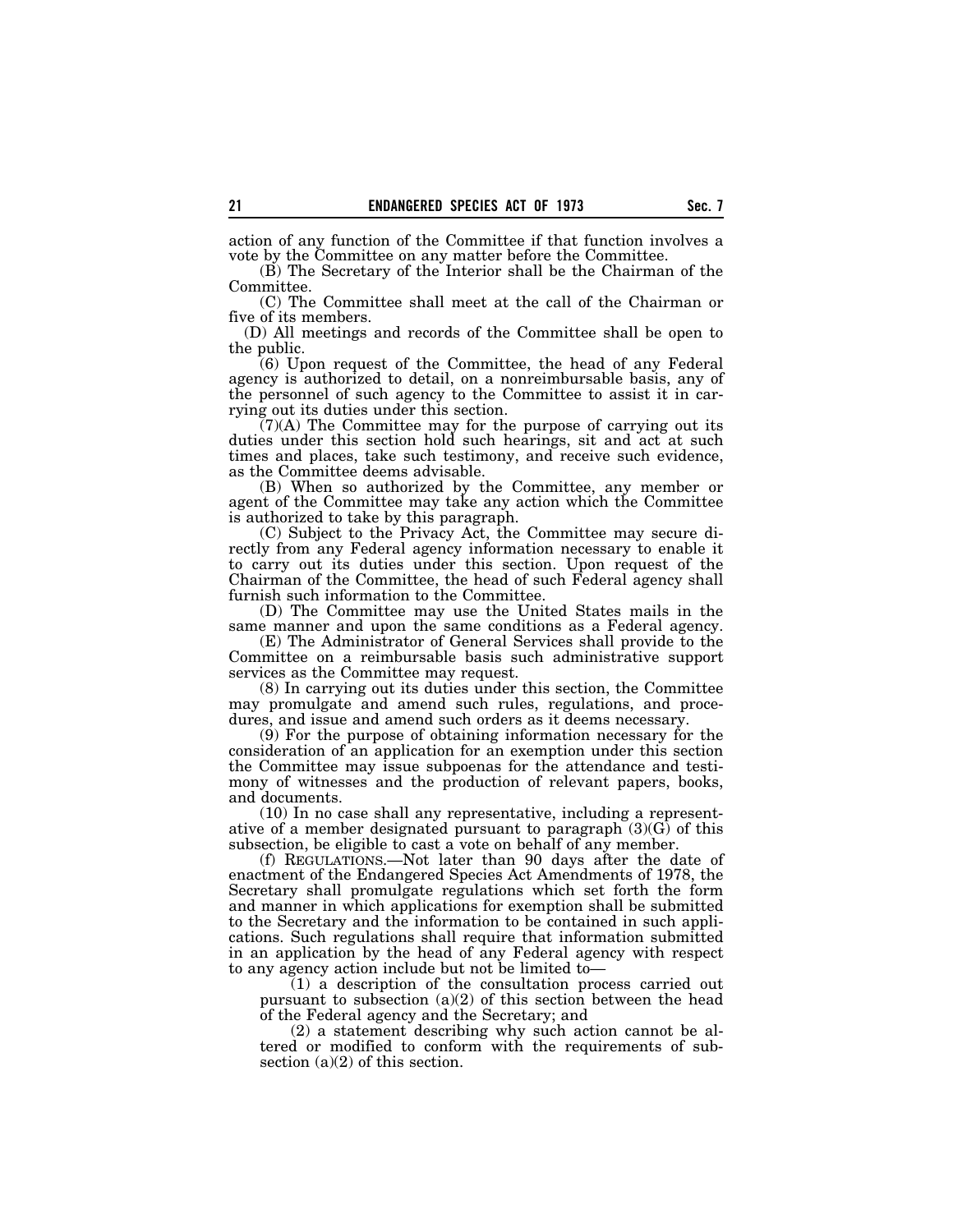action of any function of the Committee if that function involves a vote by the Committee on any matter before the Committee.

(B) The Secretary of the Interior shall be the Chairman of the Committee.

(C) The Committee shall meet at the call of the Chairman or five of its members.

(D) All meetings and records of the Committee shall be open to the public.

(6) Upon request of the Committee, the head of any Federal agency is authorized to detail, on a nonreimbursable basis, any of the personnel of such agency to the Committee to assist it in carrying out its duties under this section.

(7)(A) The Committee may for the purpose of carrying out its duties under this section hold such hearings, sit and act at such times and places, take such testimony, and receive such evidence, as the Committee deems advisable.

(B) When so authorized by the Committee, any member or agent of the Committee may take any action which the Committee is authorized to take by this paragraph.

(C) Subject to the Privacy Act, the Committee may secure directly from any Federal agency information necessary to enable it to carry out its duties under this section. Upon request of the Chairman of the Committee, the head of such Federal agency shall furnish such information to the Committee.

(D) The Committee may use the United States mails in the same manner and upon the same conditions as a Federal agency.

(E) The Administrator of General Services shall provide to the Committee on a reimbursable basis such administrative support services as the Committee may request.

(8) In carrying out its duties under this section, the Committee may promulgate and amend such rules, regulations, and procedures, and issue and amend such orders as it deems necessary.

(9) For the purpose of obtaining information necessary for the consideration of an application for an exemption under this section the Committee may issue subpoenas for the attendance and testimony of witnesses and the production of relevant papers, books, and documents.

(10) In no case shall any representative, including a representative of a member designated pursuant to paragraph (3)(G) of this subsection, be eligible to cast a vote on behalf of any member.

(f) REGULATIONS.—Not later than 90 days after the date of enactment of the Endangered Species Act Amendments of 1978, the Secretary shall promulgate regulations which set forth the form and manner in which applications for exemption shall be submitted to the Secretary and the information to be contained in such applications. Such regulations shall require that information submitted in an application by the head of any Federal agency with respect to any agency action include but not be limited to—

(1) a description of the consultation process carried out pursuant to subsection (a)(2) of this section between the head of the Federal agency and the Secretary; and

(2) a statement describing why such action cannot be altered or modified to conform with the requirements of subsection (a)(2) of this section.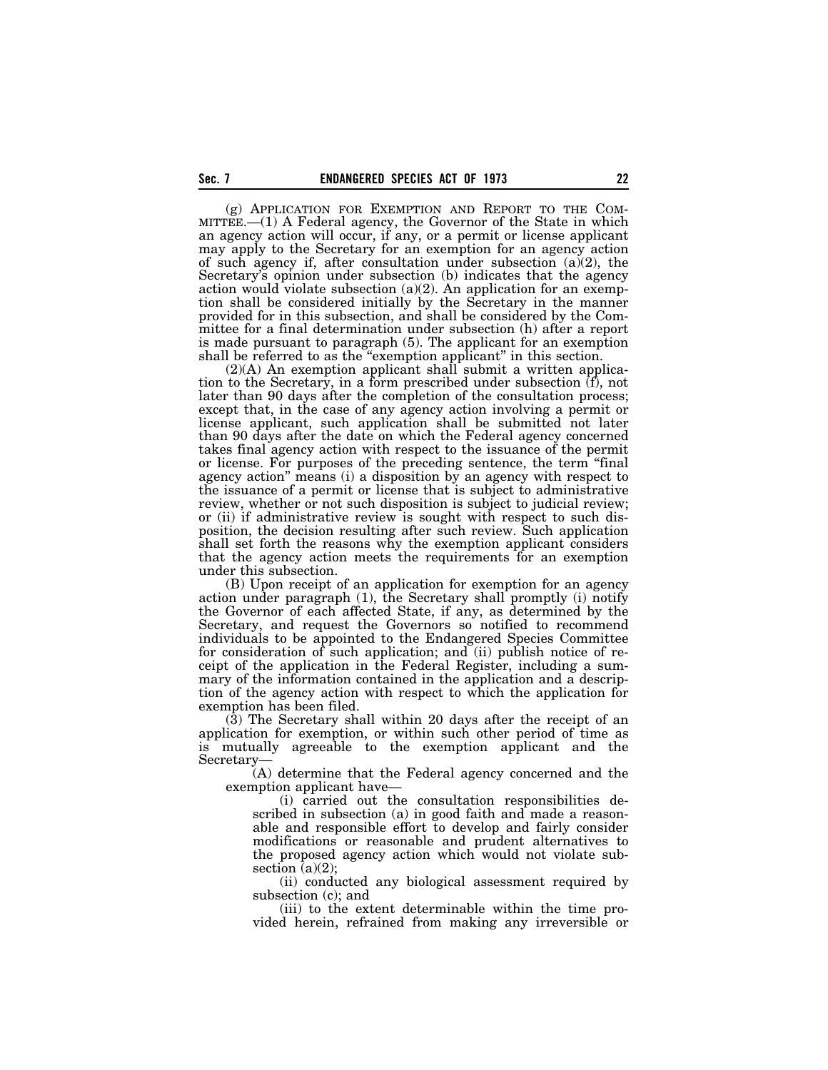(g) APPLICATION FOR EXEMPTION AND REPORT TO THE COMMITTEE.—(1) A Federal agency, the Governor of the State in which an agency action will occur, if any, or a permit or license applicant may apply to the Secretary for an exemption for an agency action of such agency if, after consultation under subsection (a)(2), the Secretary's opinion under subsection (b) indicates that the agency action would violate subsection (a)(2). An application for an exemption shall be considered initially by the Secretary in the manner provided for in this subsection, and shall be considered by the Committee for a final determination under subsection (h) after a report is made pursuant to paragraph (5). The applicant for an exemption shall be referred to as the "exemption applicant" in this section.

(2)(A) An exemption applicant shall submit a written application to the Secretary, in a form prescribed under subsection (f), not later than 90 days after the completion of the consultation process; except that, in the case of any agency action involving a permit or license applicant, such application shall be submitted not later than 90 days after the date on which the Federal agency concerned takes final agency action with respect to the issuance of the permit or license. For purposes of the preceding sentence, the term "final agency action" means (i) a disposition by an agency with respect to the issuance of a permit or license that is subject to administrative review, whether or not such disposition is subject to judicial review; or (ii) if administrative review is sought with respect to such disposition, the decision resulting after such review. Such application shall set forth the reasons why the exemption applicant considers that the agency action meets the requirements for an exemption under this subsection.

(B) Upon receipt of an application for exemption for an agency action under paragraph (1), the Secretary shall promptly (i) notify the Governor of each affected State, if any, as determined by the Secretary, and request the Governors so notified to recommend individuals to be appointed to the Endangered Species Committee for consideration of such application; and (ii) publish notice of receipt of the application in the Federal Register, including a summary of the information contained in the application and a description of the agency action with respect to which the application for exemption has been filed.

(3) The Secretary shall within 20 days after the receipt of an application for exemption, or within such other period of time as is mutually agreeable to the exemption applicant and the Secretary—

(A) determine that the Federal agency concerned and the exemption applicant have—

(i) carried out the consultation responsibilities described in subsection (a) in good faith and made a reasonable and responsible effort to develop and fairly consider modifications or reasonable and prudent alternatives to the proposed agency action which would not violate subsection (a)(2);

(ii) conducted any biological assessment required by subsection (c); and

(iii) to the extent determinable within the time provided herein, refrained from making any irreversible or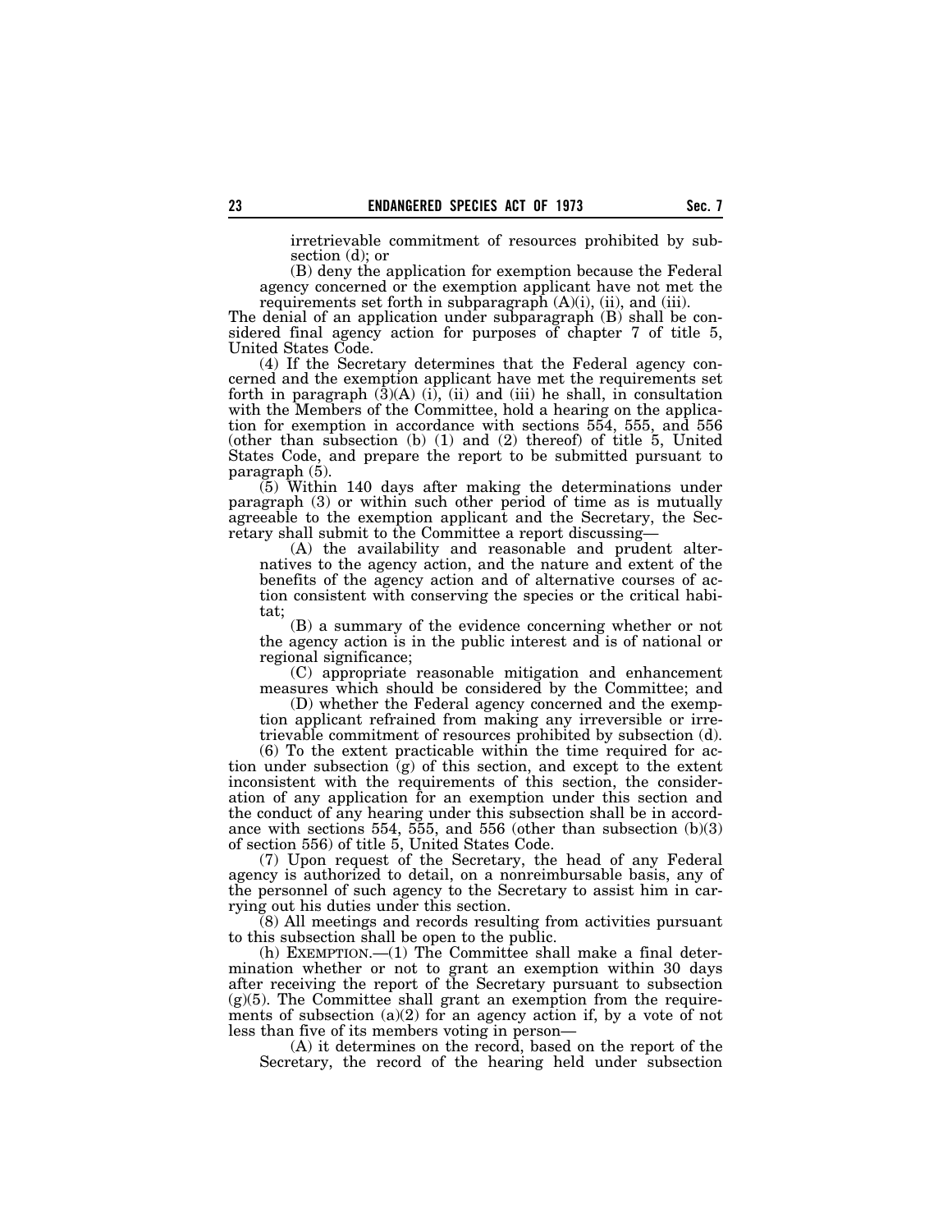irretrievable commitment of resources prohibited by subsection (d); or

(B) deny the application for exemption because the Federal agency concerned or the exemption applicant have not met the requirements set forth in subparagraph (A)(i), (ii), and (iii).

The denial of an application under subparagraph (B) shall be considered final agency action for purposes of chapter 7 of title 5, United States Code.

(4) If the Secretary determines that the Federal agency concerned and the exemption applicant have met the requirements set forth in paragraph (3)(A) (i), (ii) and (iii) he shall, in consultation with the Members of the Committee, hold a hearing on the application for exemption in accordance with sections 554, 555, and 556 (other than subsection (b) (1) and (2) thereof) of title 5, United States Code, and prepare the report to be submitted pursuant to paragraph (5).

(5) Within 140 days after making the determinations under paragraph (3) or within such other period of time as is mutually agreeable to the exemption applicant and the Secretary, the Secretary shall submit to the Committee a report discussing—

(A) the availability and reasonable and prudent alternatives to the agency action, and the nature and extent of the benefits of the agency action and of alternative courses of action consistent with conserving the species or the critical habitat;

(B) a summary of the evidence concerning whether or not the agency action is in the public interest and is of national or regional significance;

(C) appropriate reasonable mitigation and enhancement measures which should be considered by the Committee; and

(D) whether the Federal agency concerned and the exemption applicant refrained from making any irreversible or irretrievable commitment of resources prohibited by subsection (d).

(6) To the extent practicable within the time required for action under subsection (g) of this section, and except to the extent inconsistent with the requirements of this section, the consideration of any application for an exemption under this section and the conduct of any hearing under this subsection shall be in accordance with sections 554, 555, and 556 (other than subsection (b)(3) of section 556) of title 5, United States Code.

(7) Upon request of the Secretary, the head of any Federal agency is authorized to detail, on a nonreimbursable basis, any of the personnel of such agency to the Secretary to assist him in carrying out his duties under this section.

(8) All meetings and records resulting from activities pursuant to this subsection shall be open to the public.

(h) EXEMPTION.—(1) The Committee shall make a final determination whether or not to grant an exemption within 30 days after receiving the report of the Secretary pursuant to subsection (g)(5). The Committee shall grant an exemption from the requirements of subsection (a)(2) for an agency action if, by a vote of not less than five of its members voting in person—

(A) it determines on the record, based on the report of the Secretary, the record of the hearing held under subsection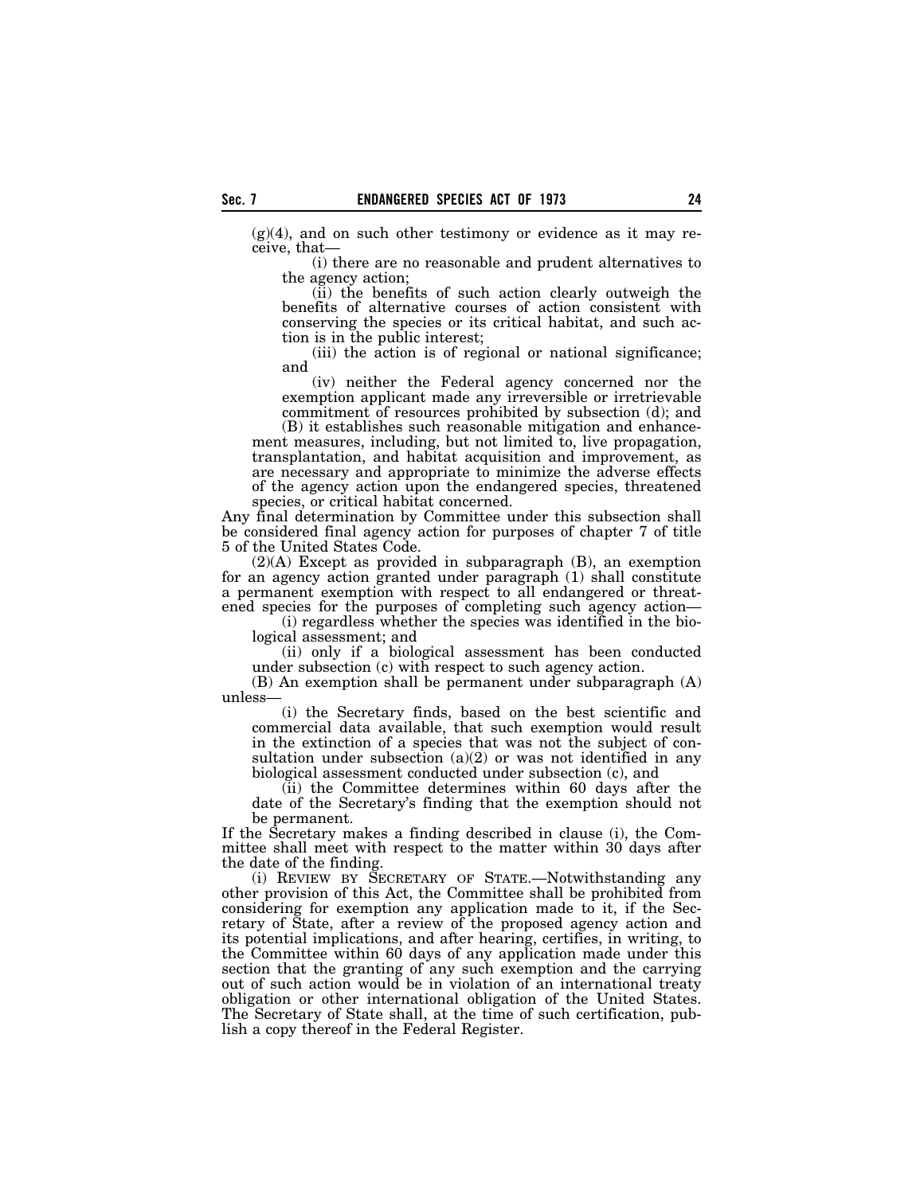(g)(4), and on such other testimony or evidence as it may receive, that—

(i) there are no reasonable and prudent alternatives to the agency action;

(ii) the benefits of such action clearly outweigh the benefits of alternative courses of action consistent with conserving the species or its critical habitat, and such action is in the public interest;

(iii) the action is of regional or national significance; and

(iv) neither the Federal agency concerned nor the exemption applicant made any irreversible or irretrievable commitment of resources prohibited by subsection (d); and

(B) it establishes such reasonable mitigation and enhancement measures, including, but not limited to, live propagation, transplantation, and habitat acquisition and improvement, as are necessary and appropriate to minimize the adverse effects of the agency action upon the endangered species, threatened species, or critical habitat concerned.

Any final determination by Committee under this subsection shall be considered final agency action for purposes of chapter 7 of title 5 of the United States Code.

(2)(A) Except as provided in subparagraph (B), an exemption for an agency action granted under paragraph (1) shall constitute a permanent exemption with respect to all endangered or threatened species for the purposes of completing such agency action—

(i) regardless whether the species was identified in the biological assessment; and

(ii) only if a biological assessment has been conducted under subsection (c) with respect to such agency action.

(B) An exemption shall be permanent under subparagraph (A) unless—

(i) the Secretary finds, based on the best scientific and commercial data available, that such exemption would result in the extinction of a species that was not the subject of consultation under subsection (a)(2) or was not identified in any biological assessment conducted under subsection (c), and

(ii) the Committee determines within 60 days after the date of the Secretary's finding that the exemption should not be permanent.

If the Secretary makes a finding described in clause (i), the Committee shall meet with respect to the matter within 30 days after the date of the finding.

(i) REVIEW BY SECRETARY OF STATE.—Notwithstanding any other provision of this Act, the Committee shall be prohibited from considering for exemption any application made to it, if the Secretary of State, after a review of the proposed agency action and its potential implications, and after hearing, certifies, in writing, to the Committee within 60 days of any application made under this section that the granting of any such exemption and the carrying out of such action would be in violation of an international treaty obligation or other international obligation of the United States. The Secretary of State shall, at the time of such certification, publish a copy thereof in the Federal Register.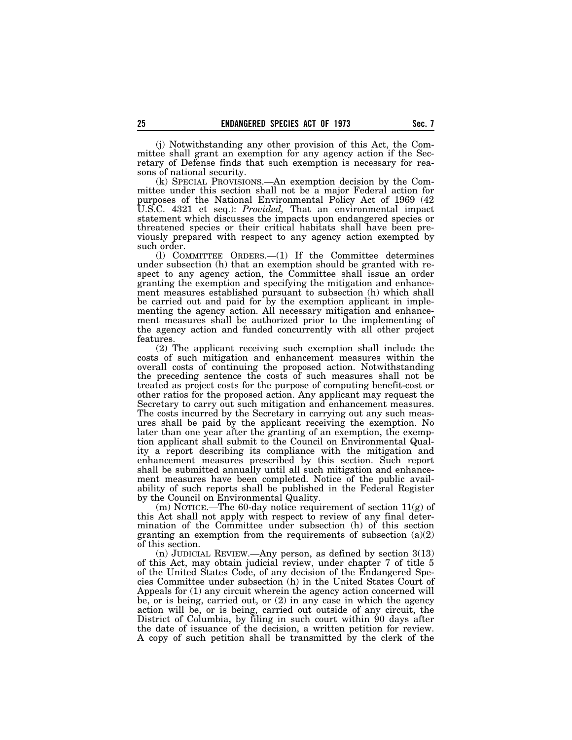(j) Notwithstanding any other provision of this Act, the Committee shall grant an exemption for any agency action if the Secretary of Defense finds that such exemption is necessary for reasons of national security.

(k) SPECIAL PROVISIONS.—An exemption decision by the Committee under this section shall not be a major Federal action for purposes of the National Environmental Policy Act of 1969 (42 U.S.C. 4321 et seq.): *Provided,* That an environmental impact statement which discusses the impacts upon endangered species or threatened species or their critical habitats shall have been previously prepared with respect to any agency action exempted by such order.

(l) COMMITTEE ORDERS.—(1) If the Committee determines under subsection (h) that an exemption should be granted with respect to any agency action, the Committee shall issue an order granting the exemption and specifying the mitigation and enhancement measures established pursuant to subsection (h) which shall be carried out and paid for by the exemption applicant in implementing the agency action. All necessary mitigation and enhancement measures shall be authorized prior to the implementing of the agency action and funded concurrently with all other project features.

(2) The applicant receiving such exemption shall include the costs of such mitigation and enhancement measures within the overall costs of continuing the proposed action. Notwithstanding the preceding sentence the costs of such measures shall not be treated as project costs for the purpose of computing benefit-cost or other ratios for the proposed action. Any applicant may request the Secretary to carry out such mitigation and enhancement measures. The costs incurred by the Secretary in carrying out any such measures shall be paid by the applicant receiving the exemption. No later than one year after the granting of an exemption, the exemption applicant shall submit to the Council on Environmental Quality a report describing its compliance with the mitigation and enhancement measures prescribed by this section. Such report shall be submitted annually until all such mitigation and enhancement measures have been completed. Notice of the public availability of such reports shall be published in the Federal Register by the Council on Environmental Quality.

(m) NOTICE.—The 60-day notice requirement of section 11(g) of this Act shall not apply with respect to review of any final determination of the Committee under subsection (h) of this section granting an exemption from the requirements of subsection (a)(2) of this section.

(n) JUDICIAL REVIEW.—Any person, as defined by section 3(13) of this Act, may obtain judicial review, under chapter 7 of title 5 of the United States Code, of any decision of the Endangered Species Committee under subsection (h) in the United States Court of Appeals for (1) any circuit wherein the agency action concerned will be, or is being, carried out, or (2) in any case in which the agency action will be, or is being, carried out outside of any circuit, the District of Columbia, by filing in such court within 90 days after the date of issuance of the decision, a written petition for review. A copy of such petition shall be transmitted by the clerk of the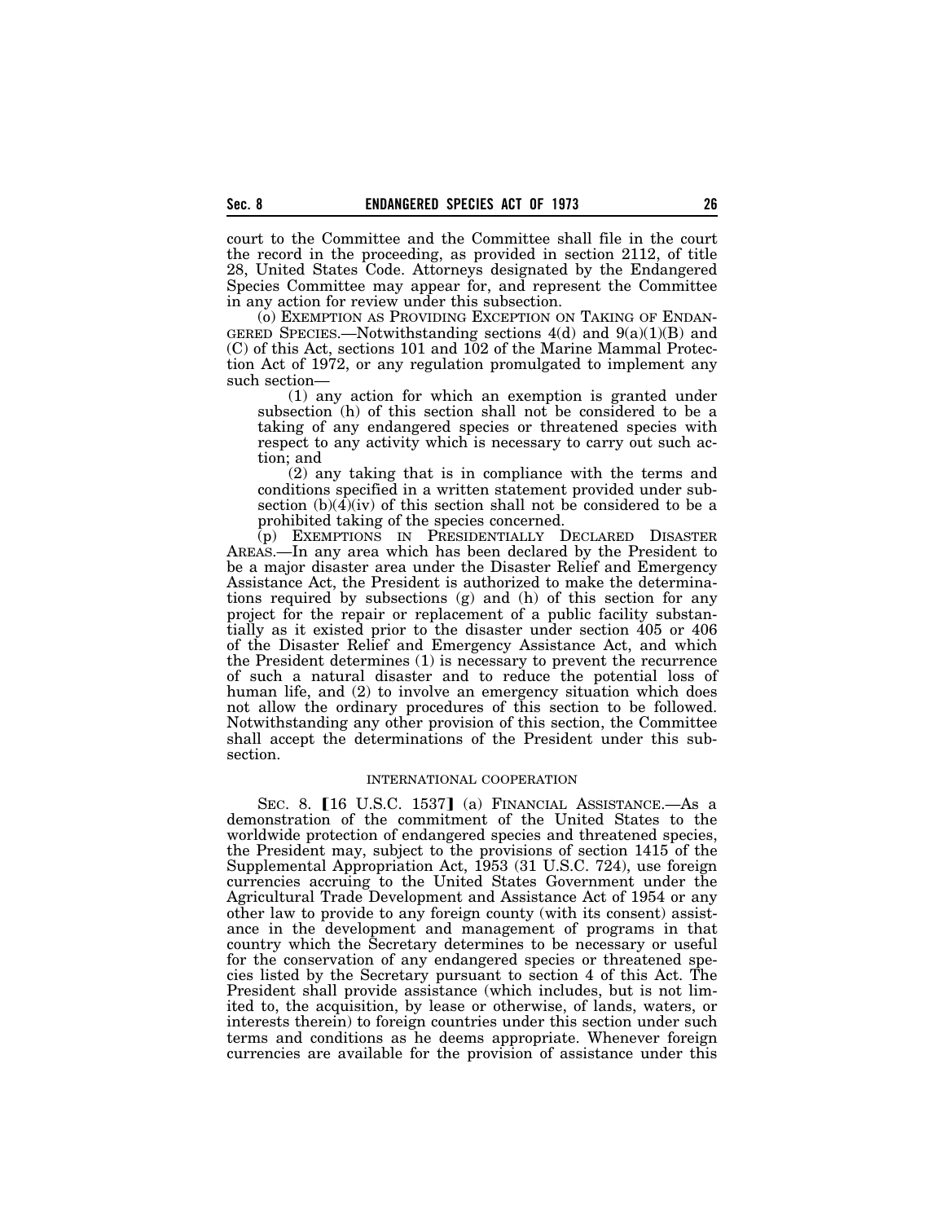court to the Committee and the Committee shall file in the court the record in the proceeding, as provided in section 2112, of title 28, United States Code. Attorneys designated by the Endangered Species Committee may appear for, and represent the Committee in any action for review under this subsection.

(o) EXEMPTION AS PROVIDING EXCEPTION ON TAKING OF ENDANGERED SPECIES.—Notwithstanding sections 4(d) and 9(a)(1)(B) and (C) of this Act, sections 101 and 102 of the Marine Mammal Protection Act of 1972, or any regulation promulgated to implement any such section—

(1) any action for which an exemption is granted under subsection (h) of this section shall not be considered to be a taking of any endangered species or threatened species with respect to any activity which is necessary to carry out such action; and

(2) any taking that is in compliance with the terms and conditions specified in a written statement provided under subsection (b)(4)(iv) of this section shall not be considered to be a prohibited taking of the species concerned.

(p) EXEMPTIONS IN PRESIDENTIALLY DECLARED DISASTER AREAS.—In any area which has been declared by the President to be a major disaster area under the Disaster Relief and Emergency Assistance Act, the President is authorized to make the determinations required by subsections (g) and (h) of this section for any project for the repair or replacement of a public facility substantially as it existed prior to the disaster under section 405 or 406 of the Disaster Relief and Emergency Assistance Act, and which the President determines (1) is necessary to prevent the recurrence of such a natural disaster and to reduce the potential loss of human life, and (2) to involve an emergency situation which does not allow the ordinary procedures of this section to be followed. Notwithstanding any other provision of this section, the Committee shall accept the determinations of the President under this subsection.

INTERNATIONAL COOPERATION

SEC. 8. 【16 U.S.C. 1537】 (a) FINANCIAL ASSISTANCE.—As a demonstration of the commitment of the United States to the worldwide protection of endangered species and threatened species, the President may, subject to the provisions of section 1415 of the Supplemental Appropriation Act, 1953 (31 U.S.C. 724), use foreign currencies accruing to the United States Government under the Agricultural Trade Development and Assistance Act of 1954 or any other law to provide to any foreign county (with its consent) assistance in the development and management of programs in that country which the Secretary determines to be necessary or useful for the conservation of any endangered species or threatened species listed by the Secretary pursuant to section 4 of this Act. The President shall provide assistance (which includes, but is not limited to, the acquisition, by lease or otherwise, of lands, waters, or interests therein) to foreign countries under this section under such terms and conditions as he deems appropriate. Whenever foreign currencies are available for the provision of assistance under this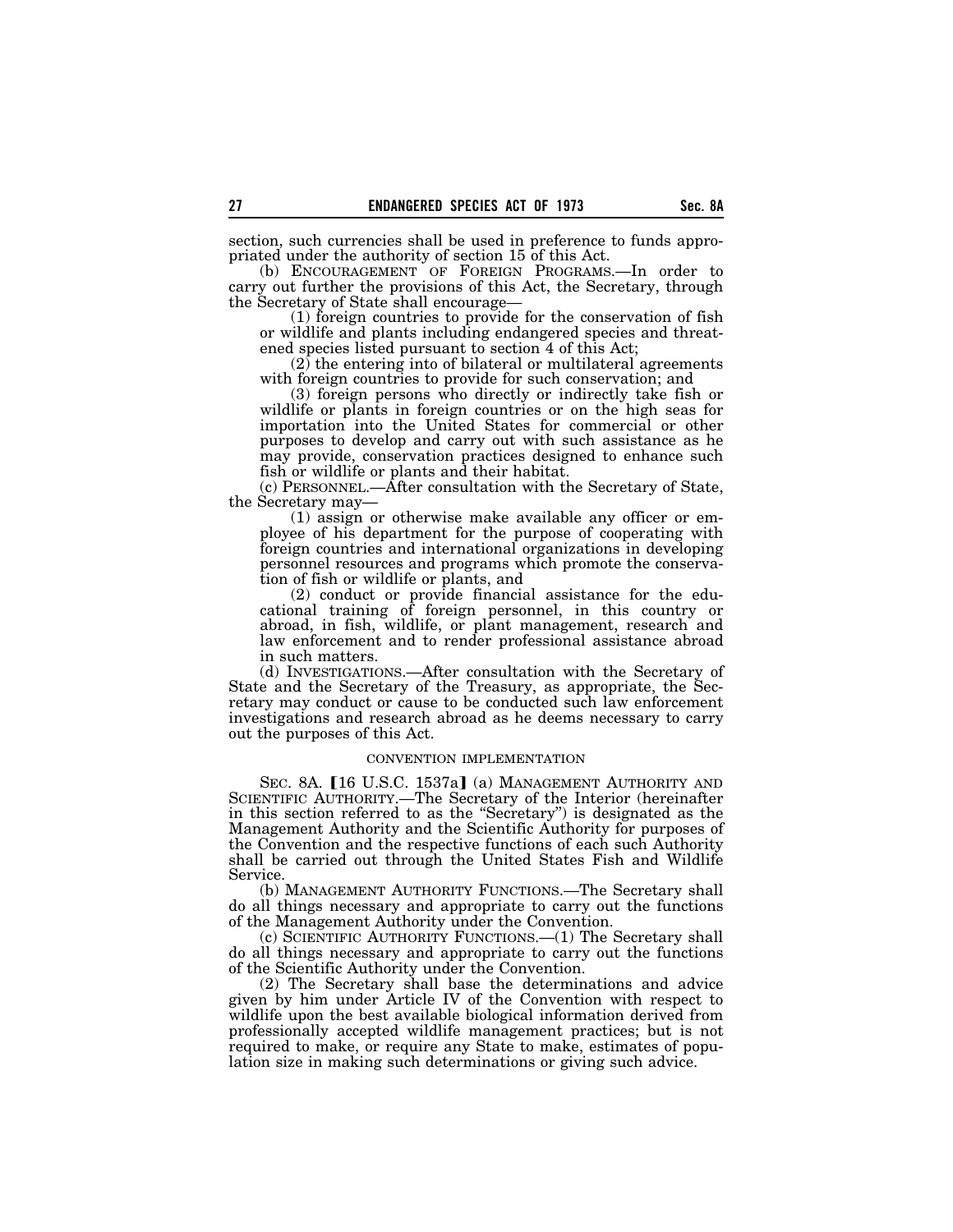section, such currencies shall be used in preference to funds appropriated under the authority of section 15 of this Act.

(b) ENCOURAGEMENT OF FOREIGN PROGRAMS.—In order to carry out further the provisions of this Act, the Secretary, through the Secretary of State shall encourage—

(1) foreign countries to provide for the conservation of fish or wildlife and plants including endangered species and threatened species listed pursuant to section 4 of this Act;

(2) the entering into of bilateral or multilateral agreements with foreign countries to provide for such conservation; and

(3) foreign persons who directly or indirectly take fish or wildlife or plants in foreign countries or on the high seas for importation into the United States for commercial or other purposes to develop and carry out with such assistance as he may provide, conservation practices designed to enhance such fish or wildlife or plants and their habitat.

(c) PERSONNEL.—After consultation with the Secretary of State, the Secretary may—

(1) assign or otherwise make available any officer or employee of his department for the purpose of cooperating with foreign countries and international organizations in developing personnel resources and programs which promote the conservation of fish or wildlife or plants, and

(2) conduct or provide financial assistance for the educational training of foreign personnel, in this country or abroad, in fish, wildlife, or plant management, research and law enforcement and to render professional assistance abroad in such matters.

(d) INVESTIGATIONS.—After consultation with the Secretary of State and the Secretary of the Treasury, as appropriate, the Secretary may conduct or cause to be conducted such law enforcement investigations and research abroad as he deems necessary to carry out the purposes of this Act.

CONVENTION IMPLEMENTATION

SEC. 8A. 【16 U.S.C. 1537a】 (a) MANAGEMENT AUTHORITY AND SCIENTIFIC AUTHORITY.—The Secretary of the Interior (hereinafter in this section referred to as the "Secretary") is designated as the Management Authority and the Scientific Authority for purposes of the Convention and the respective functions of each such Authority shall be carried out through the United States Fish and Wildlife Service.

(b) MANAGEMENT AUTHORITY FUNCTIONS.—The Secretary shall do all things necessary and appropriate to carry out the functions of the Management Authority under the Convention.

(c) SCIENTIFIC AUTHORITY FUNCTIONS.—(1) The Secretary shall do all things necessary and appropriate to carry out the functions of the Scientific Authority under the Convention.

(2) The Secretary shall base the determinations and advice given by him under Article IV of the Convention with respect to wildlife upon the best available biological information derived from professionally accepted wildlife management practices; but is not required to make, or require any State to make, estimates of population size in making such determinations or giving such advice.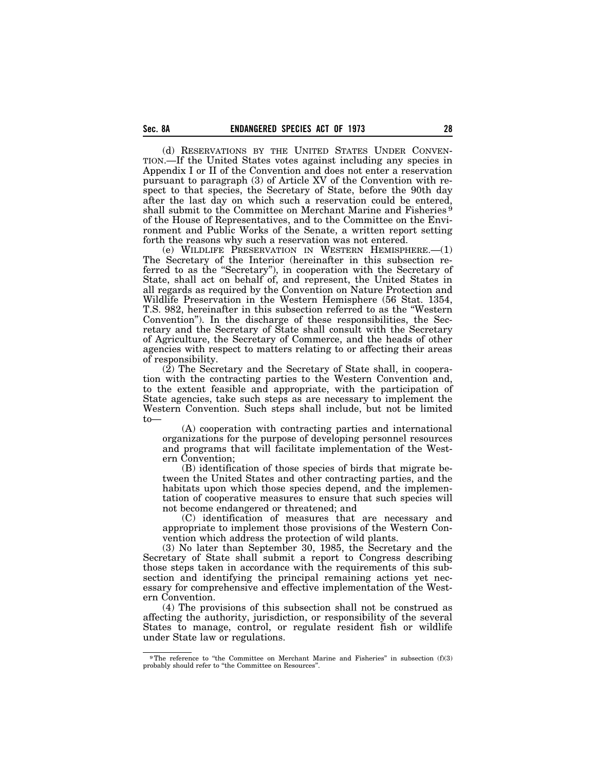(d) RESERVATIONS BY THE UNITED STATES UNDER CONVENTION.—If the United States votes against including any species in Appendix I or II of the Convention and does not enter a reservation pursuant to paragraph (3) of Article XV of the Convention with respect to that species, the Secretary of State, before the 90th day after the last day on which such a reservation could be entered, shall submit to the Committee on Merchant Marine and Fisheries [9] of the House of Representatives, and to the Committee on the Environment and Public Works of the Senate, a written report setting forth the reasons why such a reservation was not entered.

(e) WILDLIFE PRESERVATION IN WESTERN HEMISPHERE.—(1) The Secretary of the Interior (hereinafter in this subsection referred to as the "Secretary"), in cooperation with the Secretary of State, shall act on behalf of, and represent, the United States in all regards as required by the Convention on Nature Protection and Wildlife Preservation in the Western Hemisphere (56 Stat. 1354, T.S. 982, hereinafter in this subsection referred to as the "Western Convention"). In the discharge of these responsibilities, the Secretary and the Secretary of State shall consult with the Secretary of Agriculture, the Secretary of Commerce, and the heads of other agencies with respect to matters relating to or affecting their areas of responsibility.

(2) The Secretary and the Secretary of State shall, in cooperation with the contracting parties to the Western Convention and, to the extent feasible and appropriate, with the participation of State agencies, take such steps as are necessary to implement the Western Convention. Such steps shall include, but not be limited to—

(A) cooperation with contracting parties and international organizations for the purpose of developing personnel resources and programs that will facilitate implementation of the Western Convention;

(B) identification of those species of birds that migrate between the United States and other contracting parties, and the habitats upon which those species depend, and the implementation of cooperative measures to ensure that such species will not become endangered or threatened; and

(C) identification of measures that are necessary and appropriate to implement those provisions of the Western Convention which address the protection of wild plants.

(3) No later than September 30, 1985, the Secretary and the Secretary of State shall submit a report to Congress describing those steps taken in accordance with the requirements of this subsection and identifying the principal remaining actions yet necessary for comprehensive and effective implementation of the Western Convention.

(4) The provisions of this subsection shall not be construed as affecting the authority, jurisdiction, or responsibility of the several States to manage, control, or regulate resident fish or wildlife under State law or regulations.

---

[9] The reference to "the Committee on Merchant Marine and Fisheries" in subsection (f)(3) probably should refer to "the Committee on Resources".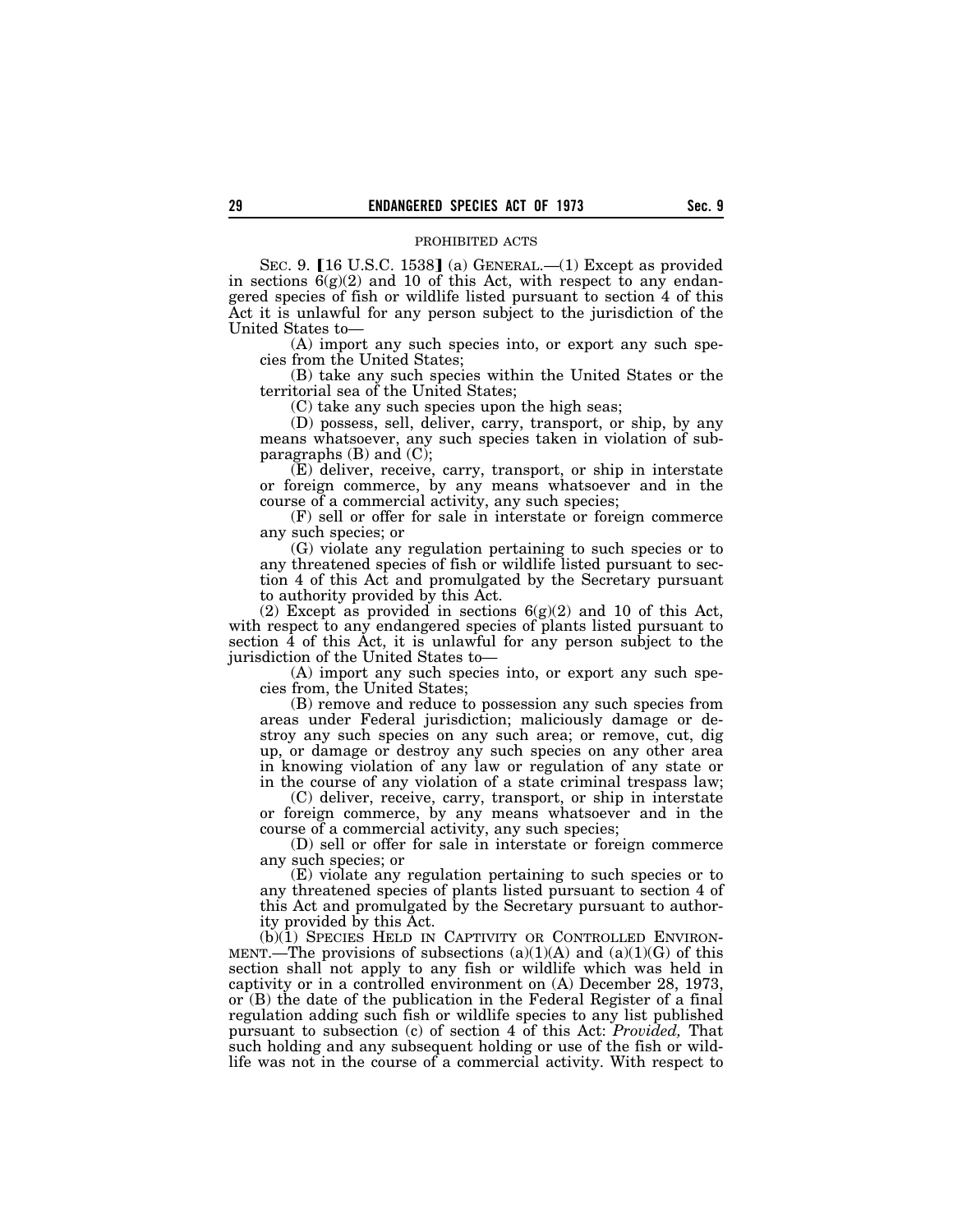PROHIBITED ACTS

SEC. 9. [16 U.S.C. 1538] (a) GENERAL.—(1) Except as provided in sections 6(g)(2) and 10 of this Act, with respect to any endangered species of fish or wildlife listed pursuant to section 4 of this Act it is unlawful for any person subject to the jurisdiction of the United States to—

(A) import any such species into, or export any such species from the United States;

(B) take any such species within the United States or the territorial sea of the United States;

(C) take any such species upon the high seas;

(D) possess, sell, deliver, carry, transport, or ship, by any means whatsoever, any such species taken in violation of subparagraphs (B) and (C);

(E) deliver, receive, carry, transport, or ship in interstate or foreign commerce, by any means whatsoever and in the course of a commercial activity, any such species;

(F) sell or offer for sale in interstate or foreign commerce any such species; or

(G) violate any regulation pertaining to such species or to any threatened species of fish or wildlife listed pursuant to section 4 of this Act and promulgated by the Secretary pursuant to authority provided by this Act.

(2) Except as provided in sections 6(g)(2) and 10 of this Act, with respect to any endangered species of plants listed pursuant to section 4 of this Act, it is unlawful for any person subject to the jurisdiction of the United States to—

(A) import any such species into, or export any such species from, the United States;

(B) remove and reduce to possession any such species from areas under Federal jurisdiction; maliciously damage or destroy any such species on any such area; or remove, cut, dig up, or damage or destroy any such species on any other area in knowing violation of any law or regulation of any state or in the course of any violation of a state criminal trespass law;

(C) deliver, receive, carry, transport, or ship in interstate or foreign commerce, by any means whatsoever and in the course of a commercial activity, any such species;

(D) sell or offer for sale in interstate or foreign commerce any such species; or

(E) violate any regulation pertaining to such species or to any threatened species of plants listed pursuant to section 4 of this Act and promulgated by the Secretary pursuant to authority provided by this Act.

(b)(1) SPECIES HELD IN CAPTIVITY OR CONTROLLED ENVIRONMENT.—The provisions of subsections (a)(1)(A) and (a)(1)(G) of this section shall not apply to any fish or wildlife which was held in captivity or in a controlled environment on (A) December 28, 1973, or (B) the date of the publication in the Federal Register of a final regulation adding such fish or wildlife species to any list published pursuant to subsection (c) of section 4 of this Act: *Provided,* That such holding and any subsequent holding or use of the fish or wildlife was not in the course of a commercial activity. With respect to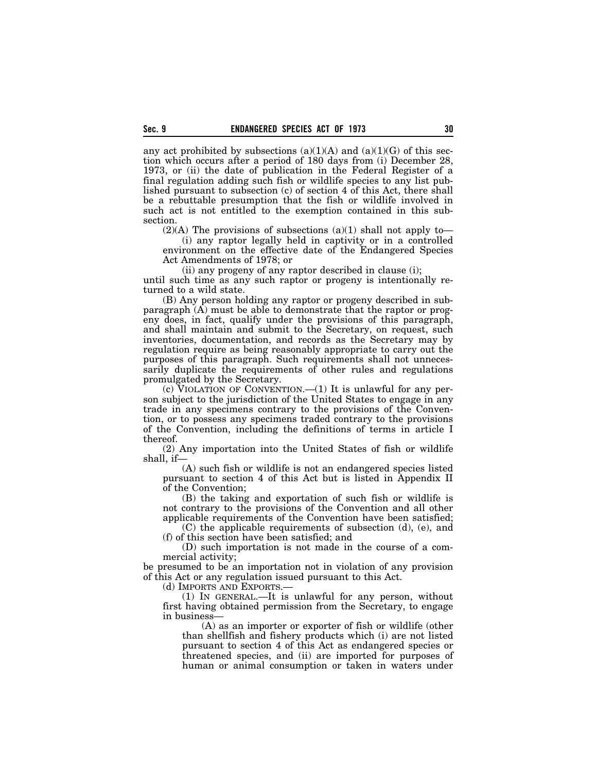any act prohibited by subsections (a)(1)(A) and (a)(1)(G) of this section which occurs after a period of 180 days from (i) December 28, 1973, or (ii) the date of publication in the Federal Register of a final regulation adding such fish or wildlife species to any list published pursuant to subsection (c) of section 4 of this Act, there shall be a rebuttable presumption that the fish or wildlife involved in such act is not entitled to the exemption contained in this subsection.

(2)(A) The provisions of subsections (a)(1) shall not apply to—

(i) any raptor legally held in captivity or in a controlled environment on the effective date of the Endangered Species Act Amendments of 1978; or

(ii) any progeny of any raptor described in clause (i);

until such time as any such raptor or progeny is intentionally returned to a wild state.

(B) Any person holding any raptor or progeny described in subparagraph (A) must be able to demonstrate that the raptor or progeny does, in fact, qualify under the provisions of this paragraph, and shall maintain and submit to the Secretary, on request, such inventories, documentation, and records as the Secretary may by regulation require as being reasonably appropriate to carry out the purposes of this paragraph. Such requirements shall not unnecessarily duplicate the requirements of other rules and regulations promulgated by the Secretary.

(c) VIOLATION OF CONVENTION.—(1) It is unlawful for any person subject to the jurisdiction of the United States to engage in any trade in any specimens contrary to the provisions of the Convention, or to possess any specimens traded contrary to the provisions of the Convention, including the definitions of terms in article I thereof.

(2) Any importation into the United States of fish or wildlife shall, if—

(A) such fish or wildlife is not an endangered species listed pursuant to section 4 of this Act but is listed in Appendix II of the Convention;

(B) the taking and exportation of such fish or wildlife is not contrary to the provisions of the Convention and all other applicable requirements of the Convention have been satisfied;

(C) the applicable requirements of subsection (d), (e), and (f) of this section have been satisfied; and

(D) such importation is not made in the course of a commercial activity;

be presumed to be an importation not in violation of any provision of this Act or any regulation issued pursuant to this Act.

(d) IMPORTS AND EXPORTS.—

(1) IN GENERAL.—It is unlawful for any person, without first having obtained permission from the Secretary, to engage in business—

(A) as an importer or exporter of fish or wildlife (other than shellfish and fishery products which (i) are not listed pursuant to section 4 of this Act as endangered species or threatened species, and (ii) are imported for purposes of human or animal consumption or taken in waters under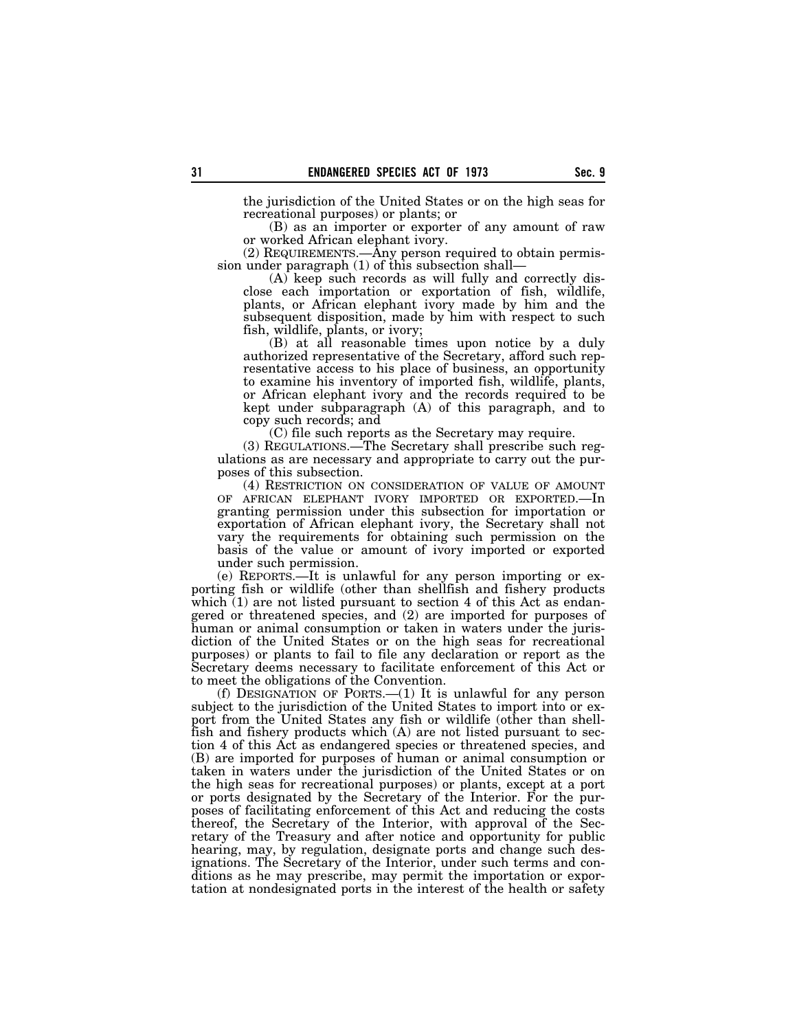the jurisdiction of the United States or on the high seas for recreational purposes) or plants; or

(B) as an importer or exporter of any amount of raw or worked African elephant ivory.

(2) REQUIREMENTS.—Any person required to obtain permission under paragraph (1) of this subsection shall—

(A) keep such records as will fully and correctly disclose each importation or exportation of fish, wildlife, plants, or African elephant ivory made by him and the subsequent disposition, made by him with respect to such fish, wildlife, plants, or ivory;

(B) at all reasonable times upon notice by a duly authorized representative of the Secretary, afford such representative access to his place of business, an opportunity to examine his inventory of imported fish, wildlife, plants, or African elephant ivory and the records required to be kept under subparagraph (A) of this paragraph, and to copy such records; and

(C) file such reports as the Secretary may require.

(3) REGULATIONS.—The Secretary shall prescribe such regulations as are necessary and appropriate to carry out the purposes of this subsection.

(4) RESTRICTION ON CONSIDERATION OF VALUE OF AMOUNT OF AFRICAN ELEPHANT IVORY IMPORTED OR EXPORTED.—In granting permission under this subsection for importation or exportation of African elephant ivory, the Secretary shall not vary the requirements for obtaining such permission on the basis of the value or amount of ivory imported or exported under such permission.

(e) REPORTS.—It is unlawful for any person importing or exporting fish or wildlife (other than shellfish and fishery products which (1) are not listed pursuant to section 4 of this Act as endangered or threatened species, and (2) are imported for purposes of human or animal consumption or taken in waters under the jurisdiction of the United States or on the high seas for recreational purposes) or plants to fail to file any declaration or report as the Secretary deems necessary to facilitate enforcement of this Act or to meet the obligations of the Convention.

(f) DESIGNATION OF PORTS.—(1) It is unlawful for any person subject to the jurisdiction of the United States to import into or export from the United States any fish or wildlife (other than shellfish and fishery products which (A) are not listed pursuant to section 4 of this Act as endangered species or threatened species, and (B) are imported for purposes of human or animal consumption or taken in waters under the jurisdiction of the United States or on the high seas for recreational purposes) or plants, except at a port or ports designated by the Secretary of the Interior. For the purposes of facilitating enforcement of this Act and reducing the costs thereof, the Secretary of the Interior, with approval of the Secretary of the Treasury and after notice and opportunity for public hearing, may, by regulation, designate ports and change such designations. The Secretary of the Interior, under such terms and conditions as he may prescribe, may permit the importation or exportation at nondesignated ports in the interest of the health or safety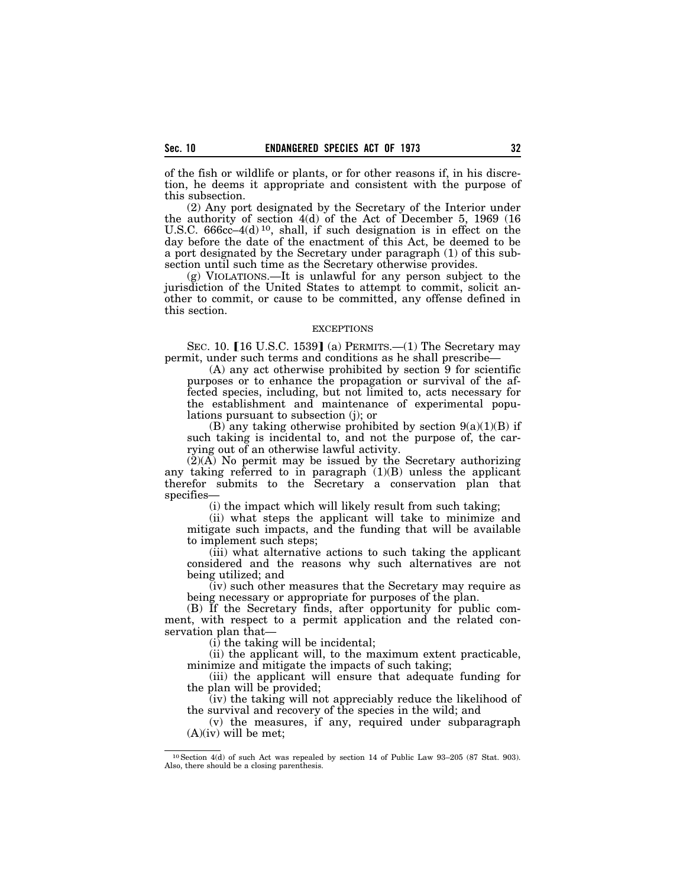of the fish or wildlife or plants, or for other reasons if, in his discretion, he deems it appropriate and consistent with the purpose of this subsection.

(2) Any port designated by the Secretary of the Interior under the authority of section 4(d) of the Act of December 5, 1969 (16 U.S.C. 666cc–4(d)[10], shall, if such designation is in effect on the day before the date of the enactment of this Act, be deemed to be a port designated by the Secretary under paragraph (1) of this subsection until such time as the Secretary otherwise provides.

(g) VIOLATIONS.—It is unlawful for any person subject to the jurisdiction of the United States to attempt to commit, solicit another to commit, or cause to be committed, any offense defined in this section.

EXCEPTIONS

SEC. 10. [16 U.S.C. 1539] (a) PERMITS.—(1) The Secretary may permit, under such terms and conditions as he shall prescribe—

(A) any act otherwise prohibited by section 9 for scientific purposes or to enhance the propagation or survival of the affected species, including, but not limited to, acts necessary for the establishment and maintenance of experimental populations pursuant to subsection (j); or

(B) any taking otherwise prohibited by section 9(a)(1)(B) if such taking is incidental to, and not the purpose of, the carrying out of an otherwise lawful activity.

(2)(A) No permit may be issued by the Secretary authorizing any taking referred to in paragraph (1)(B) unless the applicant therefor submits to the Secretary a conservation plan that specifies—

(i) the impact which will likely result from such taking;

(ii) what steps the applicant will take to minimize and mitigate such impacts, and the funding that will be available to implement such steps;

(iii) what alternative actions to such taking the applicant considered and the reasons why such alternatives are not being utilized; and

(iv) such other measures that the Secretary may require as being necessary or appropriate for purposes of the plan.

(B) If the Secretary finds, after opportunity for public comment, with respect to a permit application and the related conservation plan that—

(i) the taking will be incidental;

(ii) the applicant will, to the maximum extent practicable, minimize and mitigate the impacts of such taking;

(iii) the applicant will ensure that adequate funding for the plan will be provided;

(iv) the taking will not appreciably reduce the likelihood of the survival and recovery of the species in the wild; and

(v) the measures, if any, required under subparagraph (A)(iv) will be met;

---

[10] Section 4(d) of such Act was repealed by section 14 of Public Law 93–205 (87 Stat. 903). Also, there should be a closing parenthesis.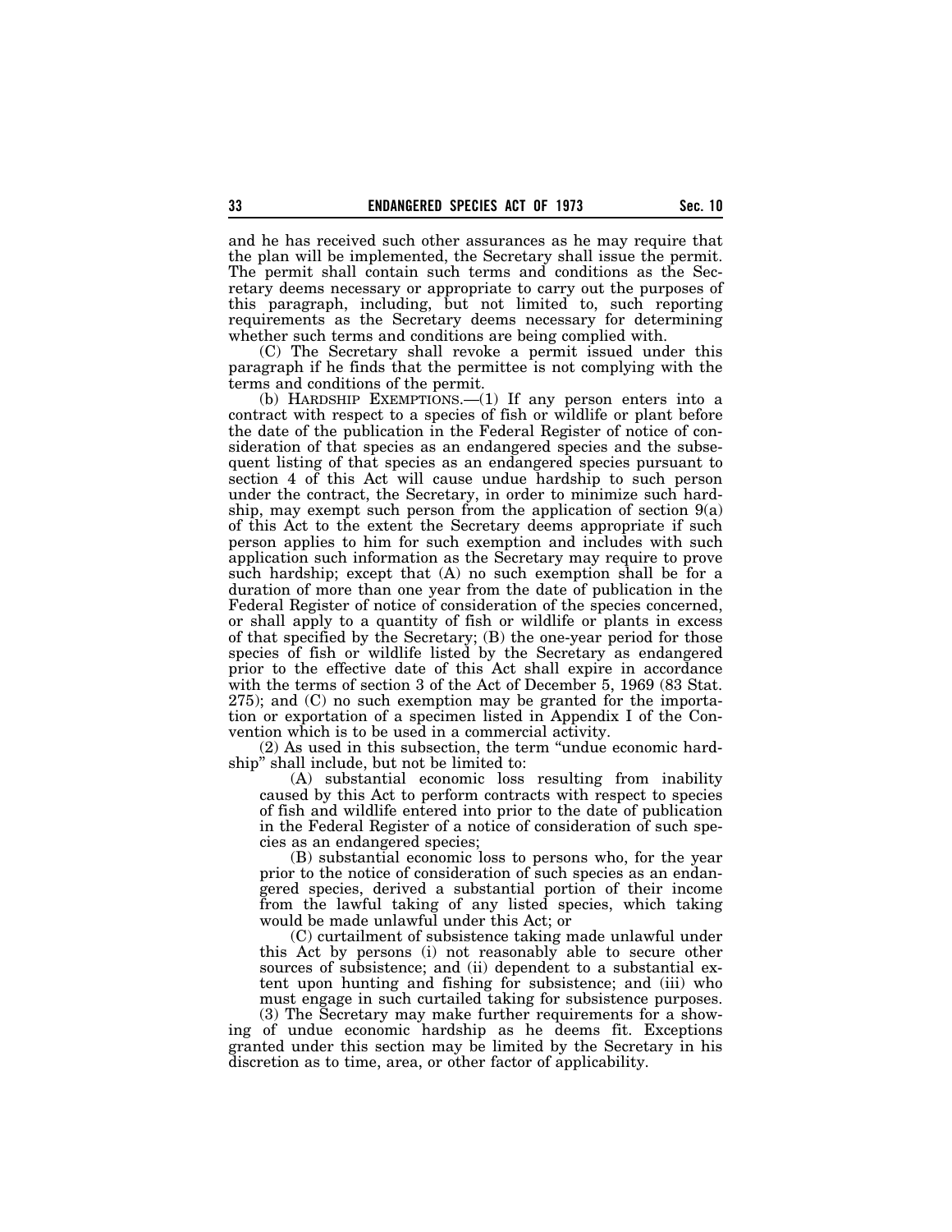and he has received such other assurances as he may require that the plan will be implemented, the Secretary shall issue the permit. The permit shall contain such terms and conditions as the Secretary deems necessary or appropriate to carry out the purposes of this paragraph, including, but not limited to, such reporting requirements as the Secretary deems necessary for determining whether such terms and conditions are being complied with.

(C) The Secretary shall revoke a permit issued under this paragraph if he finds that the permittee is not complying with the terms and conditions of the permit.

(b) HARDSHIP EXEMPTIONS.—(1) If any person enters into a contract with respect to a species of fish or wildlife or plant before the date of the publication in the Federal Register of notice of consideration of that species as an endangered species and the subsequent listing of that species as an endangered species pursuant to section 4 of this Act will cause undue hardship to such person under the contract, the Secretary, in order to minimize such hardship, may exempt such person from the application of section 9(a) of this Act to the extent the Secretary deems appropriate if such person applies to him for such exemption and includes with such application such information as the Secretary may require to prove such hardship; except that (A) no such exemption shall be for a duration of more than one year from the date of publication in the Federal Register of notice of consideration of the species concerned, or shall apply to a quantity of fish or wildlife or plants in excess of that specified by the Secretary; (B) the one-year period for those species of fish or wildlife listed by the Secretary as endangered prior to the effective date of this Act shall expire in accordance with the terms of section 3 of the Act of December 5, 1969 (83 Stat. 275); and (C) no such exemption may be granted for the importation or exportation of a specimen listed in Appendix I of the Convention which is to be used in a commercial activity.

(2) As used in this subsection, the term "undue economic hardship" shall include, but not be limited to:

(A) substantial economic loss resulting from inability caused by this Act to perform contracts with respect to species of fish and wildlife entered into prior to the date of publication in the Federal Register of a notice of consideration of such species as an endangered species;

(B) substantial economic loss to persons who, for the year prior to the notice of consideration of such species as an endangered species, derived a substantial portion of their income from the lawful taking of any listed species, which taking would be made unlawful under this Act; or

(C) curtailment of subsistence taking made unlawful under this Act by persons (i) not reasonably able to secure other sources of subsistence; and (ii) dependent to a substantial extent upon hunting and fishing for subsistence; and (iii) who must engage in such curtailed taking for subsistence purposes.

(3) The Secretary may make further requirements for a showing of undue economic hardship as he deems fit. Exceptions granted under this section may be limited by the Secretary in his discretion as to time, area, or other factor of applicability.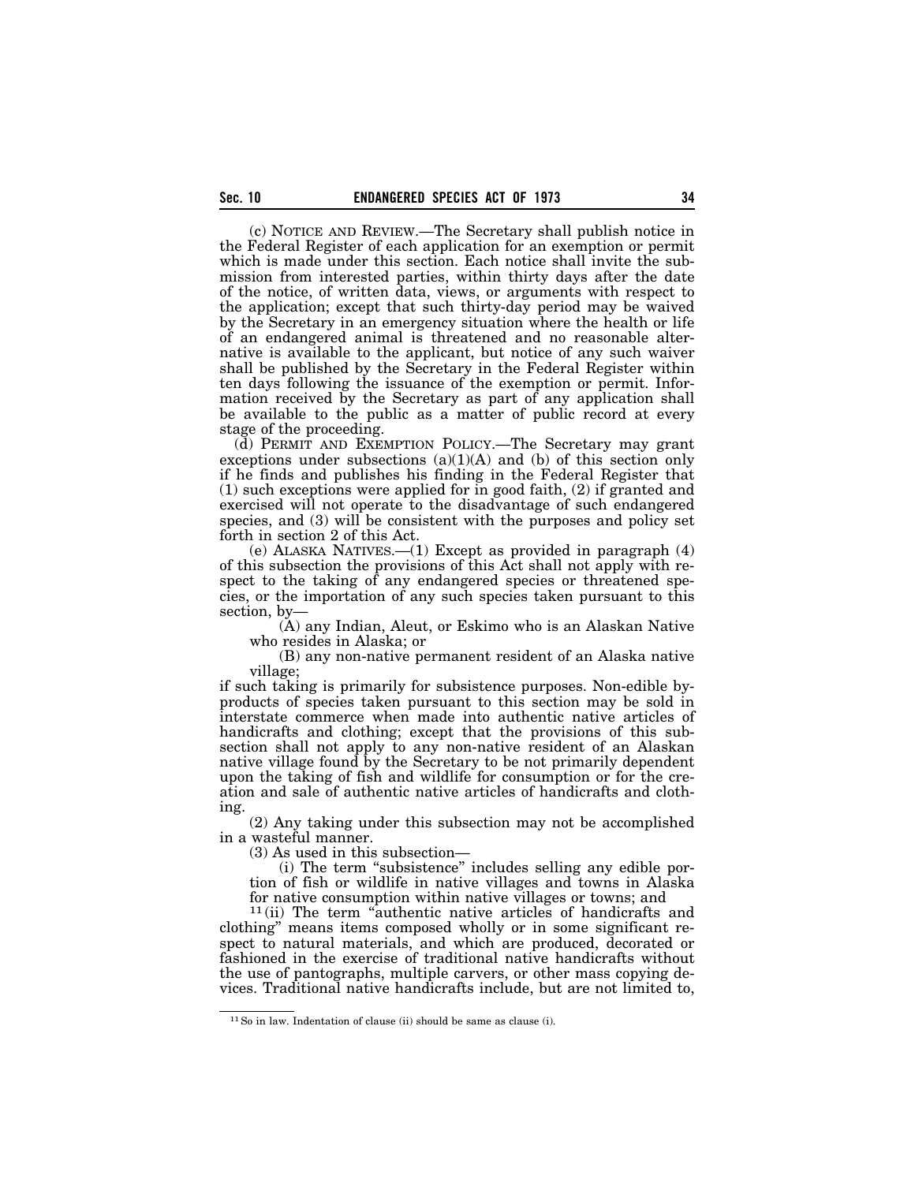(c) NOTICE AND REVIEW.—The Secretary shall publish notice in the Federal Register of each application for an exemption or permit which is made under this section. Each notice shall invite the submission from interested parties, within thirty days after the date of the notice, of written data, views, or arguments with respect to the application; except that such thirty-day period may be waived by the Secretary in an emergency situation where the health or life of an endangered animal is threatened and no reasonable alternative is available to the applicant, but notice of any such waiver shall be published by the Secretary in the Federal Register within ten days following the issuance of the exemption or permit. Information received by the Secretary as part of any application shall be available to the public as a matter of public record at every stage of the proceeding.

(d) PERMIT AND EXEMPTION POLICY.—The Secretary may grant exceptions under subsections (a)(1)(A) and (b) of this section only if he finds and publishes his finding in the Federal Register that (1) such exceptions were applied for in good faith, (2) if granted and exercised will not operate to the disadvantage of such endangered species, and (3) will be consistent with the purposes and policy set forth in section 2 of this Act.

(e) ALASKA NATIVES.—(1) Except as provided in paragraph (4) of this subsection the provisions of this Act shall not apply with respect to the taking of any endangered species or threatened species, or the importation of any such species taken pursuant to this section, by—

(A) any Indian, Aleut, or Eskimo who is an Alaskan Native who resides in Alaska; or

(B) any non-native permanent resident of an Alaska native village;

if such taking is primarily for subsistence purposes. Non-edible by-products of species taken pursuant to this section may be sold in interstate commerce when made into authentic native articles of handicrafts and clothing; except that the provisions of this subsection shall not apply to any non-native resident of an Alaskan native village found by the Secretary to be not primarily dependent upon the taking of fish and wildlife for consumption or for the creation and sale of authentic native articles of handicrafts and clothing.

(2) Any taking under this subsection may not be accomplished in a wasteful manner.

(3) As used in this subsection—

(i) The term "subsistence" includes selling any edible portion of fish or wildlife in native villages and towns in Alaska for native consumption within native villages or towns; and

[11] (ii) The term "authentic native articles of handicrafts and clothing" means items composed wholly or in some significant respect to natural materials, and which are produced, decorated or fashioned in the exercise of traditional native handicrafts without the use of pantographs, multiple carvers, or other mass copying devices. Traditional native handicrafts include, but are not limited to,

---

[11] So in law. Indentation of clause (ii) should be same as clause (i).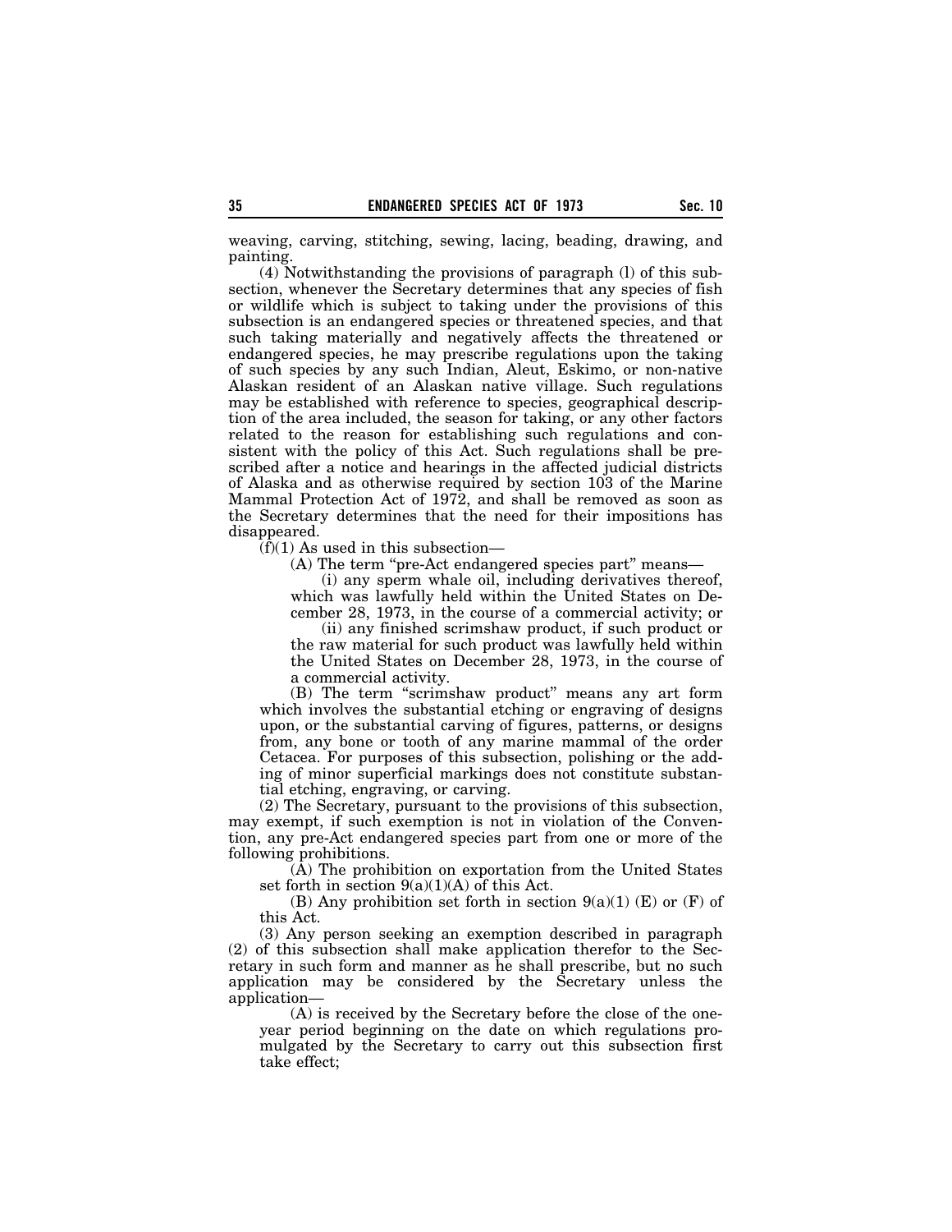weaving, carving, stitching, sewing, lacing, beading, drawing, and painting.

(4) Notwithstanding the provisions of paragraph (l) of this subsection, whenever the Secretary determines that any species of fish or wildlife which is subject to taking under the provisions of this subsection is an endangered species or threatened species, and that such taking materially and negatively affects the threatened or endangered species, he may prescribe regulations upon the taking of such species by any such Indian, Aleut, Eskimo, or non-native Alaskan resident of an Alaskan native village. Such regulations may be established with reference to species, geographical description of the area included, the season for taking, or any other factors related to the reason for establishing such regulations and consistent with the policy of this Act. Such regulations shall be prescribed after a notice and hearings in the affected judicial districts of Alaska and as otherwise required by section 103 of the Marine Mammal Protection Act of 1972, and shall be removed as soon as the Secretary determines that the need for their impositions has disappeared.

(f)(1) As used in this subsection—

(A) The term "pre-Act endangered species part" means—

(i) any sperm whale oil, including derivatives thereof, which was lawfully held within the United States on December 28, 1973, in the course of a commercial activity; or

(ii) any finished scrimshaw product, if such product or the raw material for such product was lawfully held within the United States on December 28, 1973, in the course of a commercial activity.

(B) The term "scrimshaw product" means any art form which involves the substantial etching or engraving of designs upon, or the substantial carving of figures, patterns, or designs from, any bone or tooth of any marine mammal of the order Cetacea. For purposes of this subsection, polishing or the adding of minor superficial markings does not constitute substantial etching, engraving, or carving.

(2) The Secretary, pursuant to the provisions of this subsection, may exempt, if such exemption is not in violation of the Convention, any pre-Act endangered species part from one or more of the following prohibitions.

(A) The prohibition on exportation from the United States set forth in section 9(a)(1)(A) of this Act.

(B) Any prohibition set forth in section 9(a)(1) (E) or (F) of this Act.

(3) Any person seeking an exemption described in paragraph (2) of this subsection shall make application therefor to the Secretary in such form and manner as he shall prescribe, but no such application may be considered by the Secretary unless the application—

(A) is received by the Secretary before the close of the one-year period beginning on the date on which regulations promulgated by the Secretary to carry out this subsection first take effect;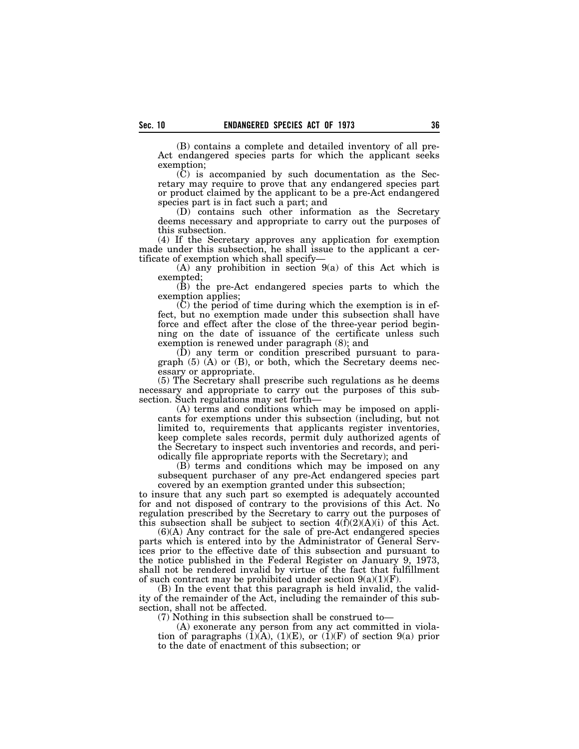(B) contains a complete and detailed inventory of all pre-Act endangered species parts for which the applicant seeks exemption;

(C) is accompanied by such documentation as the Secretary may require to prove that any endangered species part or product claimed by the applicant to be a pre-Act endangered species part is in fact such a part; and

(D) contains such other information as the Secretary deems necessary and appropriate to carry out the purposes of this subsection.

(4) If the Secretary approves any application for exemption made under this subsection, he shall issue to the applicant a certificate of exemption which shall specify—

(A) any prohibition in section 9(a) of this Act which is exempted;

(B) the pre-Act endangered species parts to which the exemption applies;

(C) the period of time during which the exemption is in effect, but no exemption made under this subsection shall have force and effect after the close of the three-year period beginning on the date of issuance of the certificate unless such exemption is renewed under paragraph (8); and

(D) any term or condition prescribed pursuant to paragraph (5) (A) or (B), or both, which the Secretary deems necessary or appropriate.

(5) The Secretary shall prescribe such regulations as he deems necessary and appropriate to carry out the purposes of this subsection. Such regulations may set forth—

(A) terms and conditions which may be imposed on applicants for exemptions under this subsection (including, but not limited to, requirements that applicants register inventories, keep complete sales records, permit duly authorized agents of the Secretary to inspect such inventories and records, and periodically file appropriate reports with the Secretary); and

(B) terms and conditions which may be imposed on any subsequent purchaser of any pre-Act endangered species part covered by an exemption granted under this subsection;

to insure that any such part so exempted is adequately accounted for and not disposed of contrary to the provisions of this Act. No regulation prescribed by the Secretary to carry out the purposes of this subsection shall be subject to section 4(f)(2)(A)(i) of this Act.

(6)(A) Any contract for the sale of pre-Act endangered species parts which is entered into by the Administrator of General Services prior to the effective date of this subsection and pursuant to the notice published in the Federal Register on January 9, 1973, shall not be rendered invalid by virtue of the fact that fulfillment of such contract may be prohibited under section 9(a)(1)(F).

(B) In the event that this paragraph is held invalid, the validity of the remainder of the Act, including the remainder of this subsection, shall not be affected.

(7) Nothing in this subsection shall be construed to—

(A) exonerate any person from any act committed in violation of paragraphs (1)(A), (1)(E), or (1)(F) of section 9(a) prior to the date of enactment of this subsection; or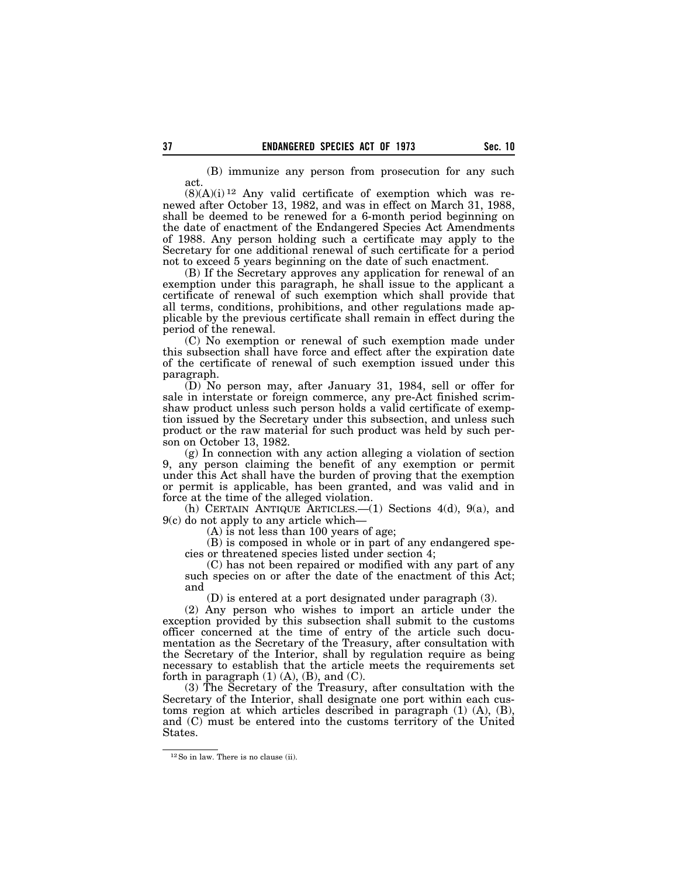(B) immunize any person from prosecution for any such act.

(8)(A)(i) [12] Any valid certificate of exemption which was renewed after October 13, 1982, and was in effect on March 31, 1988, shall be deemed to be renewed for a 6-month period beginning on the date of enactment of the Endangered Species Act Amendments of 1988. Any person holding such a certificate may apply to the Secretary for one additional renewal of such certificate for a period not to exceed 5 years beginning on the date of such enactment.

(B) If the Secretary approves any application for renewal of an exemption under this paragraph, he shall issue to the applicant a certificate of renewal of such exemption which shall provide that all terms, conditions, prohibitions, and other regulations made applicable by the previous certificate shall remain in effect during the period of the renewal.

(C) No exemption or renewal of such exemption made under this subsection shall have force and effect after the expiration date of the certificate of renewal of such exemption issued under this paragraph.

(D) No person may, after January 31, 1984, sell or offer for sale in interstate or foreign commerce, any pre-Act finished scrimshaw product unless such person holds a valid certificate of exemption issued by the Secretary under this subsection, and unless such product or the raw material for such product was held by such person on October 13, 1982.

(g) In connection with any action alleging a violation of section 9, any person claiming the benefit of any exemption or permit under this Act shall have the burden of proving that the exemption or permit is applicable, has been granted, and was valid and in force at the time of the alleged violation.

(h) CERTAIN ANTIQUE ARTICLES.—(1) Sections 4(d), 9(a), and 9(c) do not apply to any article which—

(A) is not less than 100 years of age;

(B) is composed in whole or in part of any endangered species or threatened species listed under section 4;

(C) has not been repaired or modified with any part of any such species on or after the date of the enactment of this Act; and

(D) is entered at a port designated under paragraph (3).

(2) Any person who wishes to import an article under the exception provided by this subsection shall submit to the customs officer concerned at the time of entry of the article such documentation as the Secretary of the Treasury, after consultation with the Secretary of the Interior, shall by regulation require as being necessary to establish that the article meets the requirements set forth in paragraph (1) (A), (B), and (C).

(3) The Secretary of the Treasury, after consultation with the Secretary of the Interior, shall designate one port within each customs region at which articles described in paragraph (1) (A), (B), and (C) must be entered into the customs territory of the United States.

[12] So in law. There is no clause (ii).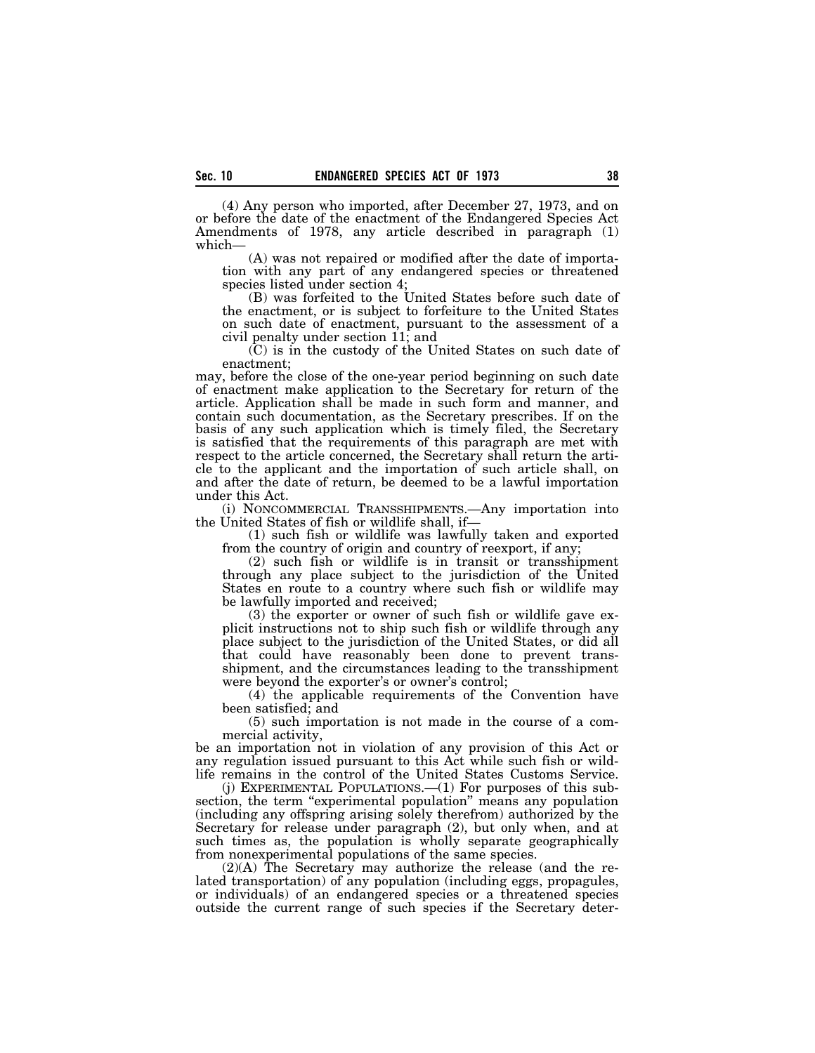(4) Any person who imported, after December 27, 1973, and on or before the date of the enactment of the Endangered Species Act Amendments of 1978, any article described in paragraph (1) which—

(A) was not repaired or modified after the date of importation with any part of any endangered species or threatened species listed under section 4;

(B) was forfeited to the United States before such date of the enactment, or is subject to forfeiture to the United States on such date of enactment, pursuant to the assessment of a civil penalty under section 11; and

(C) is in the custody of the United States on such date of enactment;

may, before the close of the one-year period beginning on such date of enactment make application to the Secretary for return of the article. Application shall be made in such form and manner, and contain such documentation, as the Secretary prescribes. If on the basis of any such application which is timely filed, the Secretary is satisfied that the requirements of this paragraph are met with respect to the article concerned, the Secretary shall return the article to the applicant and the importation of such article shall, on and after the date of return, be deemed to be a lawful importation under this Act.

(i) NONCOMMERCIAL TRANSSHIPMENTS.—Any importation into the United States of fish or wildlife shall, if—

(1) such fish or wildlife was lawfully taken and exported from the country of origin and country of reexport, if any;

(2) such fish or wildlife is in transit or transshipment through any place subject to the jurisdiction of the United States en route to a country where such fish or wildlife may be lawfully imported and received;

(3) the exporter or owner of such fish or wildlife gave explicit instructions not to ship such fish or wildlife through any place subject to the jurisdiction of the United States, or did all that could have reasonably been done to prevent transshipment, and the circumstances leading to the transshipment were beyond the exporter's or owner's control;

(4) the applicable requirements of the Convention have been satisfied; and

(5) such importation is not made in the course of a commercial activity,

be an importation not in violation of any provision of this Act or any regulation issued pursuant to this Act while such fish or wildlife remains in the control of the United States Customs Service.

(j) EXPERIMENTAL POPULATIONS.—(1) For purposes of this subsection, the term "experimental population" means any population (including any offspring arising solely therefrom) authorized by the Secretary for release under paragraph (2), but only when, and at such times as, the population is wholly separate geographically from nonexperimental populations of the same species.

(2)(A) The Secretary may authorize the release (and the related transportation) of any population (including eggs, propagules, or individuals) of an endangered species or a threatened species outside the current range of such species if the Secretary deter-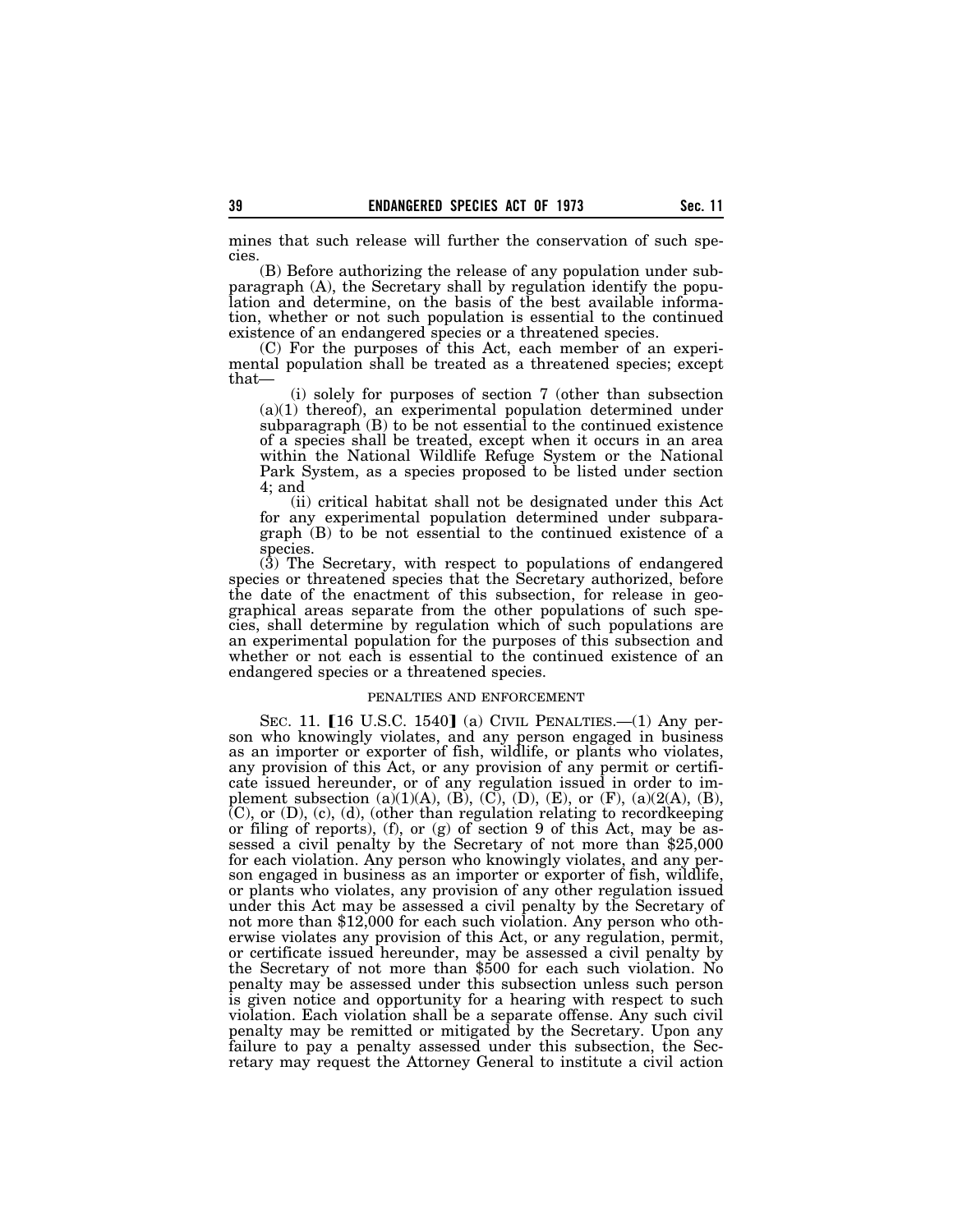mines that such release will further the conservation of such species.

(B) Before authorizing the release of any population under subparagraph (A), the Secretary shall by regulation identify the population and determine, on the basis of the best available information, whether or not such population is essential to the continued existence of an endangered species or a threatened species.

(C) For the purposes of this Act, each member of an experimental population shall be treated as a threatened species; except that—

(i) solely for purposes of section 7 (other than subsection (a)(1) thereof), an experimental population determined under subparagraph (B) to be not essential to the continued existence of a species shall be treated, except when it occurs in an area within the National Wildlife Refuge System or the National Park System, as a species proposed to be listed under section 4; and

(ii) critical habitat shall not be designated under this Act for any experimental population determined under subparagraph (B) to be not essential to the continued existence of a species.

(3) The Secretary, with respect to populations of endangered species or threatened species that the Secretary authorized, before the date of the enactment of this subsection, for release in geographical areas separate from the other populations of such species, shall determine by regulation which of such populations are an experimental population for the purposes of this subsection and whether or not each is essential to the continued existence of an endangered species or a threatened species.

PENALTIES AND ENFORCEMENT

SEC. 11. [16 U.S.C. 1540] (a) CIVIL PENALTIES.—(1) Any person who knowingly violates, and any person engaged in business as an importer or exporter of fish, wildlife, or plants who violates, any provision of this Act, or any provision of any permit or certificate issued hereunder, or of any regulation issued in order to implement subsection (a)(1)(A), (B), (C), (D), (E), or (F), (a)(2(A), (B), (C), or (D), (c), (d), (other than regulation relating to recordkeeping or filing of reports), (f), or (g) of section 9 of this Act, may be assessed a civil penalty by the Secretary of not more than $25,000 for each violation. Any person who knowingly violates, and any person engaged in business as an importer or exporter of fish, wildlife, or plants who violates, any provision of any other regulation issued under this Act may be assessed a civil penalty by the Secretary of not more than $12,000 for each such violation. Any person who otherwise violates any provision of this Act, or any regulation, permit, or certificate issued hereunder, may be assessed a civil penalty by the Secretary of not more than $500 for each such violation. No penalty may be assessed under this subsection unless such person is given notice and opportunity for a hearing with respect to such violation. Each violation shall be a separate offense. Any such civil penalty may be remitted or mitigated by the Secretary. Upon any failure to pay a penalty assessed under this subsection, the Secretary may request the Attorney General to institute a civil action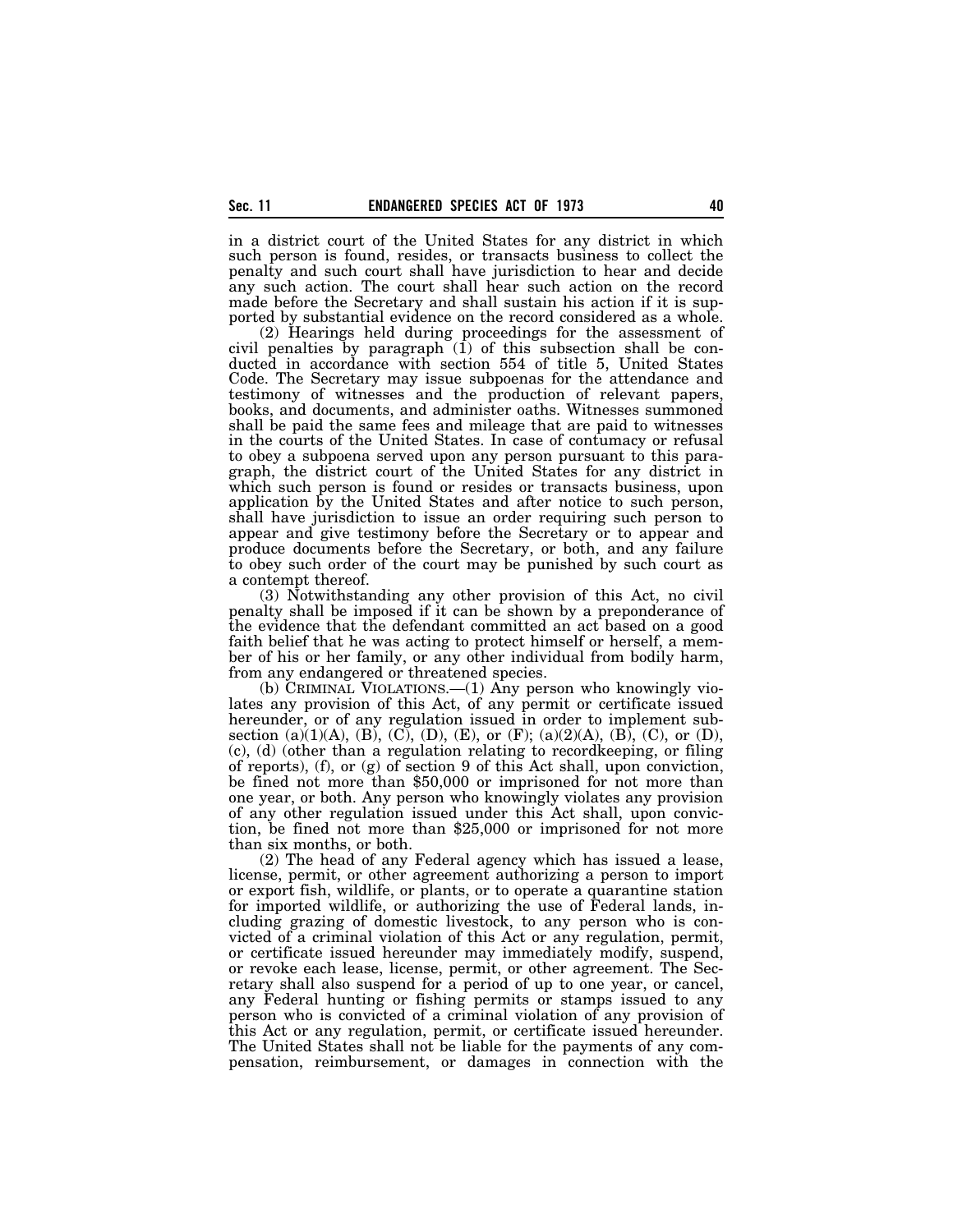in a district court of the United States for any district in which such person is found, resides, or transacts business to collect the penalty and such court shall have jurisdiction to hear and decide any such action. The court shall hear such action on the record made before the Secretary and shall sustain his action if it is supported by substantial evidence on the record considered as a whole.

(2) Hearings held during proceedings for the assessment of civil penalties by paragraph (1) of this subsection shall be conducted in accordance with section 554 of title 5, United States Code. The Secretary may issue subpoenas for the attendance and testimony of witnesses and the production of relevant papers, books, and documents, and administer oaths. Witnesses summoned shall be paid the same fees and mileage that are paid to witnesses in the courts of the United States. In case of contumacy or refusal to obey a subpoena served upon any person pursuant to this paragraph, the district court of the United States for any district in which such person is found or resides or transacts business, upon application by the United States and after notice to such person, shall have jurisdiction to issue an order requiring such person to appear and give testimony before the Secretary or to appear and produce documents before the Secretary, or both, and any failure to obey such order of the court may be punished by such court as a contempt thereof.

(3) Notwithstanding any other provision of this Act, no civil penalty shall be imposed if it can be shown by a preponderance of the evidence that the defendant committed an act based on a good faith belief that he was acting to protect himself or herself, a member of his or her family, or any other individual from bodily harm, from any endangered or threatened species.

(b) CRIMINAL VIOLATIONS.—(1) Any person who knowingly violates any provision of this Act, of any permit or certificate issued hereunder, or of any regulation issued in order to implement subsection (a)(1)(A), (B), (C), (D), (E), or (F); (a)(2)(A), (B), (C), or (D), (c), (d) (other than a regulation relating to recordkeeping, or filing of reports), (f), or (g) of section 9 of this Act shall, upon conviction, be fined not more than $50,000 or imprisoned for not more than one year, or both. Any person who knowingly violates any provision of any other regulation issued under this Act shall, upon conviction, be fined not more than $25,000 or imprisoned for not more than six months, or both.

(2) The head of any Federal agency which has issued a lease, license, permit, or other agreement authorizing a person to import or export fish, wildlife, or plants, or to operate a quarantine station for imported wildlife, or authorizing the use of Federal lands, including grazing of domestic livestock, to any person who is convicted of a criminal violation of this Act or any regulation, permit, or certificate issued hereunder may immediately modify, suspend, or revoke each lease, license, permit, or other agreement. The Secretary shall also suspend for a period of up to one year, or cancel, any Federal hunting or fishing permits or stamps issued to any person who is convicted of a criminal violation of any provision of this Act or any regulation, permit, or certificate issued hereunder. The United States shall not be liable for the payments of any compensation, reimbursement, or damages in connection with the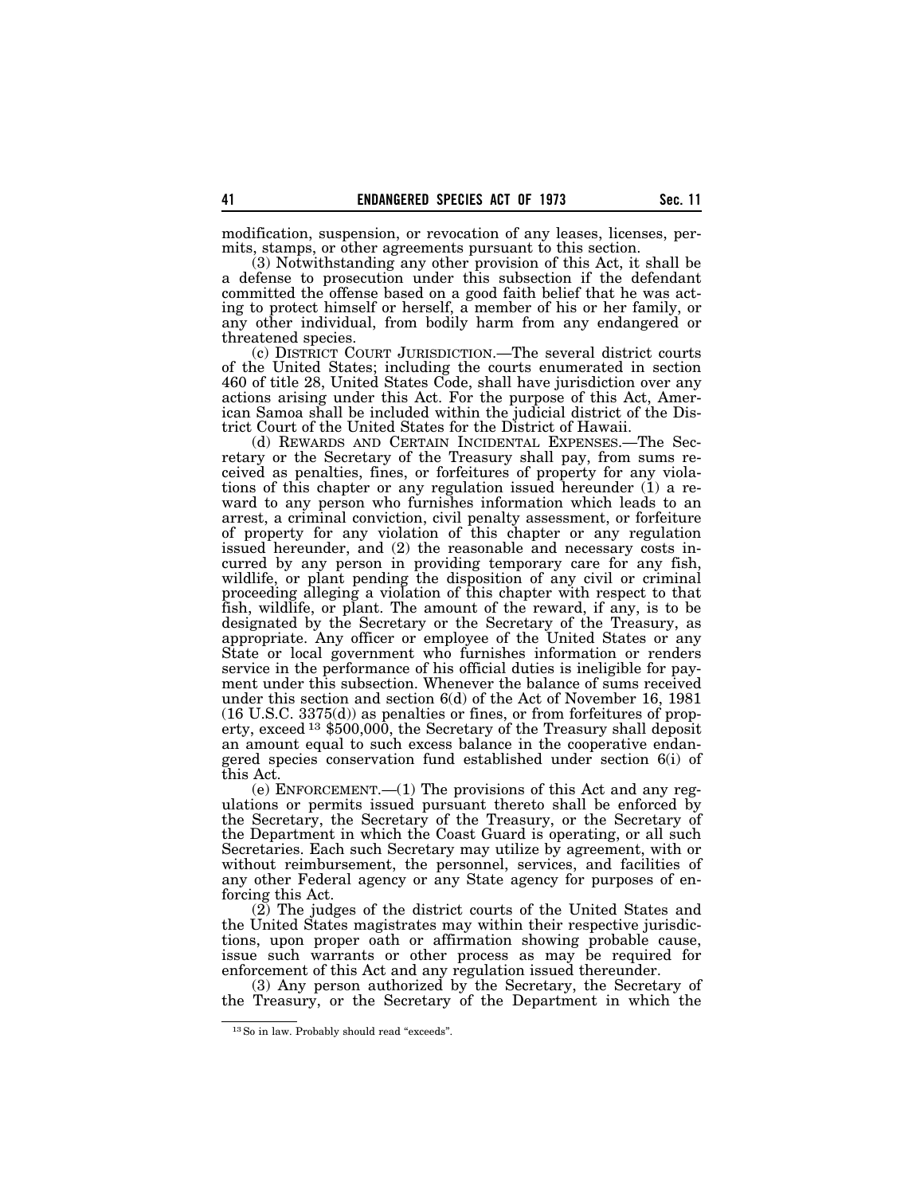modification, suspension, or revocation of any leases, licenses, permits, stamps, or other agreements pursuant to this section.

(3) Notwithstanding any other provision of this Act, it shall be a defense to prosecution under this subsection if the defendant committed the offense based on a good faith belief that he was acting to protect himself or herself, a member of his or her family, or any other individual, from bodily harm from any endangered or threatened species.

(c) DISTRICT COURT JURISDICTION.—The several district courts of the United States; including the courts enumerated in section 460 of title 28, United States Code, shall have jurisdiction over any actions arising under this Act. For the purpose of this Act, American Samoa shall be included within the judicial district of the District Court of the United States for the District of Hawaii.

(d) REWARDS AND CERTAIN INCIDENTAL EXPENSES.—The Secretary or the Secretary of the Treasury shall pay, from sums received as penalties, fines, or forfeitures of property for any violations of this chapter or any regulation issued hereunder (1) a reward to any person who furnishes information which leads to an arrest, a criminal conviction, civil penalty assessment, or forfeiture of property for any violation of this chapter or any regulation issued hereunder, and (2) the reasonable and necessary costs incurred by any person in providing temporary care for any fish, wildlife, or plant pending the disposition of any civil or criminal proceeding alleging a violation of this chapter with respect to that fish, wildlife, or plant. The amount of the reward, if any, is to be designated by the Secretary or the Secretary of the Treasury, as appropriate. Any officer or employee of the United States or any State or local government who furnishes information or renders service in the performance of his official duties is ineligible for payment under this subsection. Whenever the balance of sums received under this section and section 6(d) of the Act of November 16, 1981 (16 U.S.C. 3375(d)) as penalties or fines, or from forfeitures of property, exceed[13] $500,000, the Secretary of the Treasury shall deposit an amount equal to such excess balance in the cooperative endangered species conservation fund established under section 6(i) of this Act.

(e) ENFORCEMENT.—(1) The provisions of this Act and any regulations or permits issued pursuant thereto shall be enforced by the Secretary, the Secretary of the Treasury, or the Secretary of the Department in which the Coast Guard is operating, or all such Secretaries. Each such Secretary may utilize by agreement, with or without reimbursement, the personnel, services, and facilities of any other Federal agency or any State agency for purposes of enforcing this Act.

(2) The judges of the district courts of the United States and the United States magistrates may within their respective jurisdictions, upon proper oath or affirmation showing probable cause, issue such warrants or other process as may be required for enforcement of this Act and any regulation issued thereunder.

(3) Any person authorized by the Secretary, the Secretary of the Treasury, or the Secretary of the Department in which the

[13] So in law. Probably should read "exceeds".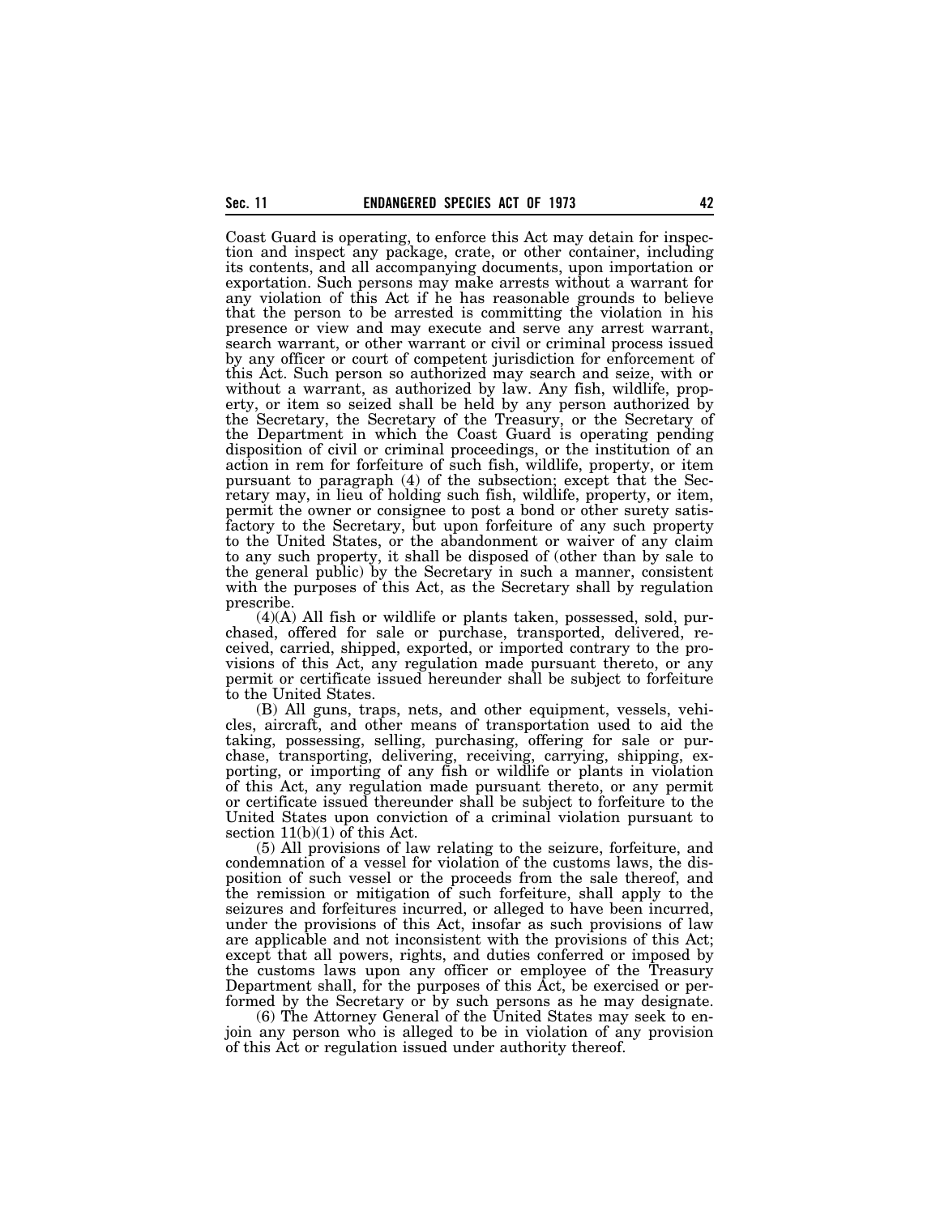Coast Guard is operating, to enforce this Act may detain for inspection and inspect any package, crate, or other container, including its contents, and all accompanying documents, upon importation or exportation. Such persons may make arrests without a warrant for any violation of this Act if he has reasonable grounds to believe that the person to be arrested is committing the violation in his presence or view and may execute and serve any arrest warrant, search warrant, or other warrant or civil or criminal process issued by any officer or court of competent jurisdiction for enforcement of this Act. Such person so authorized may search and seize, with or without a warrant, as authorized by law. Any fish, wildlife, property, or item so seized shall be held by any person authorized by the Secretary, the Secretary of the Treasury, or the Secretary of the Department in which the Coast Guard is operating pending disposition of civil or criminal proceedings, or the institution of an action in rem for forfeiture of such fish, wildlife, property, or item pursuant to paragraph (4) of the subsection; except that the Secretary may, in lieu of holding such fish, wildlife, property, or item, permit the owner or consignee to post a bond or other surety satisfactory to the Secretary, but upon forfeiture of any such property to the United States, or the abandonment or waiver of any claim to any such property, it shall be disposed of (other than by sale to the general public) by the Secretary in such a manner, consistent with the purposes of this Act, as the Secretary shall by regulation prescribe.

(4)(A) All fish or wildlife or plants taken, possessed, sold, purchased, offered for sale or purchase, transported, delivered, received, carried, shipped, exported, or imported contrary to the provisions of this Act, any regulation made pursuant thereto, or any permit or certificate issued hereunder shall be subject to forfeiture to the United States.

(B) All guns, traps, nets, and other equipment, vessels, vehicles, aircraft, and other means of transportation used to aid the taking, possessing, selling, purchasing, offering for sale or purchase, transporting, delivering, receiving, carrying, shipping, exporting, or importing of any fish or wildlife or plants in violation of this Act, any regulation made pursuant thereto, or any permit or certificate issued thereunder shall be subject to forfeiture to the United States upon conviction of a criminal violation pursuant to section 11(b)(1) of this Act.

(5) All provisions of law relating to the seizure, forfeiture, and condemnation of a vessel for violation of the customs laws, the disposition of such vessel or the proceeds from the sale thereof, and the remission or mitigation of such forfeiture, shall apply to the seizures and forfeitures incurred, or alleged to have been incurred, under the provisions of this Act, insofar as such provisions of law are applicable and not inconsistent with the provisions of this Act; except that all powers, rights, and duties conferred or imposed by the customs laws upon any officer or employee of the Treasury Department shall, for the purposes of this Act, be exercised or performed by the Secretary or by such persons as he may designate.

(6) The Attorney General of the United States may seek to enjoin any person who is alleged to be in violation of any provision of this Act or regulation issued under authority thereof.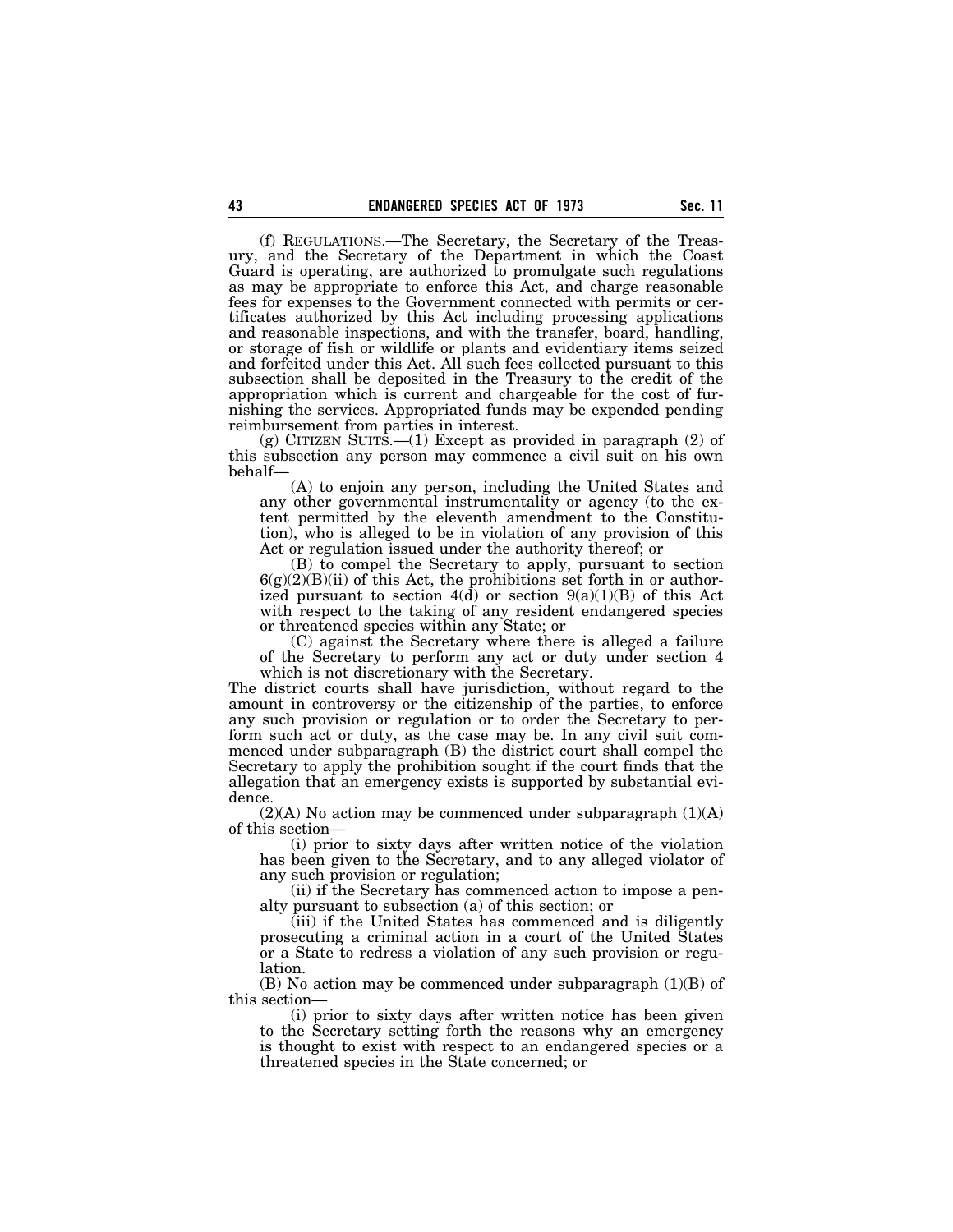(f) REGULATIONS.—The Secretary, the Secretary of the Treasury, and the Secretary of the Department in which the Coast Guard is operating, are authorized to promulgate such regulations as may be appropriate to enforce this Act, and charge reasonable fees for expenses to the Government connected with permits or certificates authorized by this Act including processing applications and reasonable inspections, and with the transfer, board, handling, or storage of fish or wildlife or plants and evidentiary items seized and forfeited under this Act. All such fees collected pursuant to this subsection shall be deposited in the Treasury to the credit of the appropriation which is current and chargeable for the cost of furnishing the services. Appropriated funds may be expended pending reimbursement from parties in interest.

(g) CITIZEN SUITS.—(1) Except as provided in paragraph (2) of this subsection any person may commence a civil suit on his own behalf—

(A) to enjoin any person, including the United States and any other governmental instrumentality or agency (to the extent permitted by the eleventh amendment to the Constitution), who is alleged to be in violation of any provision of this Act or regulation issued under the authority thereof; or

(B) to compel the Secretary to apply, pursuant to section 6(g)(2)(B)(ii) of this Act, the prohibitions set forth in or authorized pursuant to section 4(d) or section 9(a)(1)(B) of this Act with respect to the taking of any resident endangered species or threatened species within any State; or

(C) against the Secretary where there is alleged a failure of the Secretary to perform any act or duty under section 4 which is not discretionary with the Secretary.

The district courts shall have jurisdiction, without regard to the amount in controversy or the citizenship of the parties, to enforce any such provision or regulation or to order the Secretary to perform such act or duty, as the case may be. In any civil suit commenced under subparagraph (B) the district court shall compel the Secretary to apply the prohibition sought if the court finds that the allegation that an emergency exists is supported by substantial evidence.

(2)(A) No action may be commenced under subparagraph (1)(A) of this section—

(i) prior to sixty days after written notice of the violation has been given to the Secretary, and to any alleged violator of any such provision or regulation;

(ii) if the Secretary has commenced action to impose a penalty pursuant to subsection (a) of this section; or

(iii) if the United States has commenced and is diligently prosecuting a criminal action in a court of the United States or a State to redress a violation of any such provision or regulation.

(B) No action may be commenced under subparagraph (1)(B) of this section—

(i) prior to sixty days after written notice has been given to the Secretary setting forth the reasons why an emergency is thought to exist with respect to an endangered species or a threatened species in the State concerned; or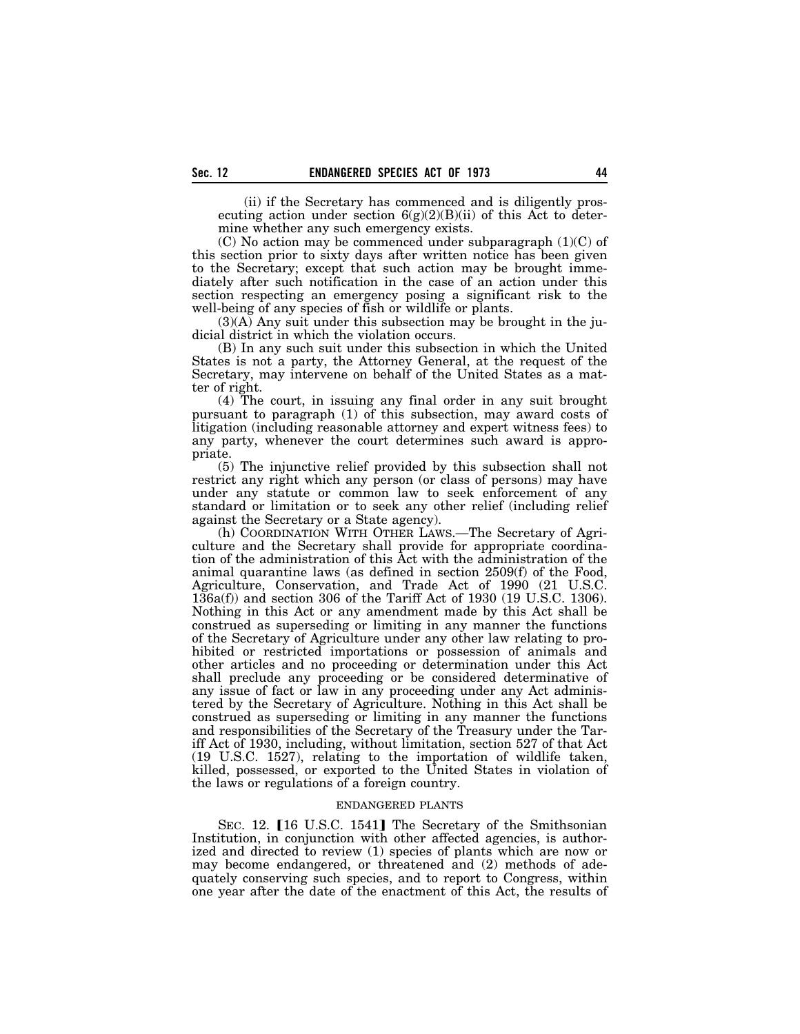(ii) if the Secretary has commenced and is diligently prosecuting action under section 6(g)(2)(B)(ii) of this Act to determine whether any such emergency exists.

(C) No action may be commenced under subparagraph (1)(C) of this section prior to sixty days after written notice has been given to the Secretary; except that such action may be brought immediately after such notification in the case of an action under this section respecting an emergency posing a significant risk to the well-being of any species of fish or wildlife or plants.

(3)(A) Any suit under this subsection may be brought in the judicial district in which the violation occurs.

(B) In any such suit under this subsection in which the United States is not a party, the Attorney General, at the request of the Secretary, may intervene on behalf of the United States as a matter of right.

(4) The court, in issuing any final order in any suit brought pursuant to paragraph (1) of this subsection, may award costs of litigation (including reasonable attorney and expert witness fees) to any party, whenever the court determines such award is appropriate.

(5) The injunctive relief provided by this subsection shall not restrict any right which any person (or class of persons) may have under any statute or common law to seek enforcement of any standard or limitation or to seek any other relief (including relief against the Secretary or a State agency).

(h) COORDINATION WITH OTHER LAWS.—The Secretary of Agriculture and the Secretary shall provide for appropriate coordination of the administration of this Act with the administration of the animal quarantine laws (as defined in section 2509(f) of the Food, Agriculture, Conservation, and Trade Act of 1990 (21 U.S.C. 136a(f)) and section 306 of the Tariff Act of 1930 (19 U.S.C. 1306). Nothing in this Act or any amendment made by this Act shall be construed as superseding or limiting in any manner the functions of the Secretary of Agriculture under any other law relating to prohibited or restricted importations or possession of animals and other articles and no proceeding or determination under this Act shall preclude any proceeding or be considered determinative of any issue of fact or law in any proceeding under any Act administered by the Secretary of Agriculture. Nothing in this Act shall be construed as superseding or limiting in any manner the functions and responsibilities of the Secretary of the Treasury under the Tariff Act of 1930, including, without limitation, section 527 of that Act (19 U.S.C. 1527), relating to the importation of wildlife taken, killed, possessed, or exported to the United States in violation of the laws or regulations of a foreign country.

## ENDANGERED PLANTS

SEC. 12. [16 U.S.C. 1541] The Secretary of the Smithsonian Institution, in conjunction with other affected agencies, is authorized and directed to review (1) species of plants which are now or may become endangered, or threatened and (2) methods of adequately conserving such species, and to report to Congress, within one year after the date of the enactment of this Act, the results of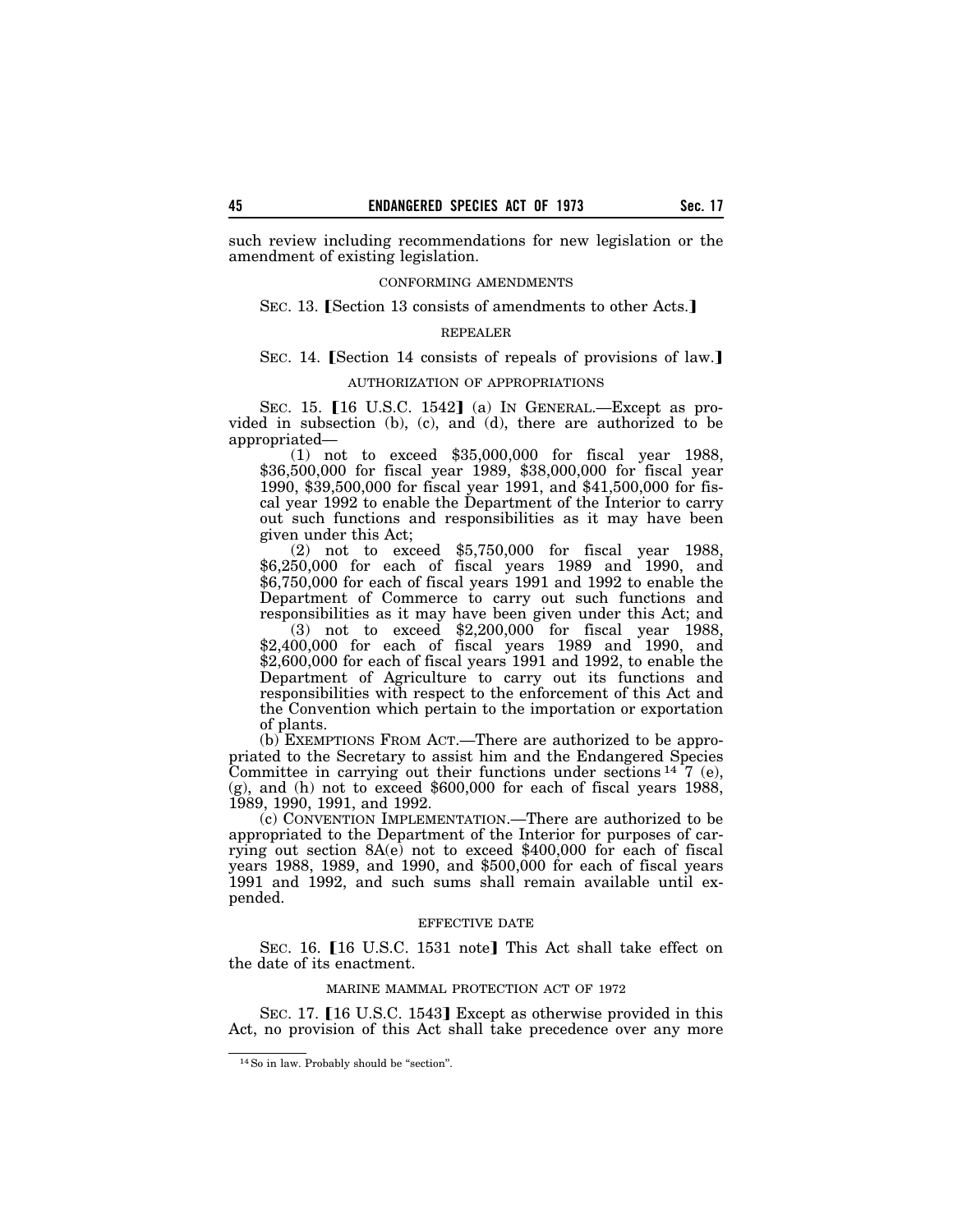such review including recommendations for new legislation or the amendment of existing legislation.

CONFORMING AMENDMENTS

SEC. 13. [Section 13 consists of amendments to other Acts.]

REPEALER

SEC. 14. [Section 14 consists of repeals of provisions of law.]

AUTHORIZATION OF APPROPRIATIONS

SEC. 15. [16 U.S.C. 1542] (a) IN GENERAL.—Except as provided in subsection (b), (c), and (d), there are authorized to be appropriated—

(1) not to exceed $35,000,000 for fiscal year 1988, $36,500,000 for fiscal year 1989, $38,000,000 for fiscal year 1990, $39,500,000 for fiscal year 1991, and $41,500,000 for fiscal year 1992 to enable the Department of the Interior to carry out such functions and responsibilities as it may have been given under this Act;

(2) not to exceed $5,750,000 for fiscal year 1988, $6,250,000 for each of fiscal years 1989 and 1990, and $6,750,000 for each of fiscal years 1991 and 1992 to enable the Department of Commerce to carry out such functions and responsibilities as it may have been given under this Act; and

(3) not to exceed $2,200,000 for fiscal year 1988, $2,400,000 for each of fiscal years 1989 and 1990, and $2,600,000 for each of fiscal years 1991 and 1992, to enable the Department of Agriculture to carry out its functions and responsibilities with respect to the enforcement of this Act and the Convention which pertain to the importation or exportation of plants.

(b) EXEMPTIONS FROM ACT.—There are authorized to be appropriated to the Secretary to assist him and the Endangered Species Committee in carrying out their functions under sections [14] 7 (e), (g), and (h) not to exceed $600,000 for each of fiscal years 1988, 1989, 1990, 1991, and 1992.

(c) CONVENTION IMPLEMENTATION.—There are authorized to be appropriated to the Department of the Interior for purposes of carrying out section 8A(e) not to exceed $400,000 for each of fiscal years 1988, 1989, and 1990, and $500,000 for each of fiscal years 1991 and 1992, and such sums shall remain available until expended.

EFFECTIVE DATE

SEC. 16. [16 U.S.C. 1531 note] This Act shall take effect on the date of its enactment.

MARINE MAMMAL PROTECTION ACT OF 1972

SEC. 17. [16 U.S.C. 1543] Except as otherwise provided in this Act, no provision of this Act shall take precedence over any more

---

[14] So in law. Probably should be "section".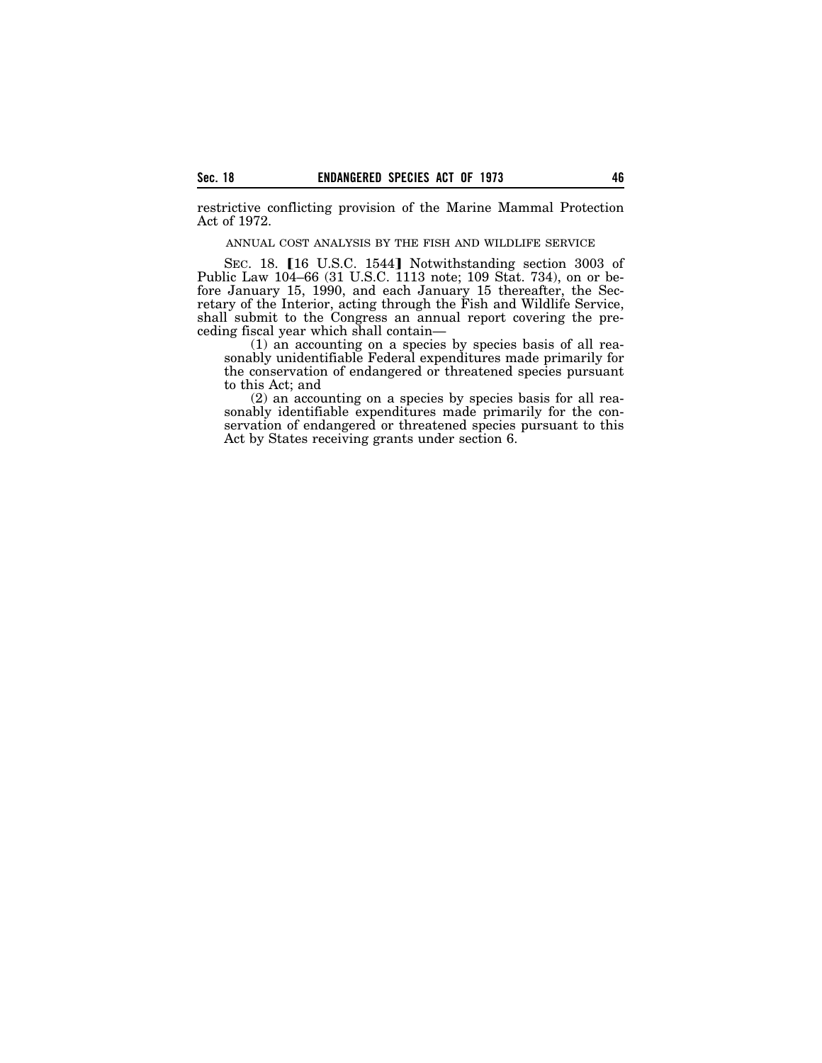restrictive conflicting provision of the Marine Mammal Protection Act of 1972.

ANNUAL COST ANALYSIS BY THE FISH AND WILDLIFE SERVICE

SEC. 18. 【16 U.S.C. 1544】 Notwithstanding section 3003 of Public Law 104–66 (31 U.S.C. 1113 note; 109 Stat. 734), on or before January 15, 1990, and each January 15 thereafter, the Secretary of the Interior, acting through the Fish and Wildlife Service, shall submit to the Congress an annual report covering the preceding fiscal year which shall contain—

(1) an accounting on a species by species basis of all reasonably unidentifiable Federal expenditures made primarily for the conservation of endangered or threatened species pursuant to this Act; and

(2) an accounting on a species by species basis for all reasonably identifiable expenditures made primarily for the conservation of endangered or threatened species pursuant to this Act by States receiving grants under section 6.